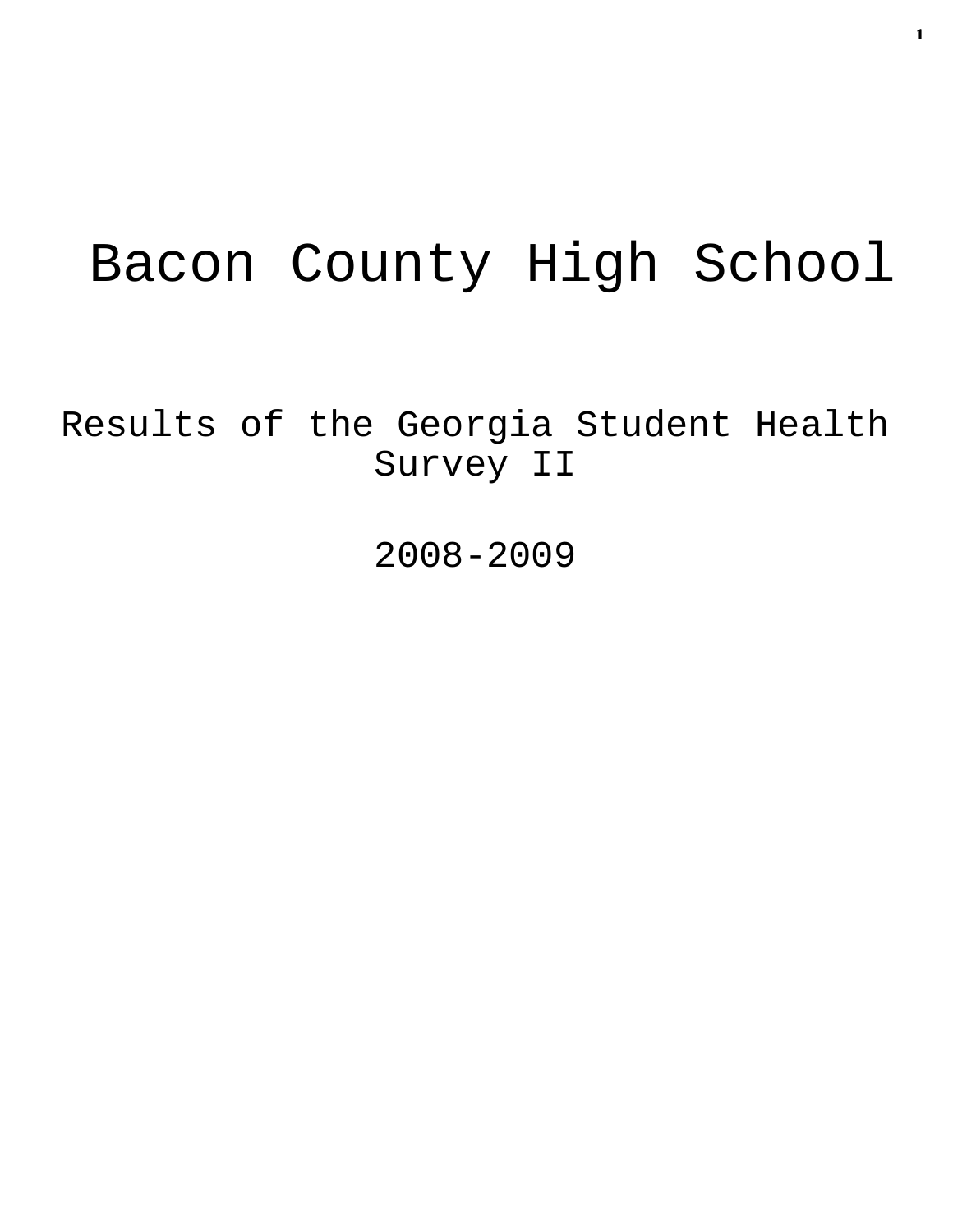# Bacon County High School

## Results of the Georgia Student Health Survey II

## 2008-2009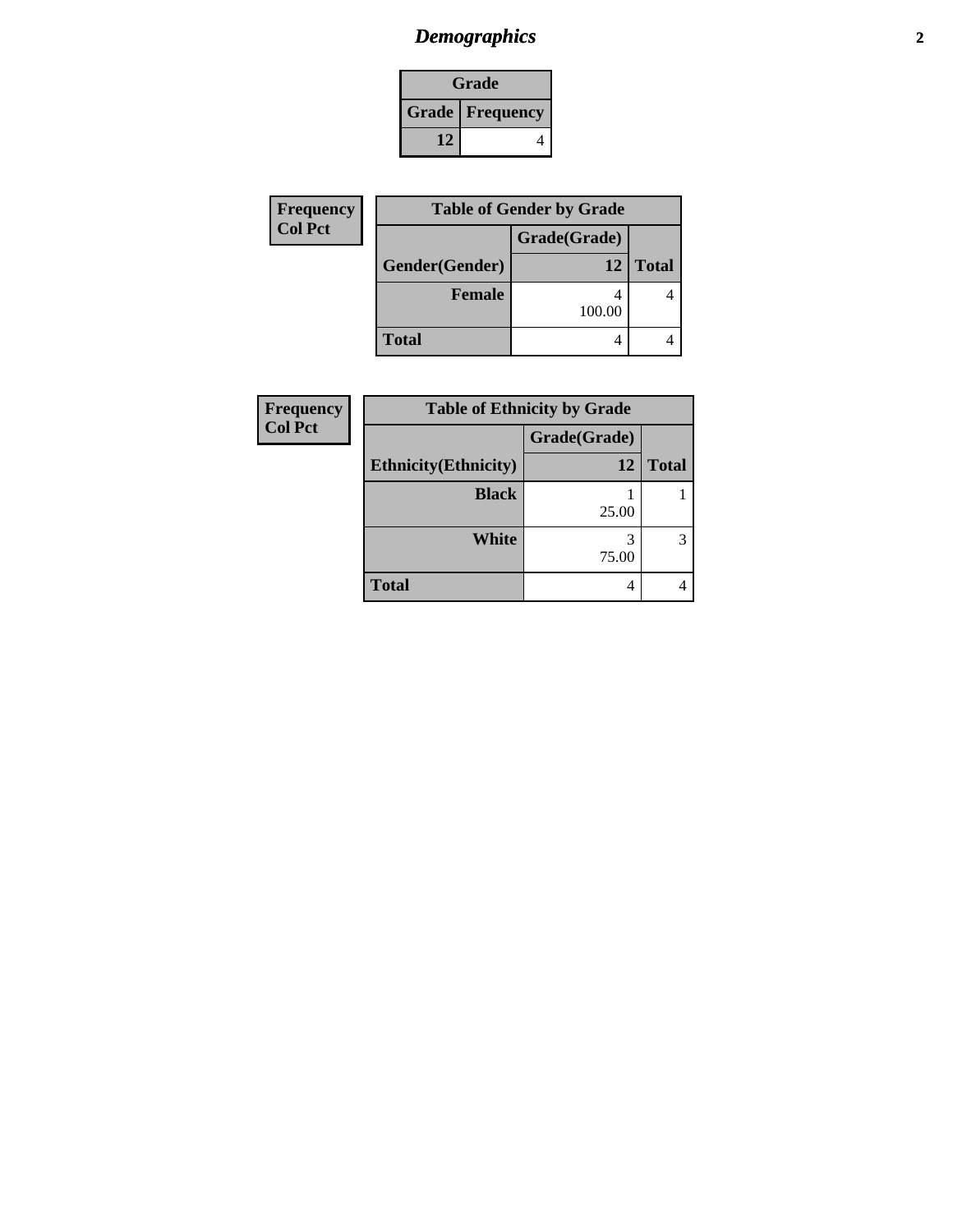# *Demographics*

| Grade | |
|---|---|
| **Grade** | **Frequency** |
| 12 | 4 |

| Frequency<br>Col Pct |
|---|

| Table of Gender by Grade | | |
|---|---|---|
| | Grade(Grade) | |
| **Gender(Gender)** | **12** | **Total** |
| **Female** | 4<br>100.00 | 4 |
| **Total** | 4 | 4 |

| Frequency<br>Col Pct |
|---|

| Table of Ethnicity by Grade | | |
|---|---|---|
| | Grade(Grade) | |
| **Ethnicity(Ethnicity)** | **12** | **Total** |
| **Black** | 1<br>25.00 | 1 |
| **White** | 3<br>75.00 | 3 |
| **Total** | 4 | 4 |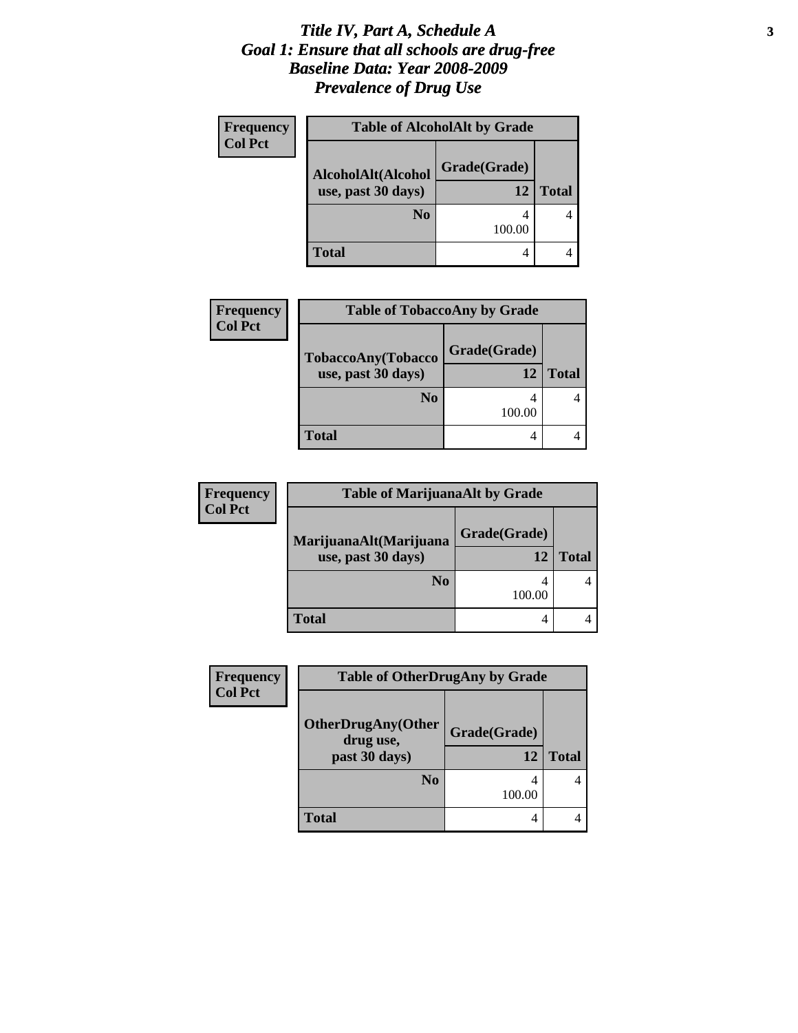# *Title IV, Part A, Schedule A*
# *Goal 1: Ensure that all schools are drug-free*
# *Baseline Data: Year 2008-2009*
# *Prevalence of Drug Use*

**Frequency**
**Col Pct**

| **Table of AlcoholAlt by Grade** | | |
|---|---|---|
| **AlcoholAlt(Alcohol use, past 30 days)** | **Grade(Grade)** | |
| | **12** | **Total** |
| **No** | 4<br>100.00 | 4 |
| **Total** | 4 | 4 |

**Frequency**
**Col Pct**

| **Table of TobaccoAny by Grade** | | |
|---|---|---|
| **TobaccoAny(Tobacco use, past 30 days)** | **Grade(Grade)** | |
| | **12** | **Total** |
| **No** | 4<br>100.00 | 4 |
| **Total** | 4 | 4 |

**Frequency**
**Col Pct**

| **Table of MarijuanaAlt by Grade** | | |
|---|---|---|
| **MarijuanaAlt(Marijuana use, past 30 days)** | **Grade(Grade)** | |
| | **12** | **Total** |
| **No** | 4<br>100.00 | 4 |
| **Total** | 4 | 4 |

**Frequency**
**Col Pct**

| **Table of OtherDrugAny by Grade** | | |
|---|---|---|
| **OtherDrugAny(Other drug use, past 30 days)** | **Grade(Grade)** | |
| | **12** | **Total** |
| **No** | 4<br>100.00 | 4 |
| **Total** | 4 | 4 |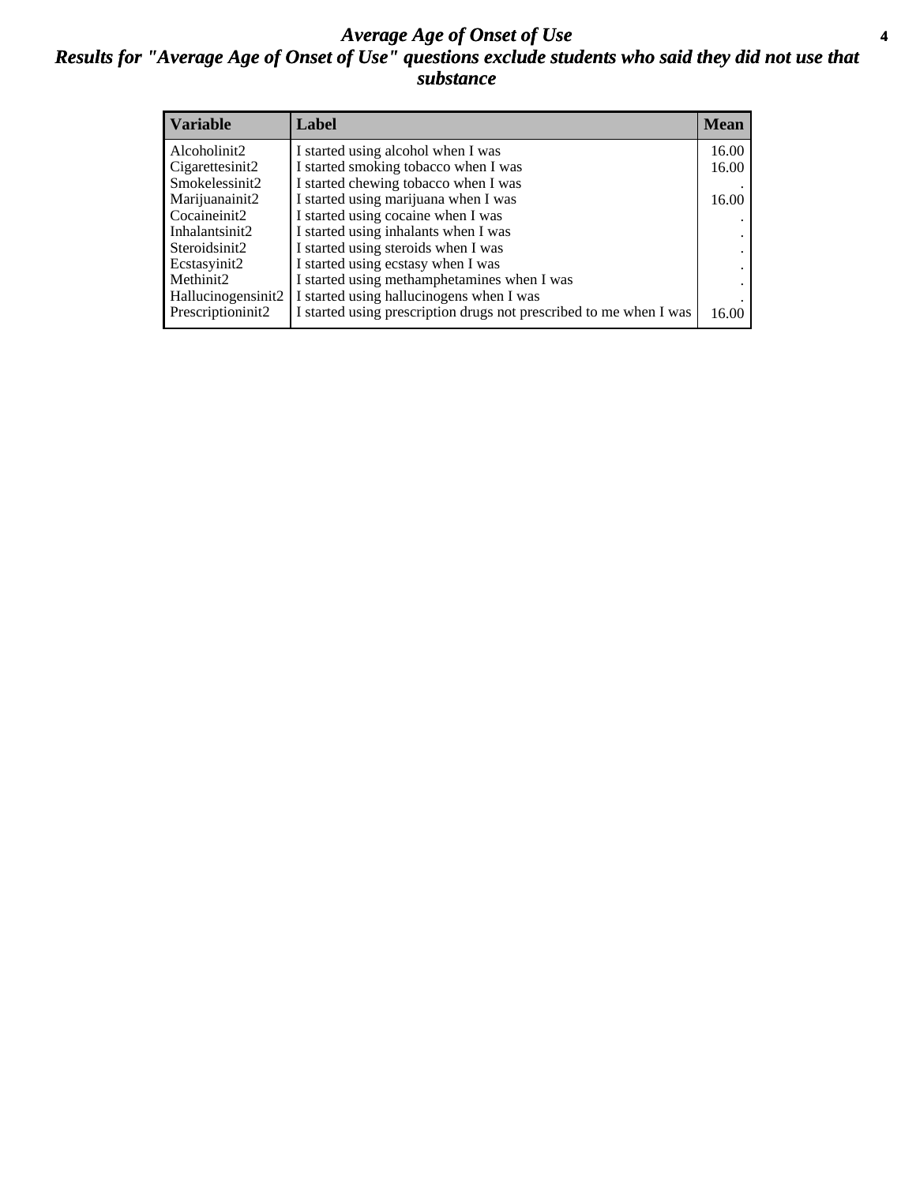# *Average Age of Onset of Use*

## *Results for "Average Age of Onset of Use" questions exclude students who said they did not use that substance*

| Variable | Label | Mean |
|---|---|---|
| Alcoholinit2 | I started using alcohol when I was | 16.00 |
| Cigarettesinit2 | I started smoking tobacco when I was | 16.00 |
| Smokelessinit2 | I started chewing tobacco when I was | . |
| Marijuanainit2 | I started using marijuana when I was | 16.00 |
| Cocaineinit2 | I started using cocaine when I was | . |
| Inhalantsinit2 | I started using inhalants when I was | . |
| Steroidsinit2 | I started using steroids when I was | . |
| Ecstasyinit2 | I started using ecstasy when I was | . |
| Methinit2 | I started using methamphetamines when I was | . |
| Hallucinogensinit2 | I started using hallucinogens when I was | . |
| Prescriptioninit2 | I started using prescription drugs not prescribed to me when I was | 16.00 |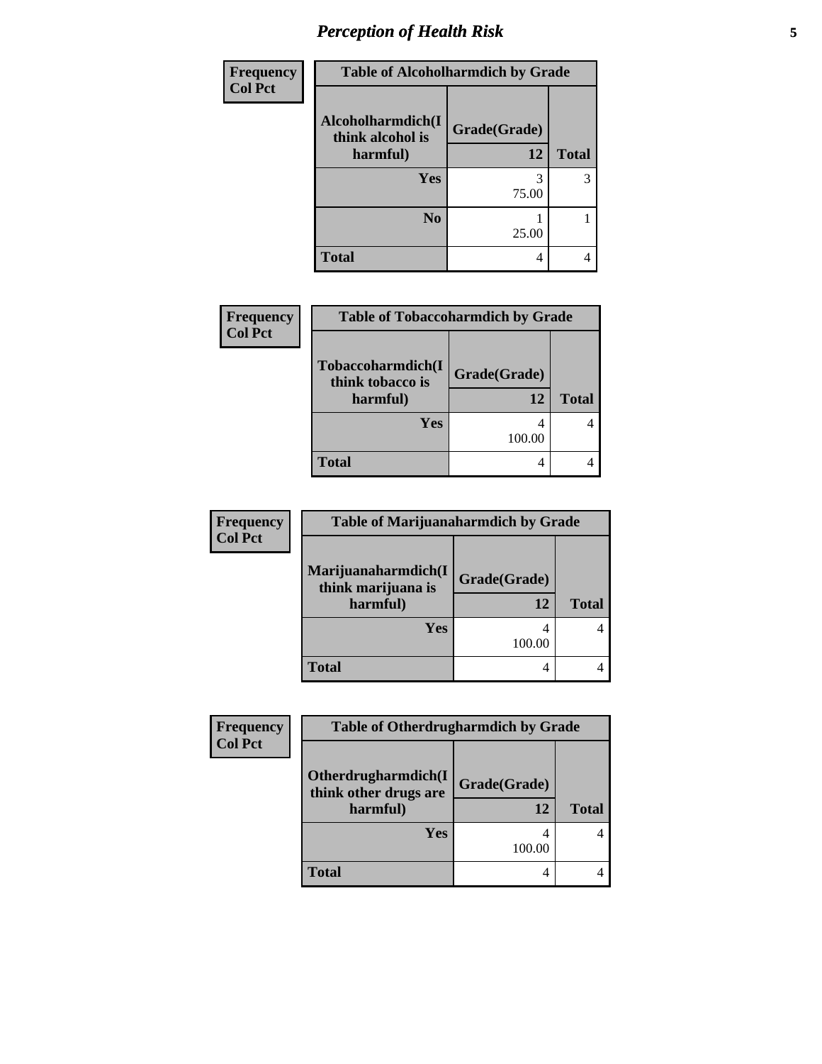# Perception of Health Risk

| Frequency<br>Col Pct | Table of Alcoholharmdich by Grade | |
|---|---|---|
| Alcoholharmdich(I think alcohol is harmful) | Grade(Grade)<br>12 | Total |
| Yes | 3<br>75.00 | 3 |
| No | 1<br>25.00 | 1 |
| Total | 4 | 4 |

| Frequency<br>Col Pct | Table of Tobaccoharmdich by Grade | |
|---|---|---|
| Tobaccoharmdich(I think tobacco is harmful) | Grade(Grade)<br>12 | Total |
| Yes | 4<br>100.00 | 4 |
| Total | 4 | 4 |

| Frequency<br>Col Pct | Table of Marijuanaharmdich by Grade | |
|---|---|---|
| Marijuanaharmdich(I think marijuana is harmful) | Grade(Grade)<br>12 | Total |
| Yes | 4<br>100.00 | 4 |
| Total | 4 | 4 |

| Frequency<br>Col Pct | Table of Otherdrugharmdich by Grade | |
|---|---|---|
| Otherdrugharmdich(I think other drugs are harmful) | Grade(Grade)<br>12 | Total |
| Yes | 4<br>100.00 | 4 |
| Total | 4 | 4 |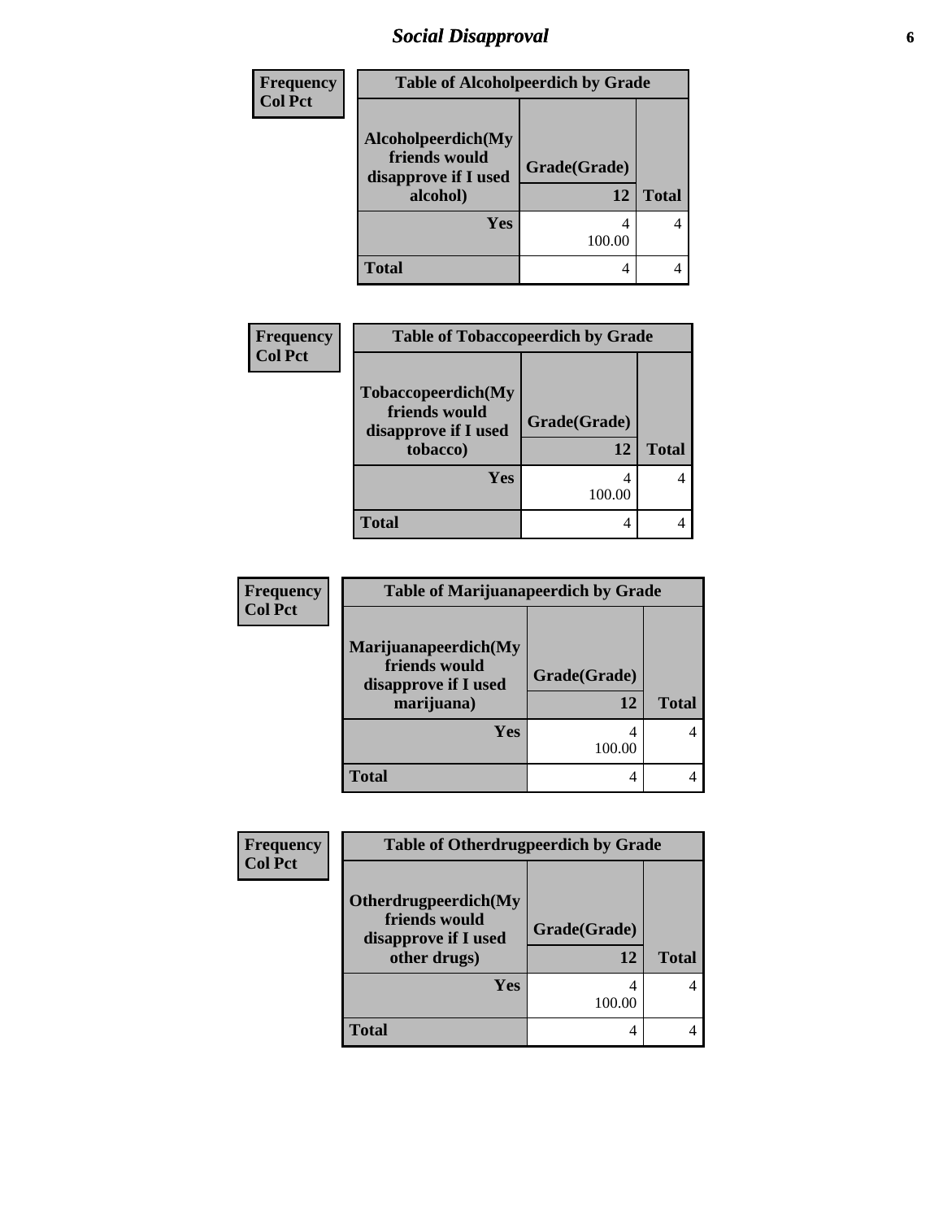## Social Disapproval

**Frequency**
**Col Pct**

**Table of Alcoholpeerdich by Grade**

| Alcoholpeerdich(My friends would disapprove if I used alcohol) | Grade(Grade) 12 | Total |
|---|---|---|
| Yes | 4<br>100.00 | 4 |
| Total | 4 | 4 |

**Frequency**
**Col Pct**

**Table of Tobaccopeerdich by Grade**

| Tobaccopeerdich(My friends would disapprove if I used tobacco) | Grade(Grade) 12 | Total |
|---|---|---|
| Yes | 4<br>100.00 | 4 |
| Total | 4 | 4 |

**Frequency**
**Col Pct**

**Table of Marijuanapeerdich by Grade**

| Marijuanapeerdich(My friends would disapprove if I used marijuana) | Grade(Grade) 12 | Total |
|---|---|---|
| Yes | 4<br>100.00 | 4 |
| Total | 4 | 4 |

**Frequency**
**Col Pct**

**Table of Otherdrugpeerdich by Grade**

| Otherdrugpeerdich(My friends would disapprove if I used other drugs) | Grade(Grade) 12 | Total |
|---|---|---|
| Yes | 4<br>100.00 | 4 |
| Total | 4 | 4 |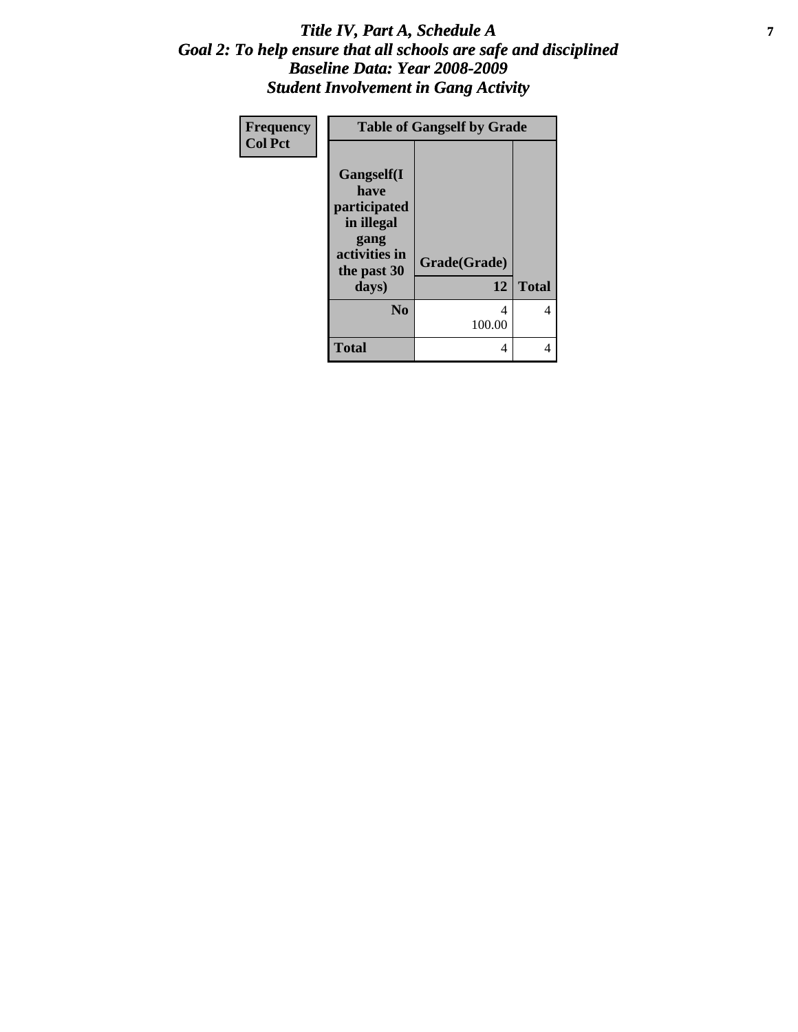# *Title IV, Part A, Schedule A*
## *Goal 2: To help ensure that all schools are safe and disciplined*
## *Baseline Data: Year 2008-2009*
## *Student Involvement in Gang Activity*

| Frequency<br>Col Pct | Table of Gangself by Grade | | |
|---|---|---|---|
| | **Gangself(I have participated in illegal gang activities in the past 30 days)** | **Grade(Grade)**<br>**12** | **Total** |
| | **No** | 4<br>100.00 | 4 |
| | **Total** | 4 | 4 |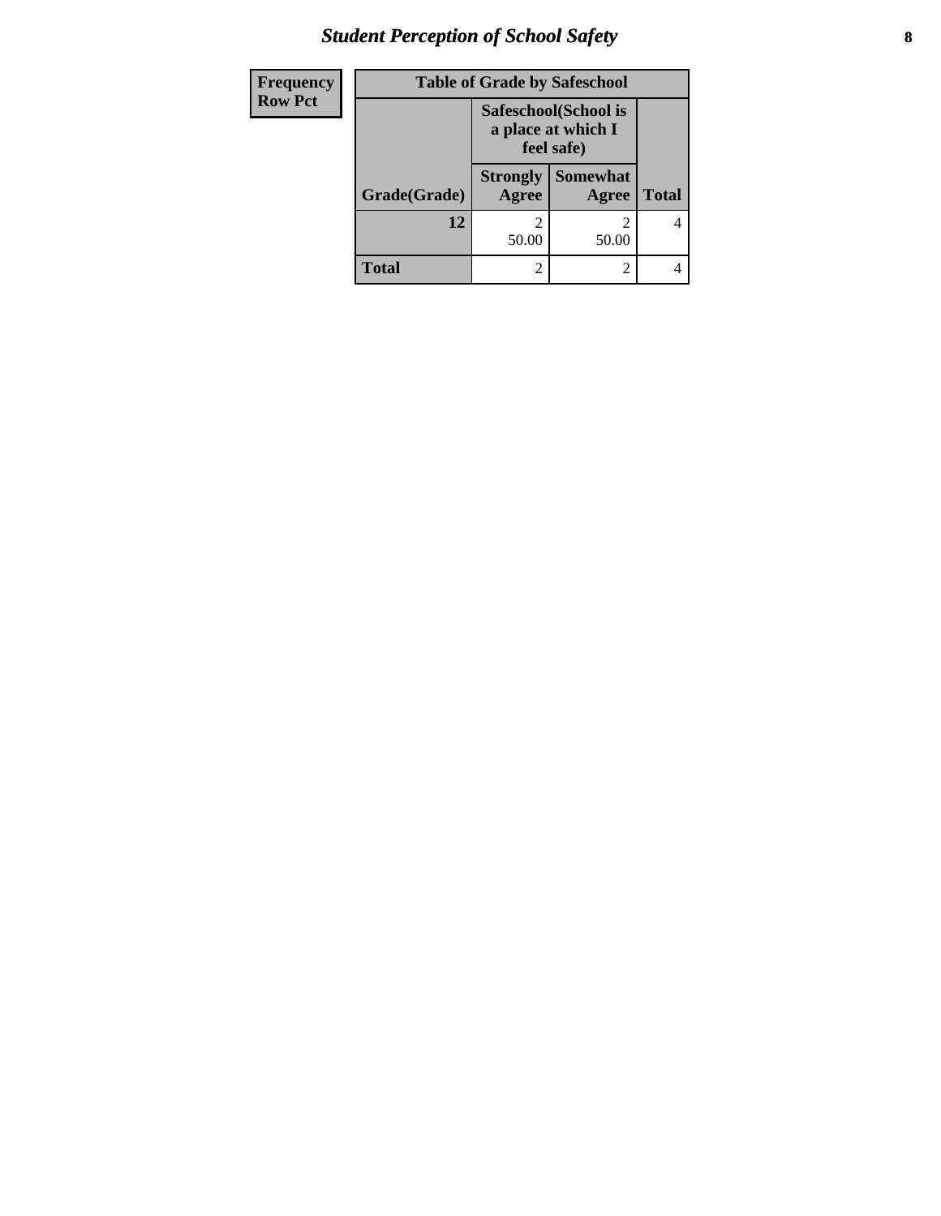| Frequency<br>Row Pct | Table of Grade by Safeschool | | |
|---|---|---|---|
| | Safeschool(School is a place at which I feel safe) | | |
| Grade(Grade) | Strongly Agree | Somewhat Agree | Total |
| 12 | 2<br>50.00 | 2<br>50.00 | 4 |
| Total | 2 | 2 | 4 |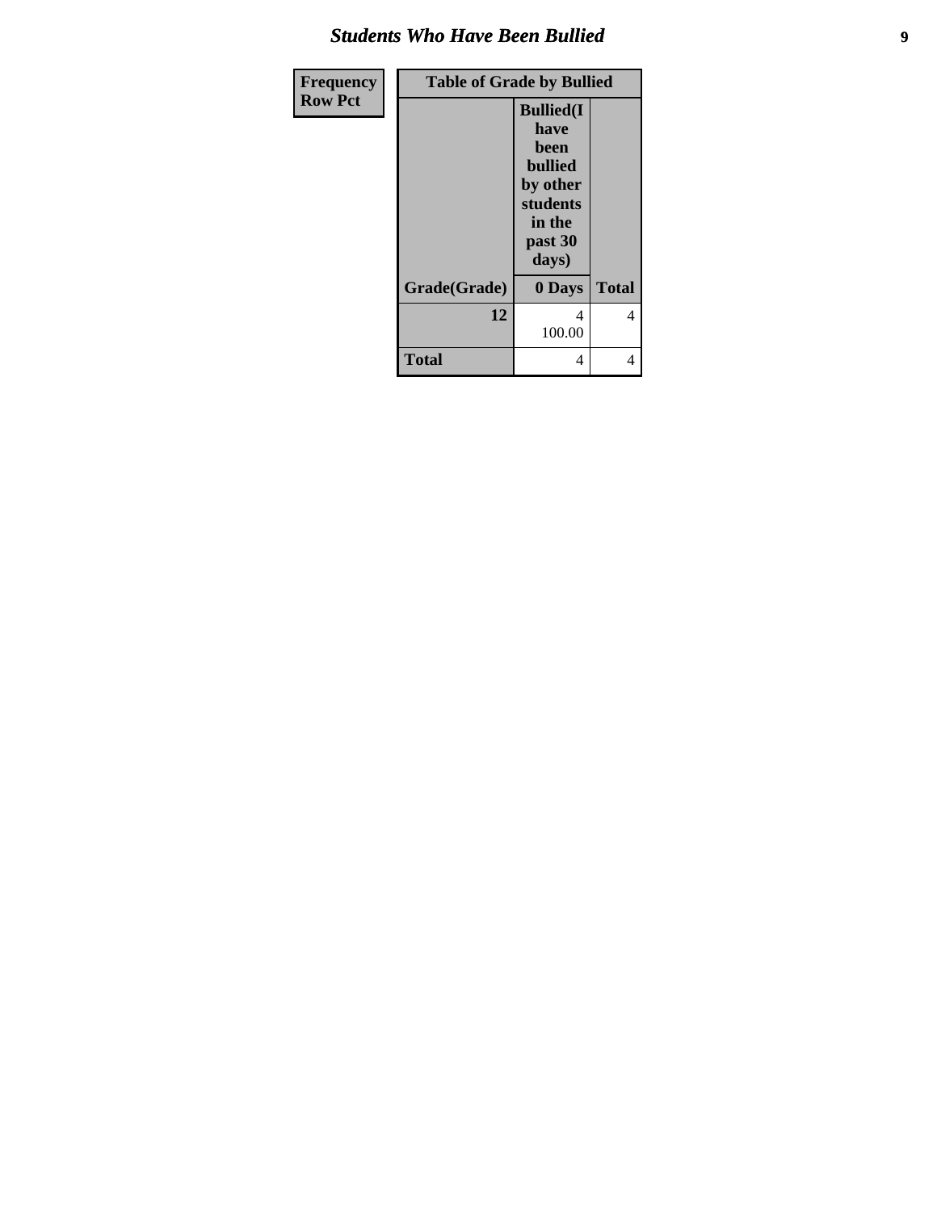# *Students Who Have Been Bullied*

| Frequency<br>Row Pct |
|---|

| Table of Grade by Bullied | | |
|---|---|---|
| | Bullied(I have been bullied by other students in the past 30 days) | |
| Grade(Grade) | 0 Days | Total |
| 12 | 4<br>100.00 | 4 |
| Total | 4 | 4 |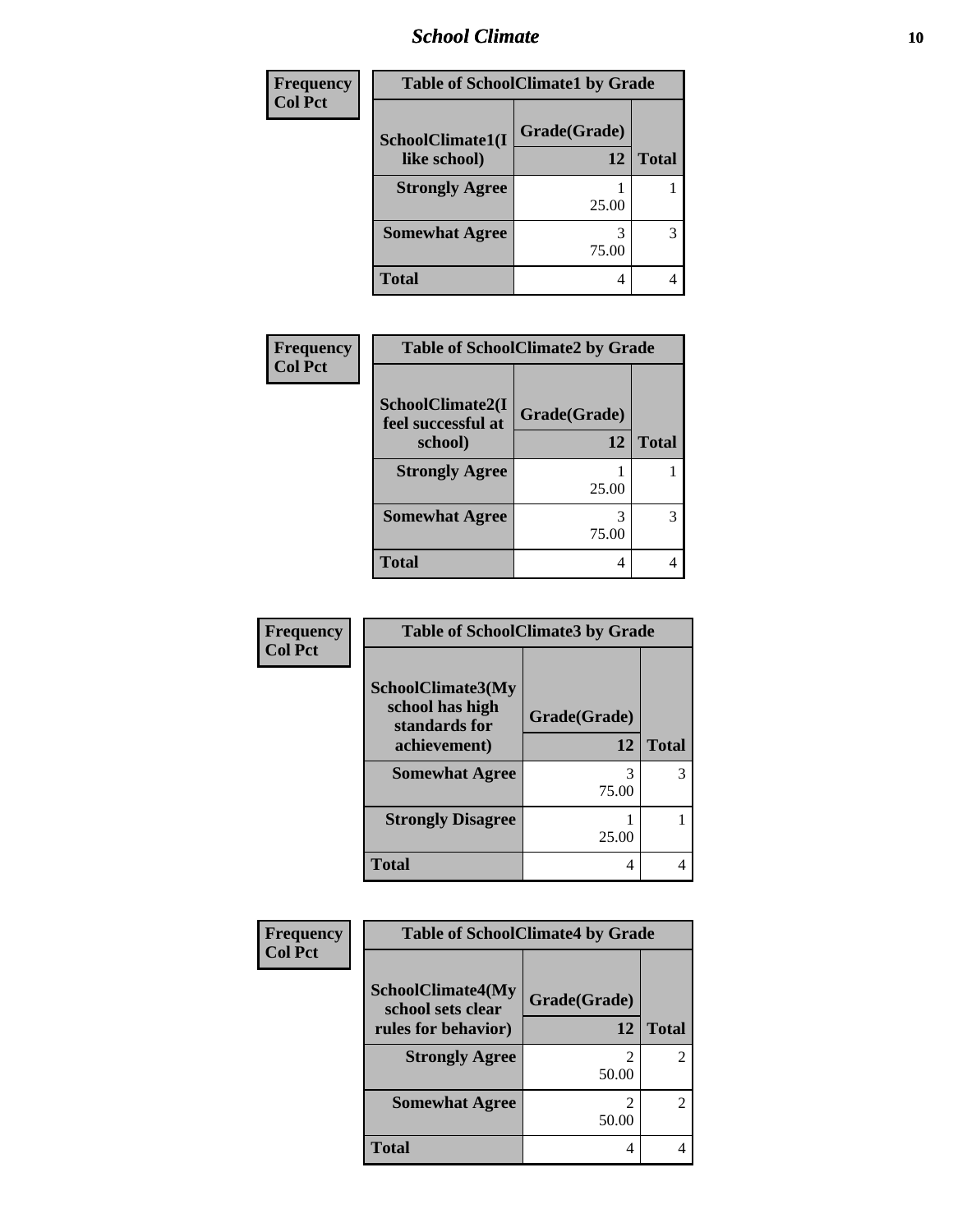# School Climate

| Frequency Col Pct | Table of SchoolClimate1 by Grade | |
|---|---|---|
| SchoolClimate1(I like school) | Grade(Grade) 12 | Total |
| Strongly Agree | 1<br>25.00 | 1 |
| Somewhat Agree | 3<br>75.00 | 3 |
| Total | 4 | 4 |

| Frequency Col Pct | Table of SchoolClimate2 by Grade | |
|---|---|---|
| SchoolClimate2(I feel successful at school) | Grade(Grade) 12 | Total |
| Strongly Agree | 1<br>25.00 | 1 |
| Somewhat Agree | 3<br>75.00 | 3 |
| Total | 4 | 4 |

| Frequency Col Pct | Table of SchoolClimate3 by Grade | |
|---|---|---|
| SchoolClimate3(My school has high standards for achievement) | Grade(Grade) 12 | Total |
| Somewhat Agree | 3<br>75.00 | 3 |
| Strongly Disagree | 1<br>25.00 | 1 |
| Total | 4 | 4 |

| Frequency Col Pct | Table of SchoolClimate4 by Grade | |
|---|---|---|
| SchoolClimate4(My school sets clear rules for behavior) | Grade(Grade) 12 | Total |
| Strongly Agree | 2<br>50.00 | 2 |
| Somewhat Agree | 2<br>50.00 | 2 |
| Total | 4 | 4 |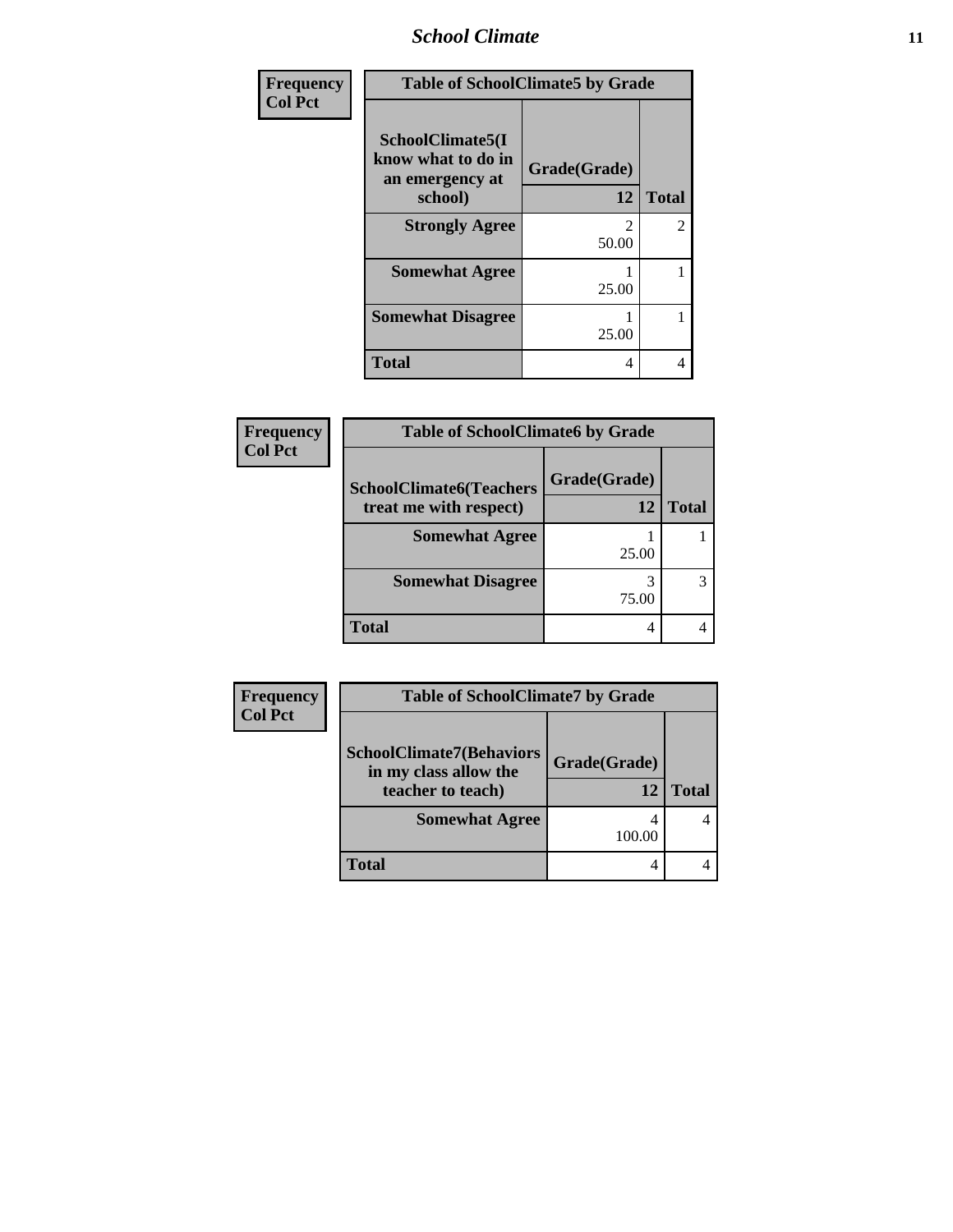| Frequency<br>Col Pct | Table of SchoolClimate5 by Grade | |
|---|---|---|
| SchoolClimate5(I know what to do in an emergency at school) | Grade(Grade) 12 | Total |
| Strongly Agree | 2<br>50.00 | 2 |
| Somewhat Agree | 1<br>25.00 | 1 |
| Somewhat Disagree | 1<br>25.00 | 1 |
| Total | 4 | 4 |

| Frequency<br>Col Pct | Table of SchoolClimate6 by Grade | |
|---|---|---|
| SchoolClimate6(Teachers treat me with respect) | Grade(Grade) 12 | Total |
| Somewhat Agree | 1<br>25.00 | 1 |
| Somewhat Disagree | 3<br>75.00 | 3 |
| Total | 4 | 4 |

| Frequency<br>Col Pct | Table of SchoolClimate7 by Grade | |
|---|---|---|
| SchoolClimate7(Behaviors in my class allow the teacher to teach) | Grade(Grade) 12 | Total |
| Somewhat Agree | 4<br>100.00 | 4 |
| Total | 4 | 4 |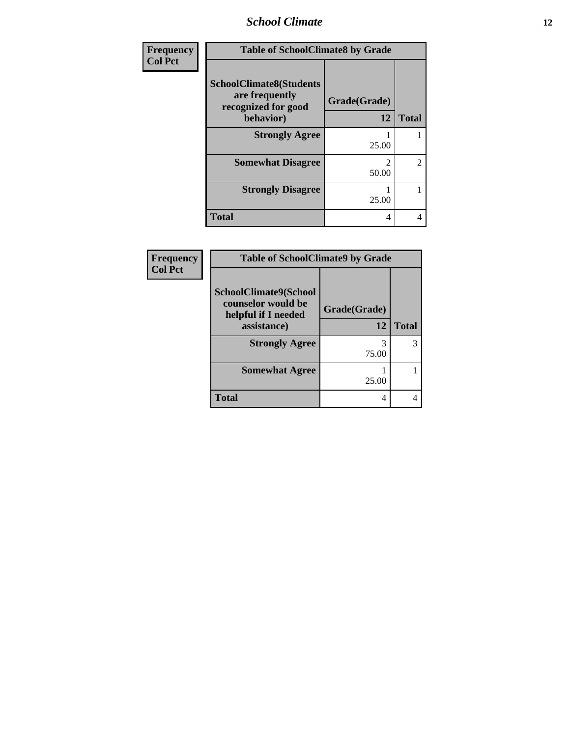| Frequency<br>Col Pct | Table of SchoolClimate8 by Grade | |
|---|---|---|
| SchoolClimate8(Students are frequently recognized for good behavior) | Grade(Grade)<br>12 | Total |
| Strongly Agree | 1<br>25.00 | 1 |
| Somewhat Disagree | 2<br>50.00 | 2 |
| Strongly Disagree | 1<br>25.00 | 1 |
| Total | 4 | 4 |

| Frequency<br>Col Pct | Table of SchoolClimate9 by Grade | |
|---|---|---|
| SchoolClimate9(School counselor would be helpful if I needed assistance) | Grade(Grade)<br>12 | Total |
| Strongly Agree | 3<br>75.00 | 3 |
| Somewhat Agree | 1<br>25.00 | 1 |
| Total | 4 | 4 |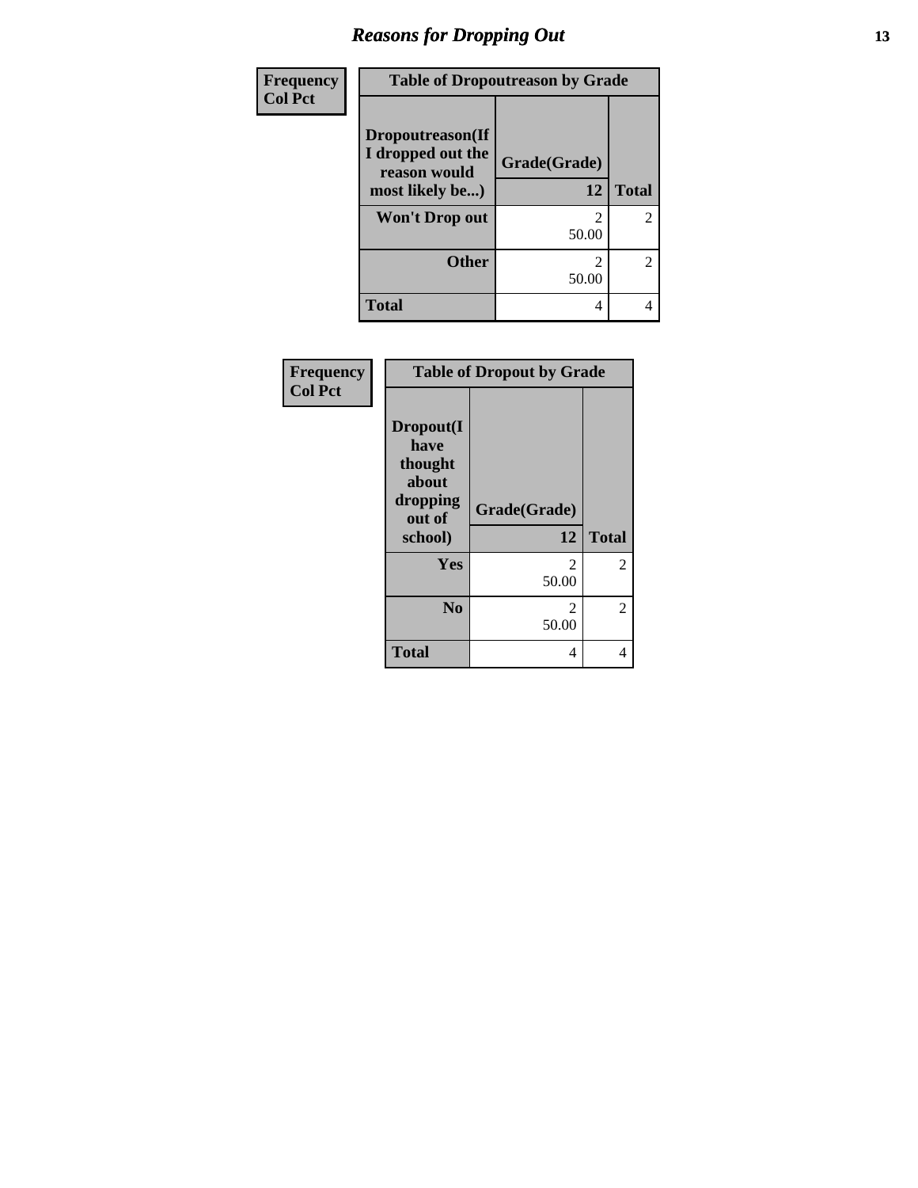| Frequency<br>Col Pct | Table of Dropoutreason by Grade | |
|---|---|---|
| Dropoutreason(If I dropped out the reason would most likely be...) | Grade(Grade) 12 | Total |
| Won't Drop out | 2<br>50.00 | 2 |
| Other | 2<br>50.00 | 2 |
| Total | 4 | 4 |

| Frequency<br>Col Pct | Table of Dropout by Grade | |
|---|---|---|
| Dropout(I have thought about dropping out of school) | Grade(Grade) 12 | Total |
| Yes | 2<br>50.00 | 2 |
| No | 2<br>50.00 | 2 |
| Total | 4 | 4 |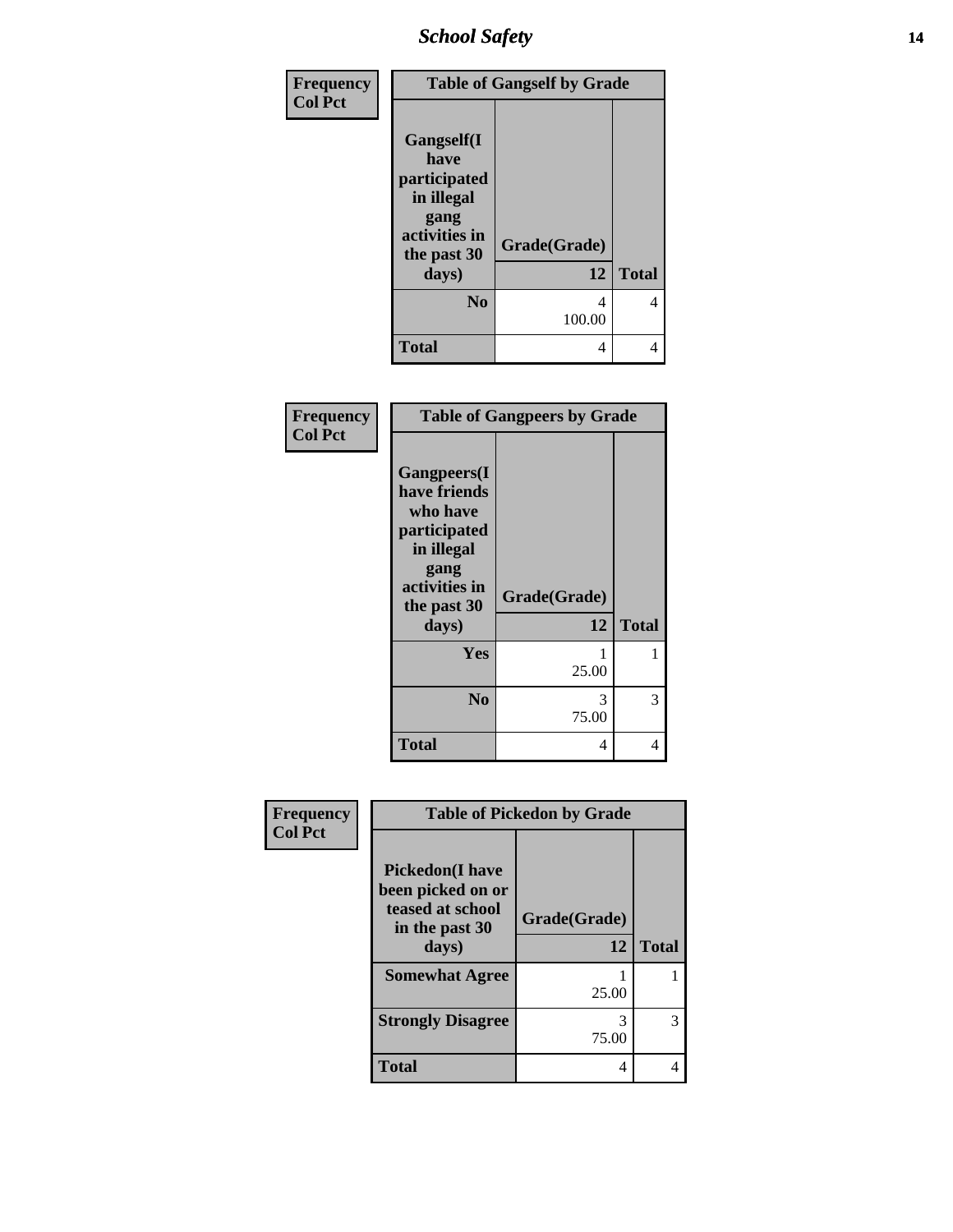| Frequency<br>Col Pct | Table of Gangself by Grade | |
|---|---|---|
| **Gangself(I have participated in illegal gang activities in the past 30 days)** | **Grade(Grade)**<br>**12** | **Total** |
| **No** | 4<br>100.00 | 4 |
| **Total** | 4 | 4 |

| Frequency<br>Col Pct | Table of Gangpeers by Grade | |
|---|---|---|
| **Gangpeers(I have friends who have participated in illegal gang activities in the past 30 days)** | **Grade(Grade)**<br>**12** | **Total** |
| **Yes** | 1<br>25.00 | 1 |
| **No** | 3<br>75.00 | 3 |
| **Total** | 4 | 4 |

| Frequency<br>Col Pct | Table of Pickedon by Grade | |
|---|---|---|
| **Pickedon(I have been picked on or teased at school in the past 30 days)** | **Grade(Grade)**<br>**12** | **Total** |
| **Somewhat Agree** | 1<br>25.00 | 1 |
| **Strongly Disagree** | 3<br>75.00 | 3 |
| **Total** | 4 | 4 |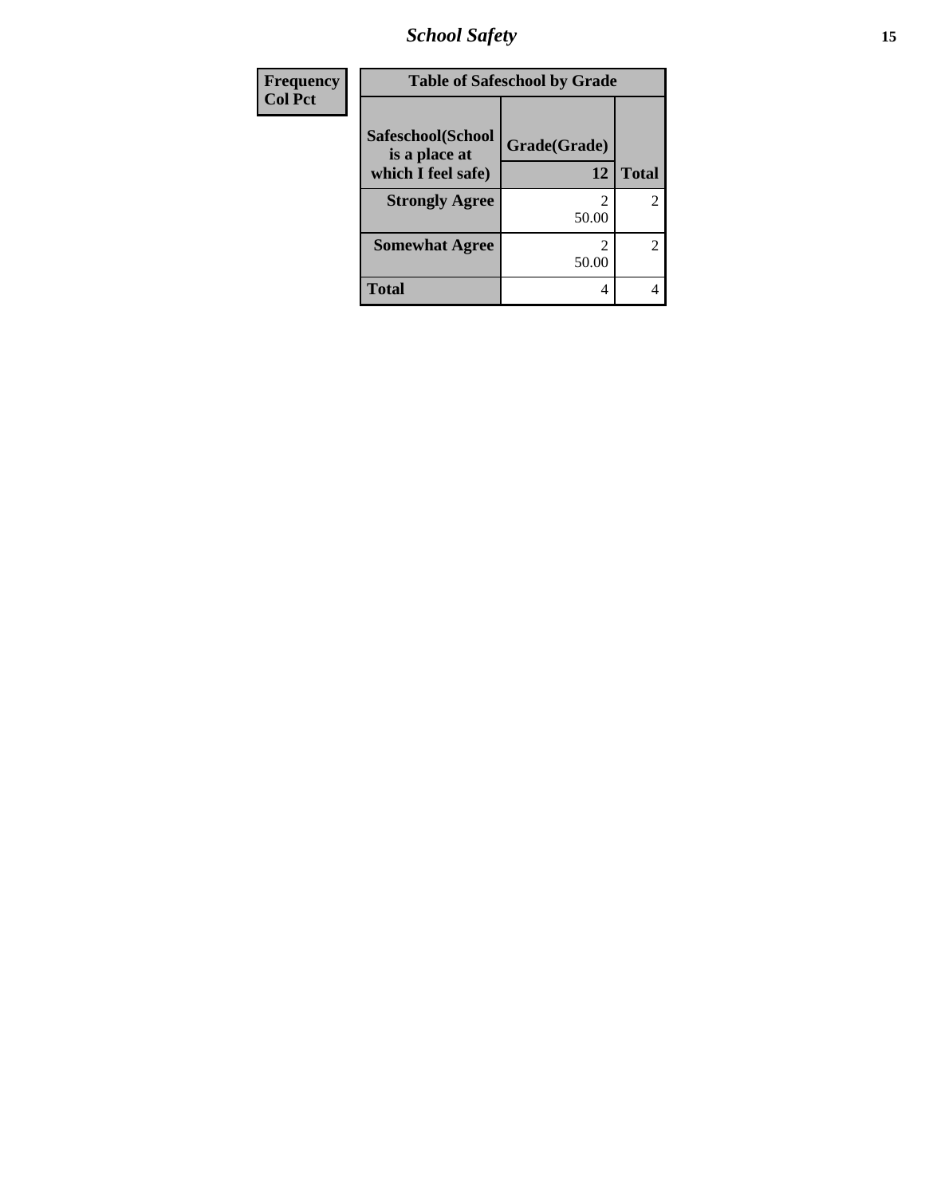| Frequency Col Pct |
|---|

**Table of Safeschool by Grade**

| Safeschool(School is a place at which I feel safe) | Grade(Grade) 12 | Total |
|---|---|---|
| **Strongly Agree** | 2<br>50.00 | 2 |
| **Somewhat Agree** | 2<br>50.00 | 2 |
| **Total** | 4 | 4 |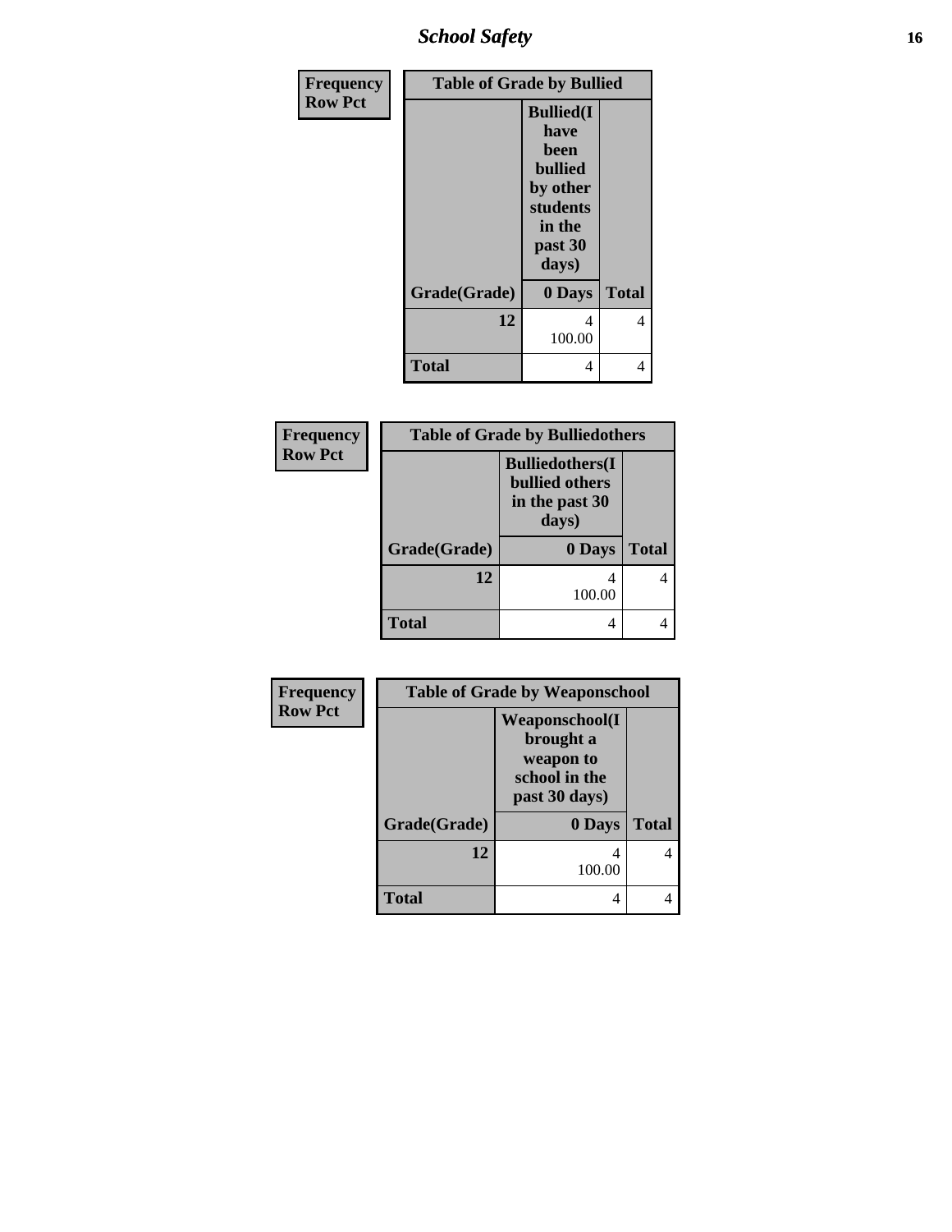| Frequency<br>Row Pct | Table of Grade by Bullied | |
|---|---|---|
| Grade(Grade) | Bullied(I have been bullied by other students in the past 30 days)<br>0 Days | Total |
| 12 | 4<br>100.00 | 4 |
| Total | 4 | 4 |

| Frequency<br>Row Pct | Table of Grade by Bulliedothers | |
|---|---|---|
| Grade(Grade) | Bulliedothers(I bullied others in the past 30 days)<br>0 Days | Total |
| 12 | 4<br>100.00 | 4 |
| Total | 4 | 4 |

| Frequency<br>Row Pct | Table of Grade by Weaponschool | |
|---|---|---|
| Grade(Grade) | Weaponschool(I brought a weapon to school in the past 30 days)<br>0 Days | Total |
| 12 | 4<br>100.00 | 4 |
| Total | 4 | 4 |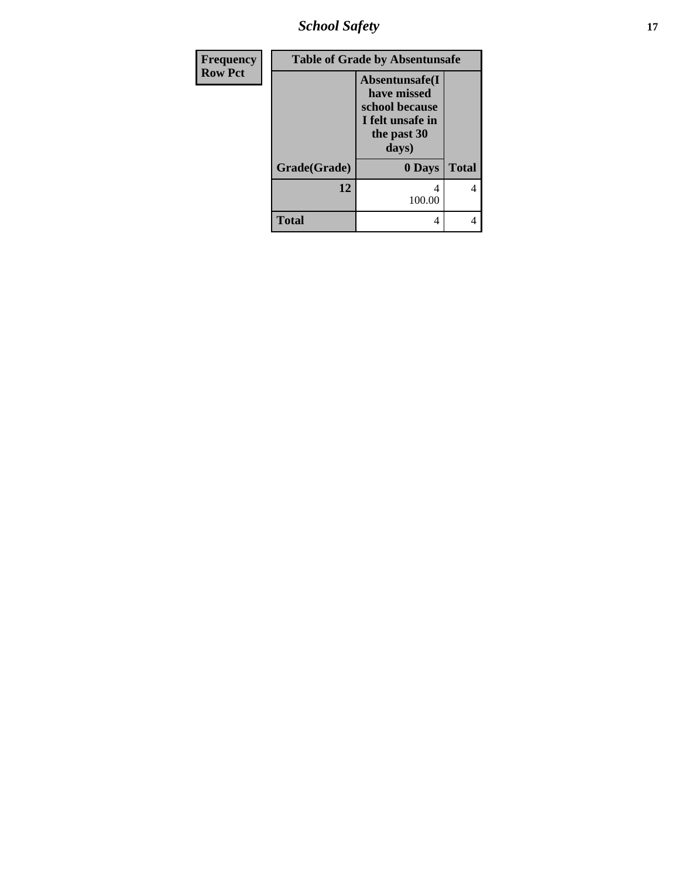| Frequency<br>Row Pct | Table of Grade by Absentunsafe | |
|---|---|---|
| | Absentunsafe(I have missed school because I felt unsafe in the past 30 days) | |
| Grade(Grade) | 0 Days | Total |
| 12 | 4<br>100.00 | 4 |
| Total | 4 | 4 |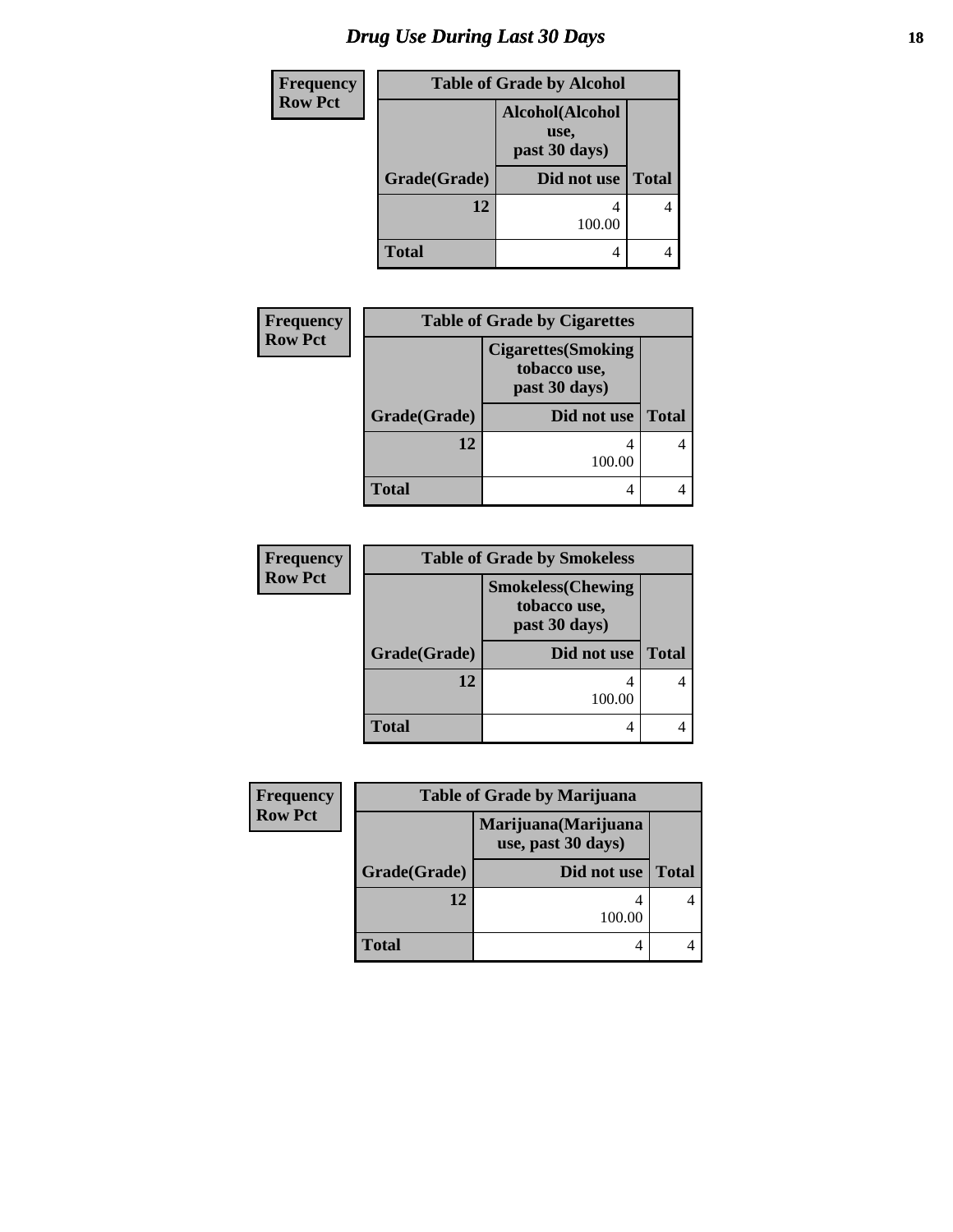# Drug Use During Last 30 Days

**Frequency**
**Row Pct**

**Table of Grade by Alcohol**

| Grade(Grade) | Alcohol(Alcohol use, past 30 days) Did not use | Total |
|---|---|---|
| 12 | 4<br>100.00 | 4 |
| Total | 4 | 4 |

**Frequency**
**Row Pct**

**Table of Grade by Cigarettes**

| Grade(Grade) | Cigarettes(Smoking tobacco use, past 30 days) Did not use | Total |
|---|---|---|
| 12 | 4<br>100.00 | 4 |
| Total | 4 | 4 |

**Frequency**
**Row Pct**

**Table of Grade by Smokeless**

| Grade(Grade) | Smokeless(Chewing tobacco use, past 30 days) Did not use | Total |
|---|---|---|
| 12 | 4<br>100.00 | 4 |
| Total | 4 | 4 |

**Frequency**
**Row Pct**

**Table of Grade by Marijuana**

| Grade(Grade) | Marijuana(Marijuana use, past 30 days) Did not use | Total |
|---|---|---|
| 12 | 4<br>100.00 | 4 |
| Total | 4 | 4 |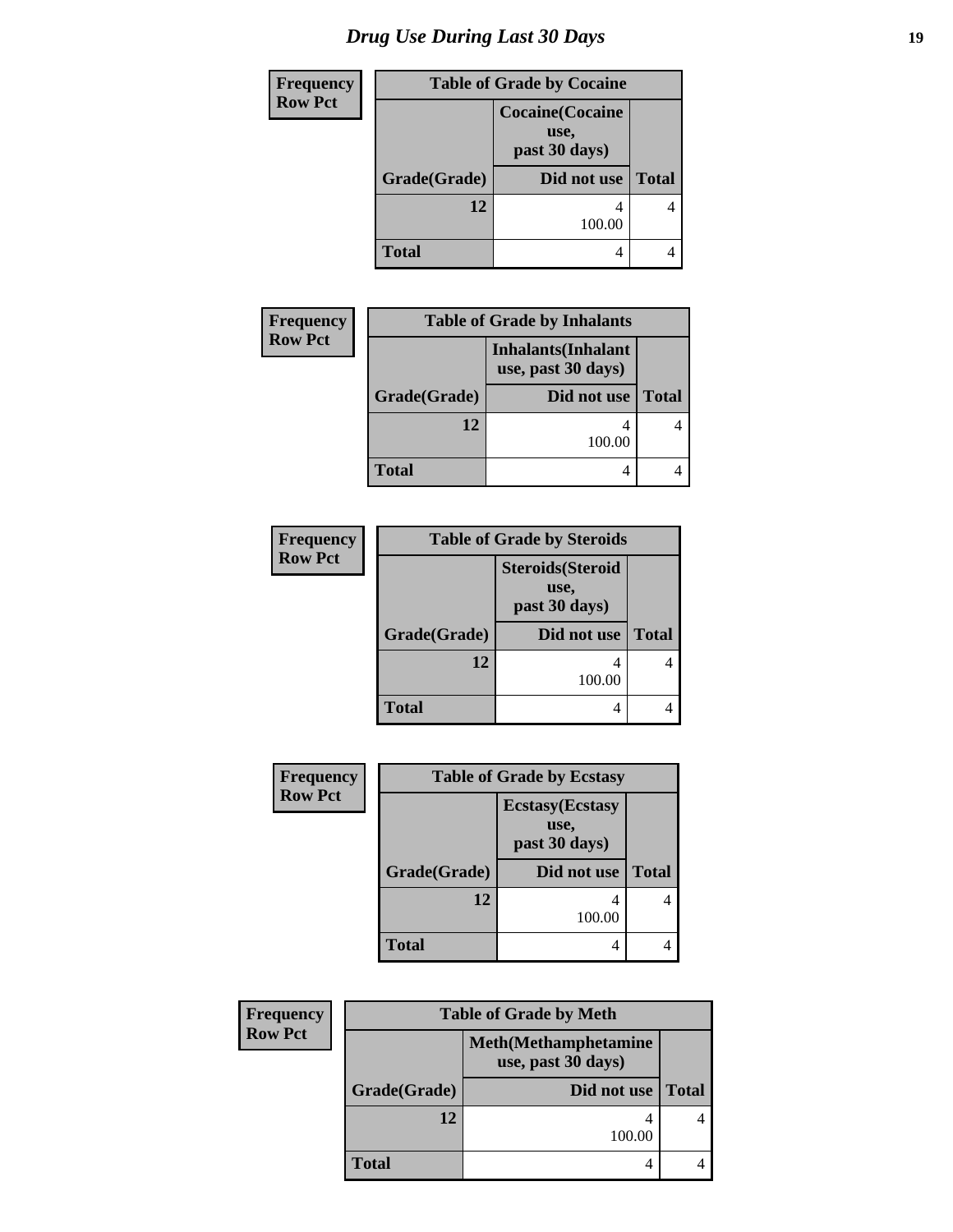# Drug Use During Last 30 Days

**Frequency**
**Row Pct**

| Table of Grade by Cocaine | | |
|---|---|---|
| | **Cocaine(Cocaine use, past 30 days)** | |
| **Grade(Grade)** | **Did not use** | **Total** |
| **12** | 4<br>100.00 | 4 |
| **Total** | 4 | 4 |

**Frequency**
**Row Pct**

| Table of Grade by Inhalants | | |
|---|---|---|
| | **Inhalants(Inhalant use, past 30 days)** | |
| **Grade(Grade)** | **Did not use** | **Total** |
| **12** | 4<br>100.00 | 4 |
| **Total** | 4 | 4 |

**Frequency**
**Row Pct**

| Table of Grade by Steroids | | |
|---|---|---|
| | **Steroids(Steroid use, past 30 days)** | |
| **Grade(Grade)** | **Did not use** | **Total** |
| **12** | 4<br>100.00 | 4 |
| **Total** | 4 | 4 |

**Frequency**
**Row Pct**

| Table of Grade by Ecstasy | | |
|---|---|---|
| | **Ecstasy(Ecstasy use, past 30 days)** | |
| **Grade(Grade)** | **Did not use** | **Total** |
| **12** | 4<br>100.00 | 4 |
| **Total** | 4 | 4 |

**Frequency**
**Row Pct**

| Table of Grade by Meth | | |
|---|---|---|
| | **Meth(Methamphetamine use, past 30 days)** | |
| **Grade(Grade)** | **Did not use** | **Total** |
| **12** | 4<br>100.00 | 4 |
| **Total** | 4 | 4 |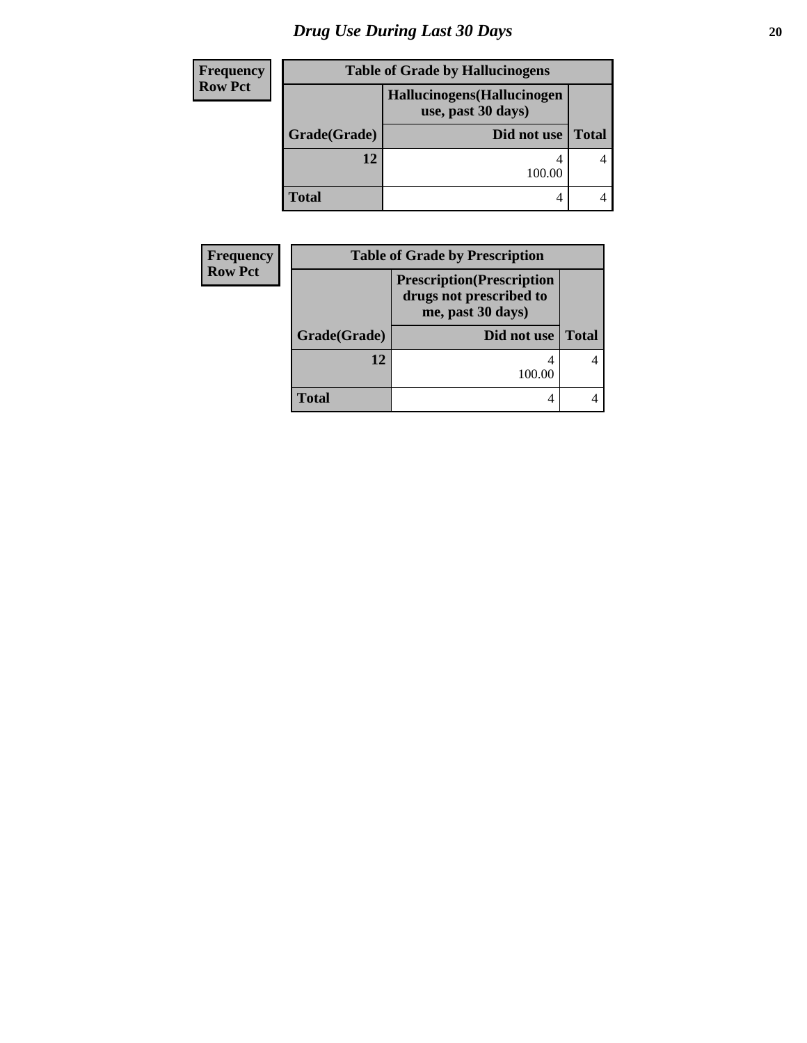| Frequency Row Pct | Table of Grade by Hallucinogens | |
|---|---|---|
| | Hallucinogens(Hallucinogen use, past 30 days) | |
| Grade(Grade) | Did not use | Total |
| 12 | 4<br>100.00 | 4 |
| Total | 4 | 4 |

| Frequency Row Pct | Table of Grade by Prescription | |
|---|---|---|
| | Prescription(Prescription drugs not prescribed to me, past 30 days) | |
| Grade(Grade) | Did not use | Total |
| 12 | 4<br>100.00 | 4 |
| Total | 4 | 4 |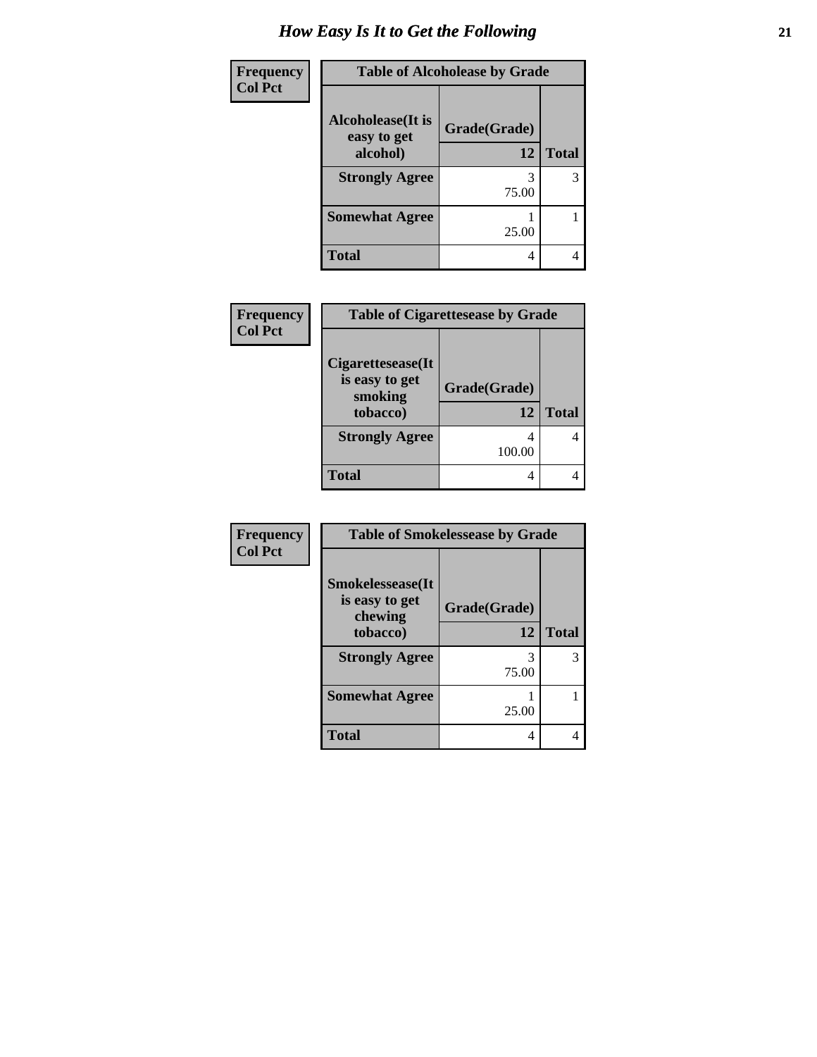# How Easy Is It to Get the Following

| Frequency<br>Col Pct | Table of Alcoholease by Grade | |
|---|---|---|
| Alcoholease(It is easy to get alcohol) | Grade(Grade)<br>12 | Total |
| Strongly Agree | 3<br>75.00 | 3 |
| Somewhat Agree | 1<br>25.00 | 1 |
| Total | 4 | 4 |

| Frequency<br>Col Pct | Table of Cigarettesease by Grade | |
|---|---|---|
| Cigarettesease(It is easy to get smoking tobacco) | Grade(Grade)<br>12 | Total |
| Strongly Agree | 4<br>100.00 | 4 |
| Total | 4 | 4 |

| Frequency<br>Col Pct | Table of Smokelessease by Grade | |
|---|---|---|
| Smokelessease(It is easy to get chewing tobacco) | Grade(Grade)<br>12 | Total |
| Strongly Agree | 3<br>75.00 | 3 |
| Somewhat Agree | 1<br>25.00 | 1 |
| Total | 4 | 4 |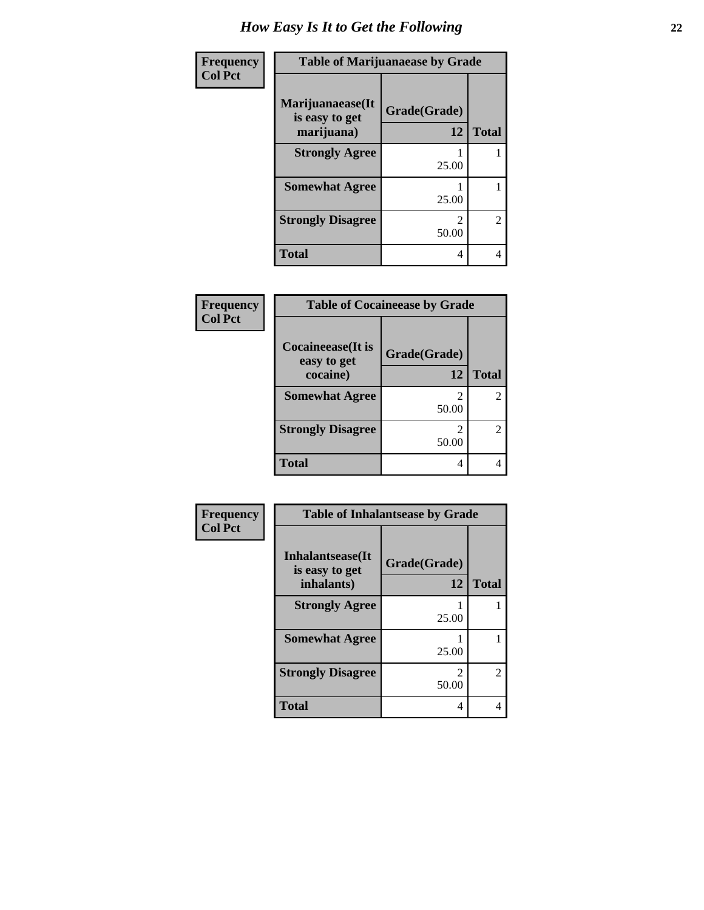# How Easy Is It to Get the Following

**Frequency**
**Col Pct**

**Table of Marijuanaease by Grade**

| Marijuanaease(It is easy to get marijuana) | Grade(Grade) 12 | Total |
|---|---|---|
| **Strongly Agree** | 1<br>25.00 | 1 |
| **Somewhat Agree** | 1<br>25.00 | 1 |
| **Strongly Disagree** | 2<br>50.00 | 2 |
| **Total** | 4 | 4 |

**Frequency**
**Col Pct**

**Table of Cocaineease by Grade**

| Cocaineease(It is easy to get cocaine) | Grade(Grade) 12 | Total |
|---|---|---|
| **Somewhat Agree** | 2<br>50.00 | 2 |
| **Strongly Disagree** | 2<br>50.00 | 2 |
| **Total** | 4 | 4 |

**Frequency**
**Col Pct**

**Table of Inhalantsease by Grade**

| Inhalantsease(It is easy to get inhalants) | Grade(Grade) 12 | Total |
|---|---|---|
| **Strongly Agree** | 1<br>25.00 | 1 |
| **Somewhat Agree** | 1<br>25.00 | 1 |
| **Strongly Disagree** | 2<br>50.00 | 2 |
| **Total** | 4 | 4 |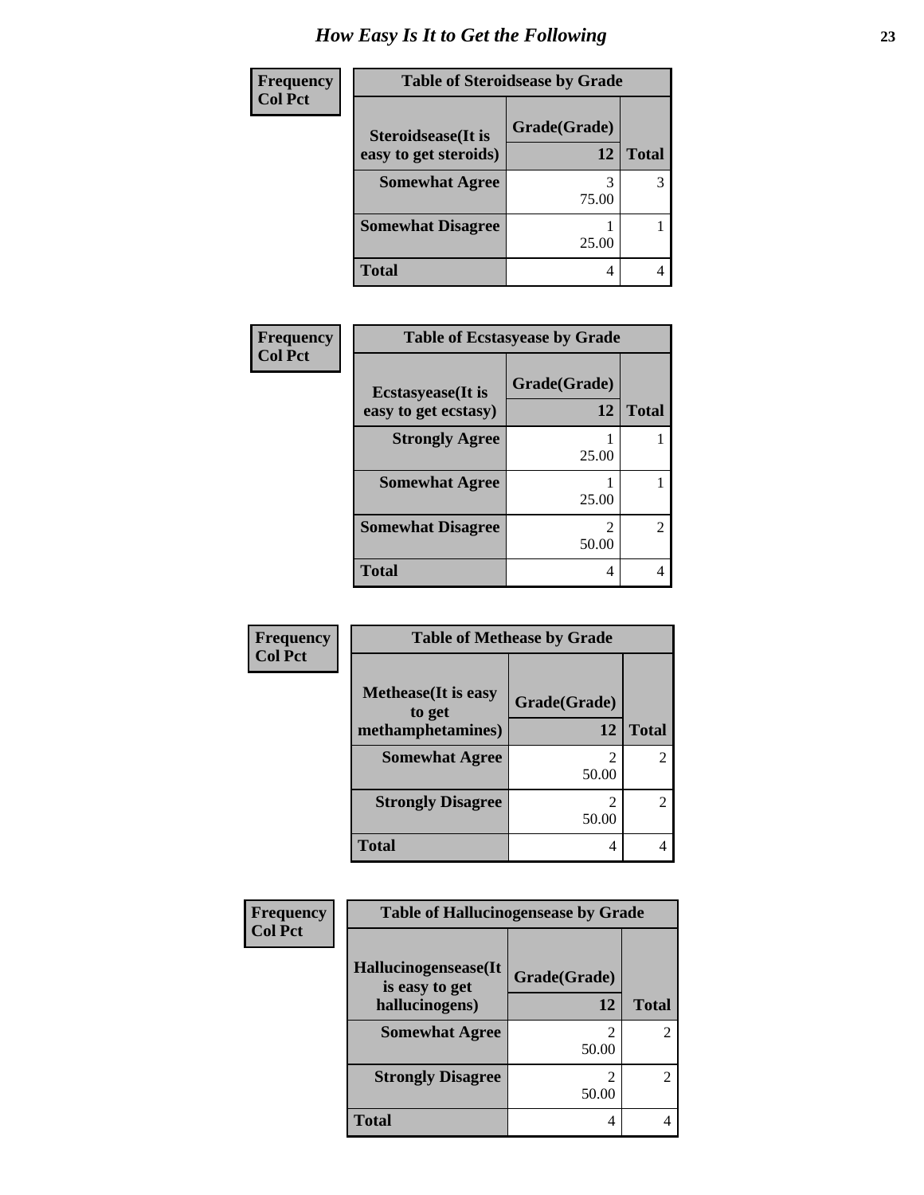# How Easy Is It to Get the Following

**Frequency**
**Col Pct**

| Table of Steroidsease by Grade | | |
|---|---|---|
| Steroidsease(It is easy to get steroids) | Grade(Grade) 12 | Total |
| **Somewhat Agree** | 3<br>75.00 | 3 |
| **Somewhat Disagree** | 1<br>25.00 | 1 |
| **Total** | 4 | 4 |

**Frequency**
**Col Pct**

| Table of Ecstasyease by Grade | | |
|---|---|---|
| Ecstasyease(It is easy to get ecstasy) | Grade(Grade) 12 | Total |
| **Strongly Agree** | 1<br>25.00 | 1 |
| **Somewhat Agree** | 1<br>25.00 | 1 |
| **Somewhat Disagree** | 2<br>50.00 | 2 |
| **Total** | 4 | 4 |

**Frequency**
**Col Pct**

| Table of Methease by Grade | | |
|---|---|---|
| Methease(It is easy to get methamphetamines) | Grade(Grade) 12 | Total |
| **Somewhat Agree** | 2<br>50.00 | 2 |
| **Strongly Disagree** | 2<br>50.00 | 2 |
| **Total** | 4 | 4 |

**Frequency**
**Col Pct**

| Table of Hallucinogensease by Grade | | |
|---|---|---|
| Hallucinogensease(It is easy to get hallucinogens) | Grade(Grade) 12 | Total |
| **Somewhat Agree** | 2<br>50.00 | 2 |
| **Strongly Disagree** | 2<br>50.00 | 2 |
| **Total** | 4 | 4 |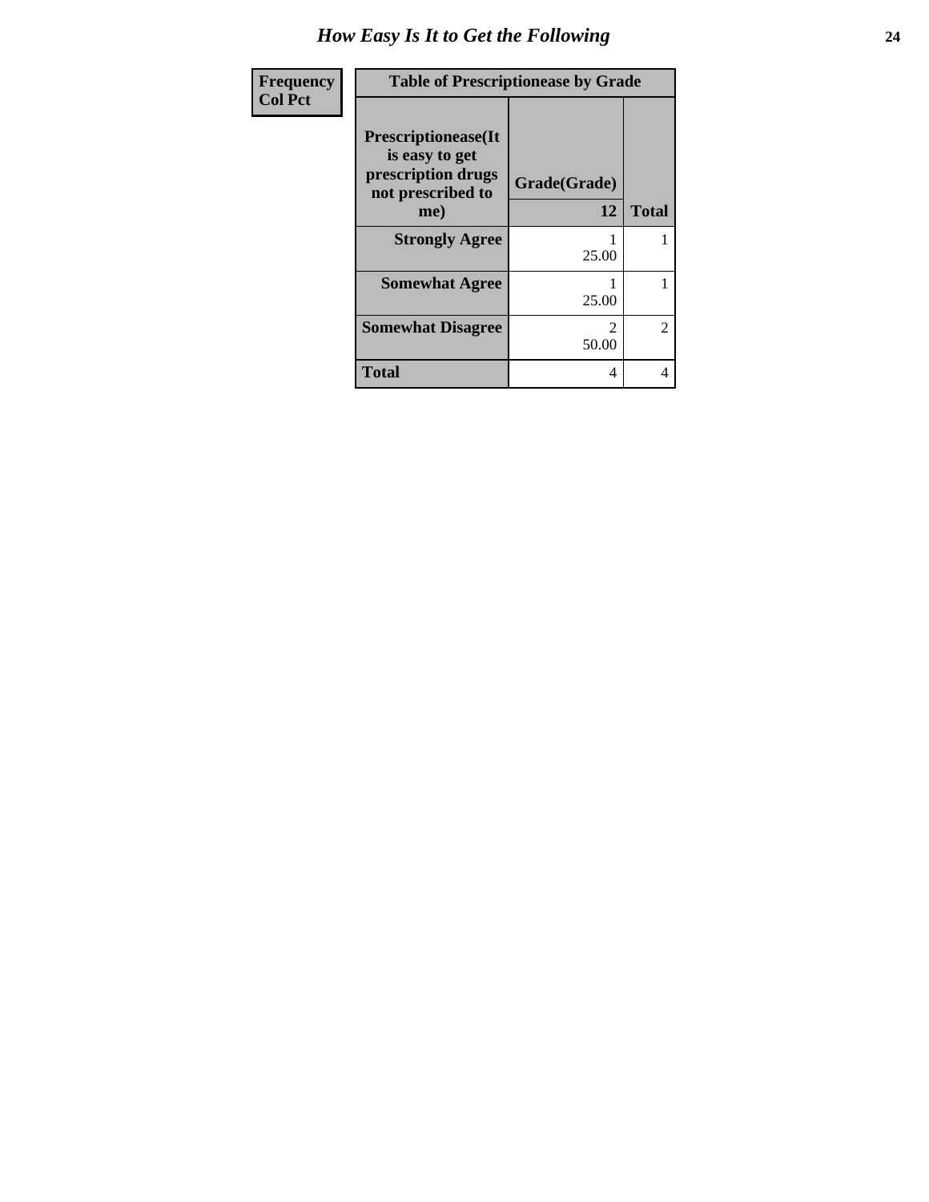# How Easy Is It to Get the Following

| Frequency<br>Col Pct | Table of Prescriptionease by Grade | | |
|---|---|---|---|
| | Prescriptionease(It is easy to get prescription drugs not prescribed to me) | Grade(Grade)<br>12 | Total |
| | **Strongly Agree** | 1<br>25.00 | 1 |
| | **Somewhat Agree** | 1<br>25.00 | 1 |
| | **Somewhat Disagree** | 2<br>50.00 | 2 |
| | **Total** | 4 | 4 |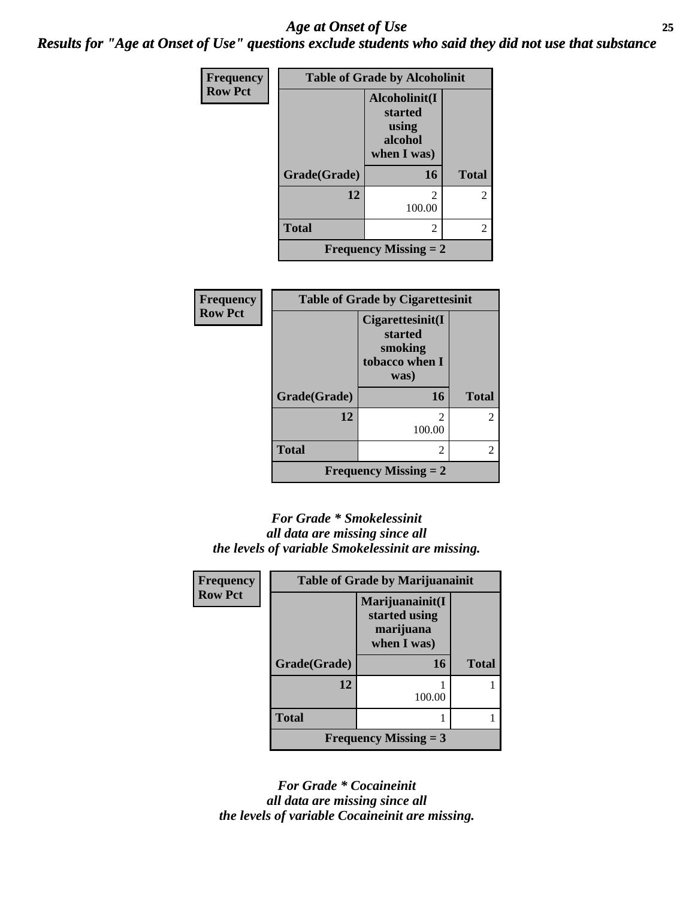## *Age at Onset of Use*

***Results for "Age at Onset of Use" questions exclude students who said they did not use that substance***

**Frequency**
**Row Pct**

| Table of Grade by Alcoholinit | | |
|---|---|---|
| | Alcoholinit(I started using alcohol when I was) | |
| Grade(Grade) | 16 | Total |
| 12 | 2<br>100.00 | 2 |
| Total | 2 | 2 |
| Frequency Missing = 2 | | |

**Frequency**
**Row Pct**

| Table of Grade by Cigarettesinit | | |
|---|---|---|
| | Cigarettesinit(I started smoking tobacco when I was) | |
| Grade(Grade) | 16 | Total |
| 12 | 2<br>100.00 | 2 |
| Total | 2 | 2 |
| Frequency Missing = 2 | | |

***For Grade * Smokelessinit all data are missing since all the levels of variable Smokelessinit are missing.***

**Frequency**
**Row Pct**

| Table of Grade by Marijuanainit | | |
|---|---|---|
| | Marijuanainit(I started using marijuana when I was) | |
| Grade(Grade) | 16 | Total |
| 12 | 1<br>100.00 | 1 |
| Total | 1 | 1 |
| Frequency Missing = 3 | | |

***For Grade * Cocaineinit all data are missing since all the levels of variable Cocaineinit are missing.***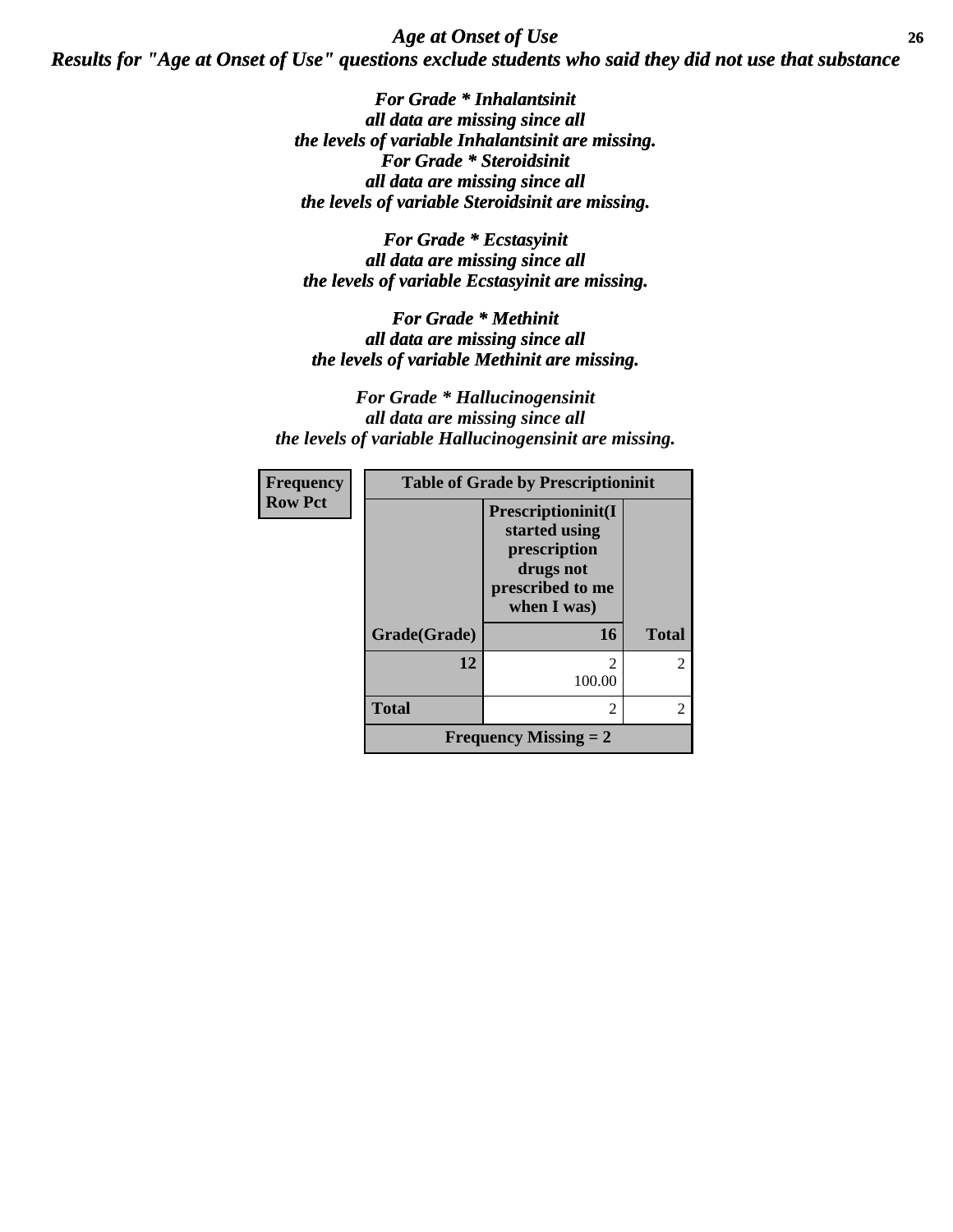*Age at Onset of Use*

***Results for "Age at Onset of Use" questions exclude students who said they did not use that substance***

***For Grade * Inhalantsinit all data are missing since all the levels of variable Inhalantsinit are missing.***

***For Grade * Steroidsinit all data are missing since all the levels of variable Steroidsinit are missing.***

***For Grade * Ecstasyinit all data are missing since all the levels of variable Ecstasyinit are missing.***

***For Grade * Methinit all data are missing since all the levels of variable Methinit are missing.***

***For Grade * Hallucinogensinit all data are missing since all the levels of variable Hallucinogensinit are missing.***

**Frequency**
**Row Pct**

| Table of Grade by Prescriptioninit | | |
|---|---|---|
| | **Prescriptioninit(I started using prescription drugs not prescribed to me when I was)** | |
| **Grade(Grade)** | **16** | **Total** |
| **12** | 2<br>100.00 | 2 |
| **Total** | 2 | 2 |
| **Frequency Missing = 2** | | |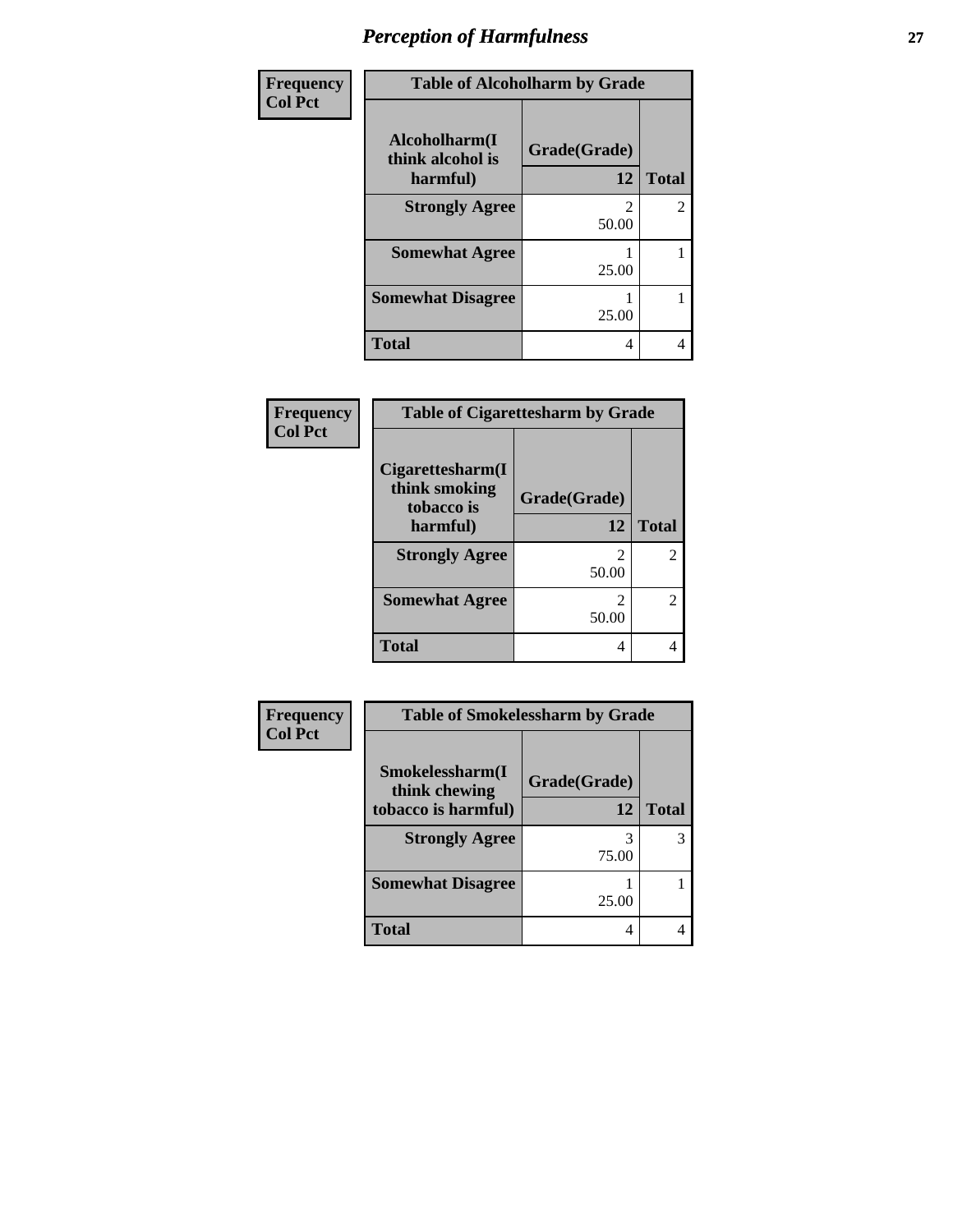# Perception of Harmfulness

**Frequency**
**Col Pct**

| Table of Alcoholharm by Grade | | |
|---|---|---|
| Alcoholharm(I think alcohol is harmful) | Grade(Grade) | |
| | 12 | Total |
| **Strongly Agree** | 2<br>50.00 | 2 |
| **Somewhat Agree** | 1<br>25.00 | 1 |
| **Somewhat Disagree** | 1<br>25.00 | 1 |
| **Total** | 4 | 4 |

**Frequency**
**Col Pct**

| Table of Cigarettesharm by Grade | | |
|---|---|---|
| Cigarettesharm(I think smoking tobacco is harmful) | Grade(Grade) | |
| | 12 | Total |
| **Strongly Agree** | 2<br>50.00 | 2 |
| **Somewhat Agree** | 2<br>50.00 | 2 |
| **Total** | 4 | 4 |

**Frequency**
**Col Pct**

| Table of Smokelessharm by Grade | | |
|---|---|---|
| Smokelessharm(I think chewing tobacco is harmful) | Grade(Grade) | |
| | 12 | Total |
| **Strongly Agree** | 3<br>75.00 | 3 |
| **Somewhat Disagree** | 1<br>25.00 | 1 |
| **Total** | 4 | 4 |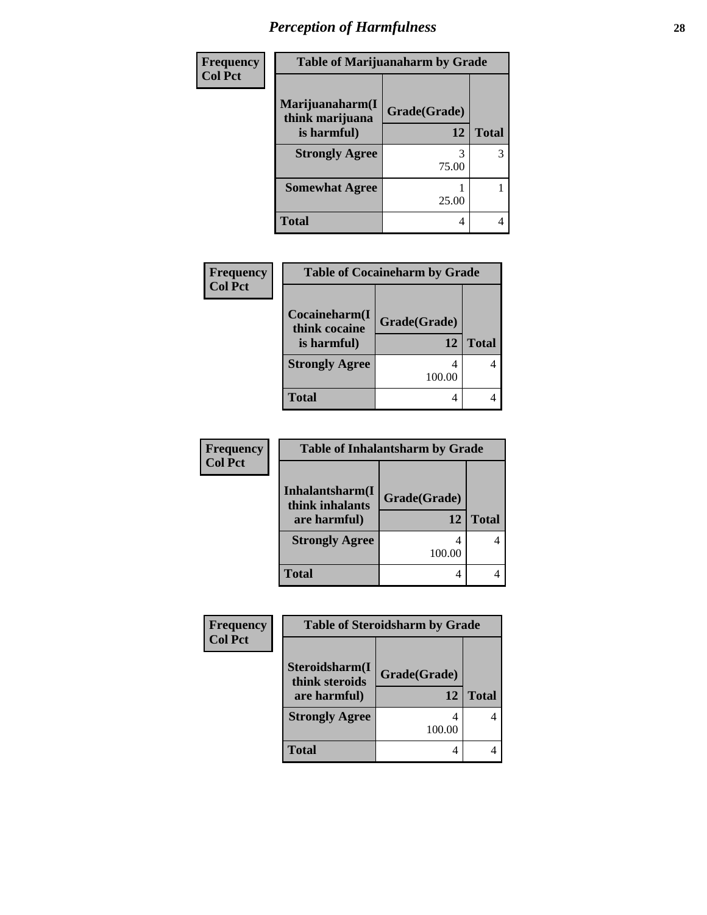# Perception of Harmfulness

| Frequency<br>Col Pct | Table of Marijuanaharm by Grade | |
|---|---|---|
| Marijuanaharm(I think marijuana is harmful) | Grade(Grade)<br>12 | Total |
| Strongly Agree | 3<br>75.00 | 3 |
| Somewhat Agree | 1<br>25.00 | 1 |
| Total | 4 | 4 |

| Frequency<br>Col Pct | Table of Cocaineharm by Grade | |
|---|---|---|
| Cocaineharm(I think cocaine is harmful) | Grade(Grade)<br>12 | Total |
| Strongly Agree | 4<br>100.00 | 4 |
| Total | 4 | 4 |

| Frequency<br>Col Pct | Table of Inhalantsharm by Grade | |
|---|---|---|
| Inhalantsharm(I think inhalants are harmful) | Grade(Grade)<br>12 | Total |
| Strongly Agree | 4<br>100.00 | 4 |
| Total | 4 | 4 |

| Frequency<br>Col Pct | Table of Steroidsharm by Grade | |
|---|---|---|
| Steroidsharm(I think steroids are harmful) | Grade(Grade)<br>12 | Total |
| Strongly Agree | 4<br>100.00 | 4 |
| Total | 4 | 4 |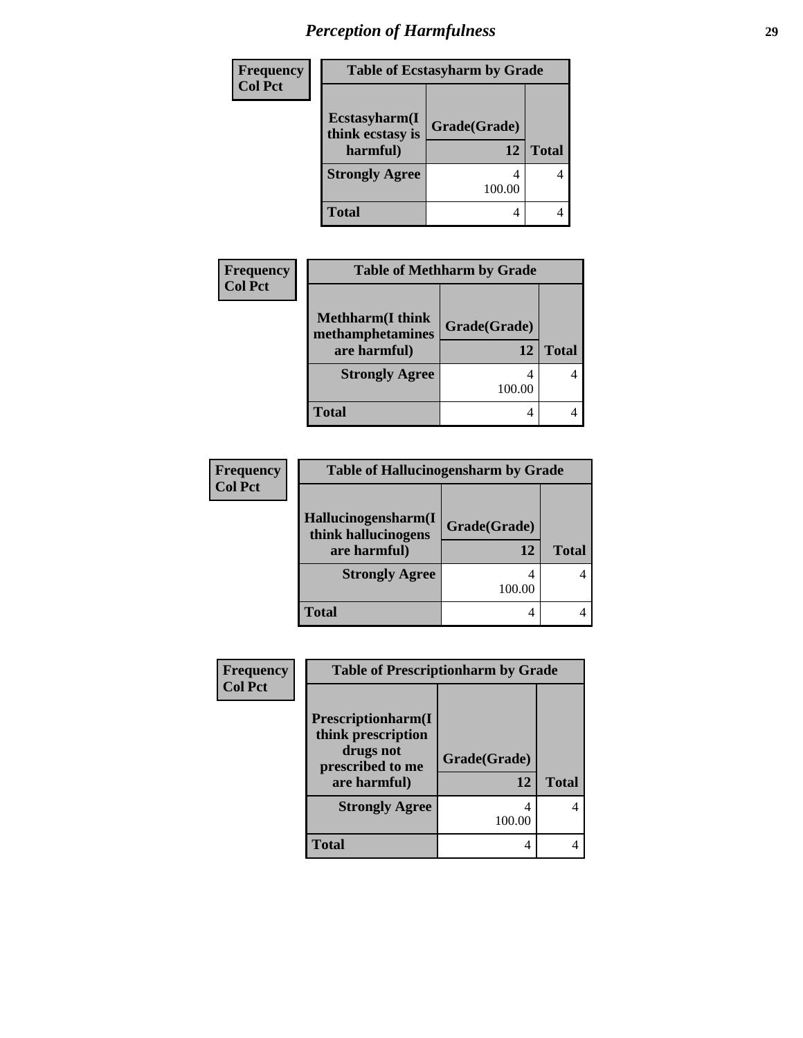## Perception of Harmfulness

| Frequency<br>Col Pct |
|---|

**Table of Ecstasyharm by Grade**

| Ecstasyharm(I think ecstasy is harmful) | Grade(Grade) 12 | Total |
|---|---|---|
| Strongly Agree | 4<br>100.00 | 4 |
| Total | 4 | 4 |

| Frequency<br>Col Pct |
|---|

**Table of Methharm by Grade**

| Methharm(I think methamphetamines are harmful) | Grade(Grade) 12 | Total |
|---|---|---|
| Strongly Agree | 4<br>100.00 | 4 |
| Total | 4 | 4 |

| Frequency<br>Col Pct |
|---|

**Table of Hallucinogensharm by Grade**

| Hallucinogensharm(I think hallucinogens are harmful) | Grade(Grade) 12 | Total |
|---|---|---|
| Strongly Agree | 4<br>100.00 | 4 |
| Total | 4 | 4 |

| Frequency<br>Col Pct |
|---|

**Table of Prescriptionharm by Grade**

| Prescriptionharm(I think prescription drugs not prescribed to me are harmful) | Grade(Grade) 12 | Total |
|---|---|---|
| Strongly Agree | 4<br>100.00 | 4 |
| Total | 4 | 4 |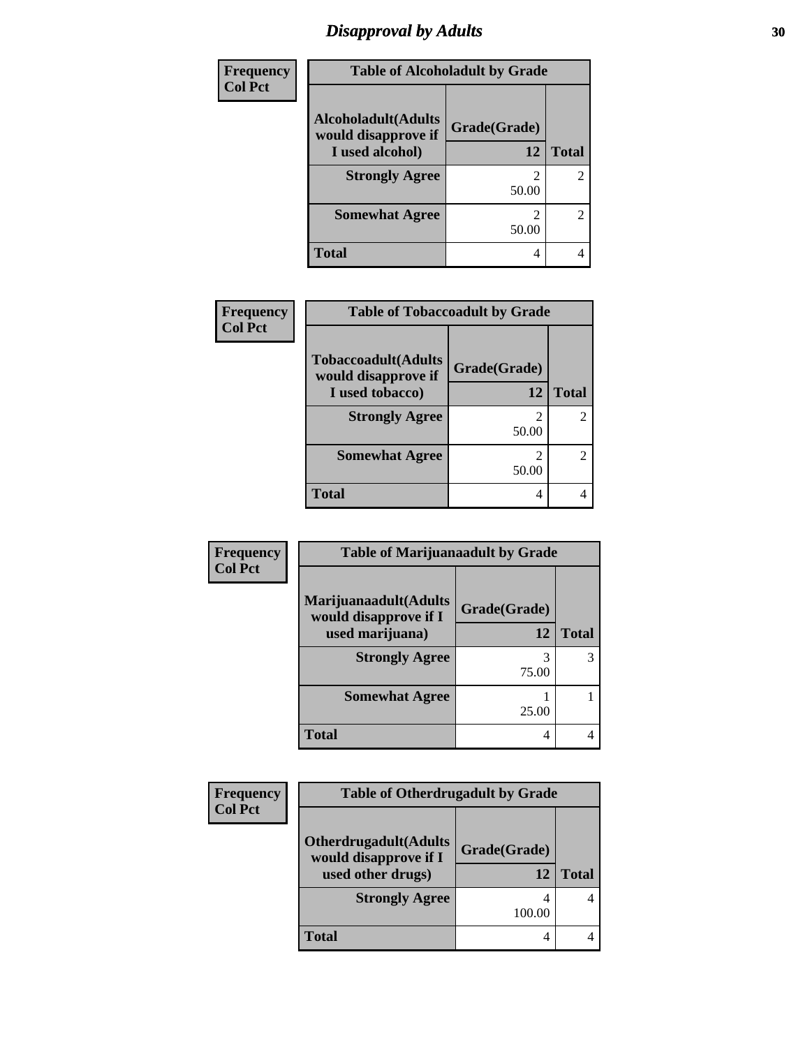# *Disapproval by Adults*

| Frequency Col Pct | Table of Alcoholadult by Grade | |
|---|---|---|
| **Alcoholadult(Adults would disapprove if I used alcohol)** | **Grade(Grade) 12** | **Total** |
| **Strongly Agree** | 2<br>50.00 | 2 |
| **Somewhat Agree** | 2<br>50.00 | 2 |
| **Total** | 4 | 4 |

| Frequency Col Pct | Table of Tobaccoadult by Grade | |
|---|---|---|
| **Tobaccoadult(Adults would disapprove if I used tobacco)** | **Grade(Grade) 12** | **Total** |
| **Strongly Agree** | 2<br>50.00 | 2 |
| **Somewhat Agree** | 2<br>50.00 | 2 |
| **Total** | 4 | 4 |

| Frequency Col Pct | Table of Marijuanaadult by Grade | |
|---|---|---|
| **Marijuanaadult(Adults would disapprove if I used marijuana)** | **Grade(Grade) 12** | **Total** |
| **Strongly Agree** | 3<br>75.00 | 3 |
| **Somewhat Agree** | 1<br>25.00 | 1 |
| **Total** | 4 | 4 |

| Frequency Col Pct | Table of Otherdrugadult by Grade | |
|---|---|---|
| **Otherdrugadult(Adults would disapprove if I used other drugs)** | **Grade(Grade) 12** | **Total** |
| **Strongly Agree** | 4<br>100.00 | 4 |
| **Total** | 4 | 4 |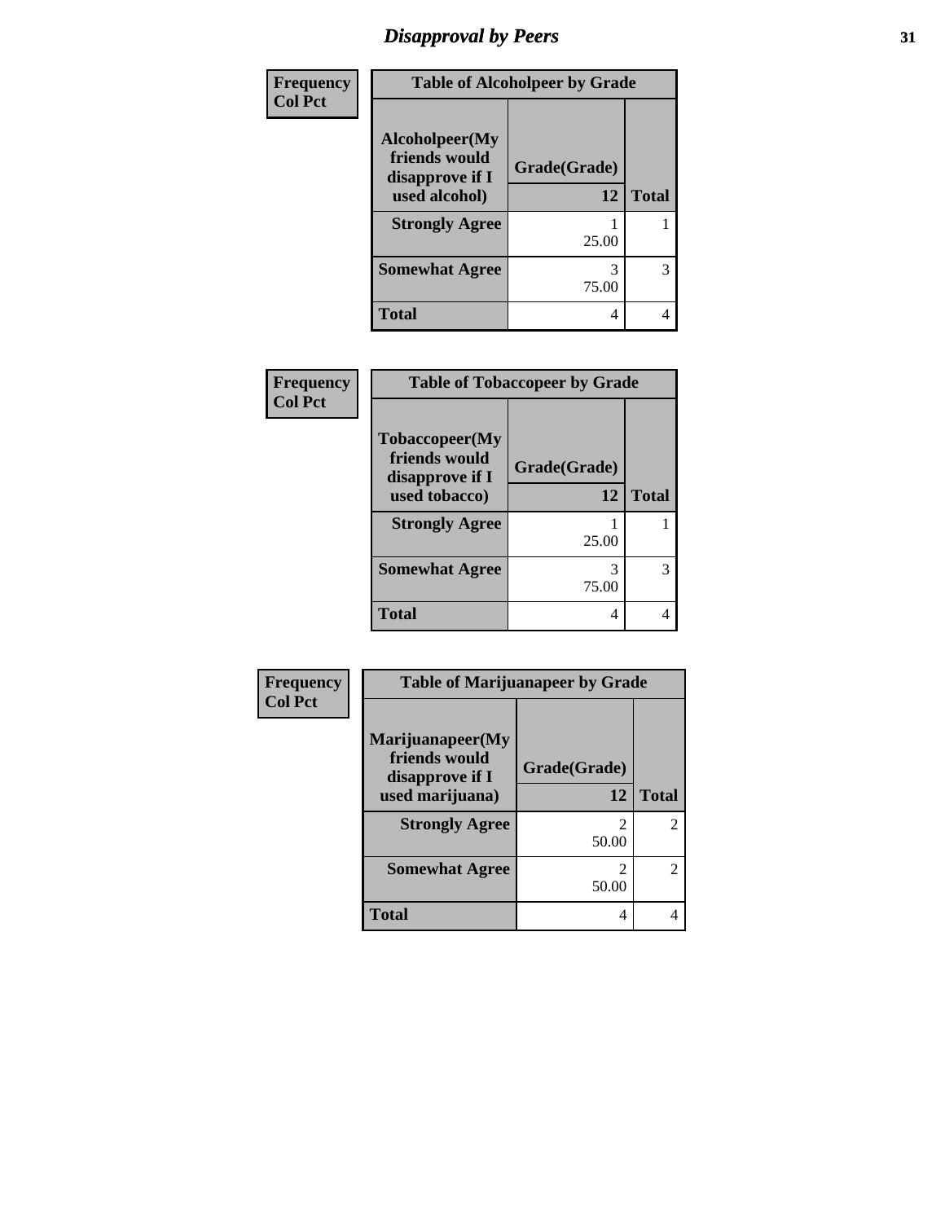# Disapproval by Peers

| Frequency Col Pct | Table of Alcoholpeer by Grade | |
|---|---|---|
| Alcoholpeer(My friends would disapprove if I used alcohol) | Grade(Grade) 12 | Total |
| Strongly Agree | 1<br>25.00 | 1 |
| Somewhat Agree | 3<br>75.00 | 3 |
| Total | 4 | 4 |

| Frequency Col Pct | Table of Tobaccopeer by Grade | |
|---|---|---|
| Tobaccopeer(My friends would disapprove if I used tobacco) | Grade(Grade) 12 | Total |
| Strongly Agree | 1<br>25.00 | 1 |
| Somewhat Agree | 3<br>75.00 | 3 |
| Total | 4 | 4 |

| Frequency Col Pct | Table of Marijuanapeer by Grade | |
|---|---|---|
| Marijuanapeer(My friends would disapprove if I used marijuana) | Grade(Grade) 12 | Total |
| Strongly Agree | 2<br>50.00 | 2 |
| Somewhat Agree | 2<br>50.00 | 2 |
| Total | 4 | 4 |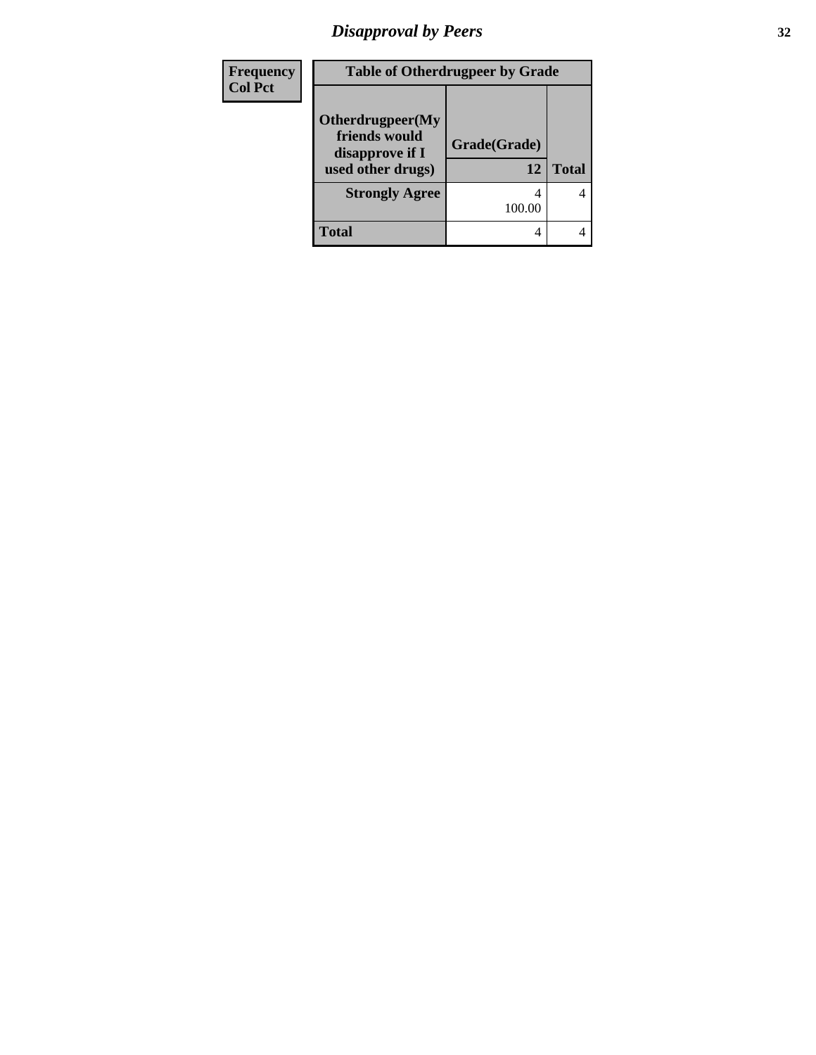## Disapproval by Peers

| Frequency<br>Col Pct | Table of Otherdrugpeer by Grade | | |
|---|---|---|---|
| | Otherdrugpeer(My friends would disapprove if I used other drugs) | Grade(Grade)<br>12 | Total |
| | Strongly Agree | 4<br>100.00 | 4 |
| | Total | 4 | 4 |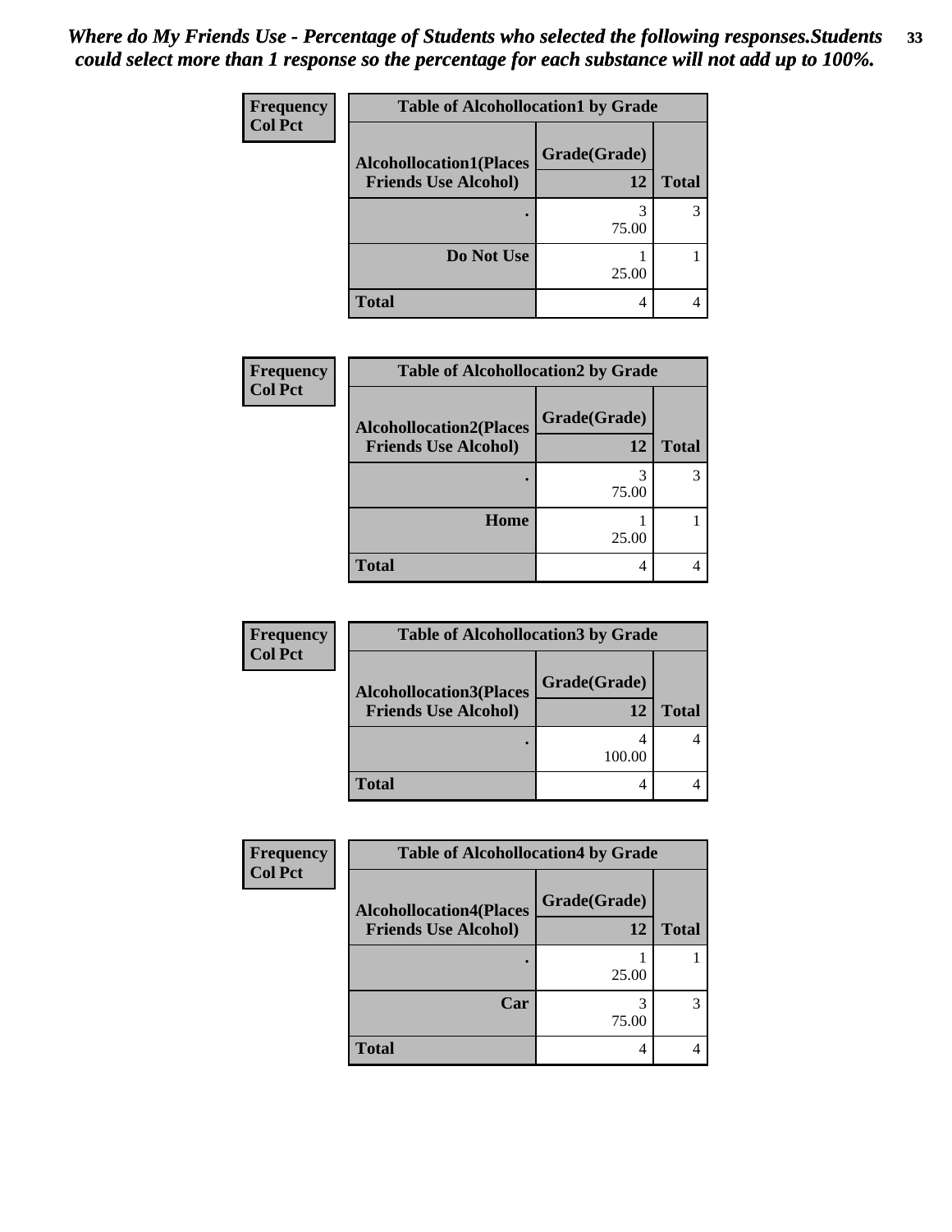*Where do My Friends Use - Percentage of Students who selected the following responses.Students could select more than 1 response so the percentage for each substance will not add up to 100%.*

**Frequency**
**Col Pct**

| Table of Alcohollocation1 by Grade | | |
|---|---|---|
| **Alcohollocation1(Places Friends Use Alcohol)** | **Grade(Grade) 12** | **Total** |
| **.** | 3<br>75.00 | 3 |
| **Do Not Use** | 1<br>25.00 | 1 |
| **Total** | 4 | 4 |

**Frequency**
**Col Pct**

| Table of Alcohollocation2 by Grade | | |
|---|---|---|
| **Alcohollocation2(Places Friends Use Alcohol)** | **Grade(Grade) 12** | **Total** |
| **.** | 3<br>75.00 | 3 |
| **Home** | 1<br>25.00 | 1 |
| **Total** | 4 | 4 |

**Frequency**
**Col Pct**

| Table of Alcohollocation3 by Grade | | |
|---|---|---|
| **Alcohollocation3(Places Friends Use Alcohol)** | **Grade(Grade) 12** | **Total** |
| **.** | 4<br>100.00 | 4 |
| **Total** | 4 | 4 |

**Frequency**
**Col Pct**

| Table of Alcohollocation4 by Grade | | |
|---|---|---|
| **Alcohollocation4(Places Friends Use Alcohol)** | **Grade(Grade) 12** | **Total** |
| **.** | 1<br>25.00 | 1 |
| **Car** | 3<br>75.00 | 3 |
| **Total** | 4 | 4 |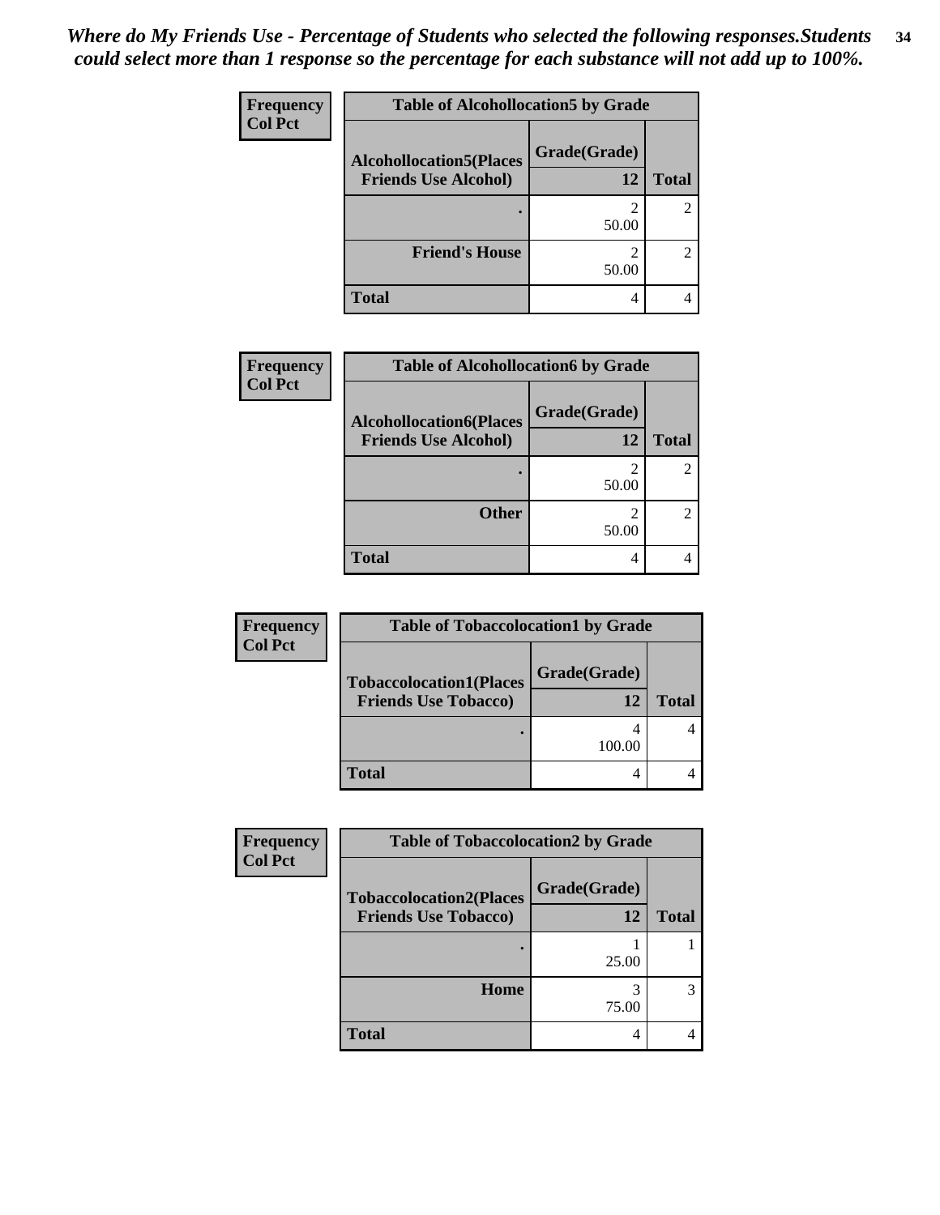*Where do My Friends Use - Percentage of Students who selected the following responses.Students could select more than 1 response so the percentage for each substance will not add up to 100%.*

| Frequency Col Pct | Table of Alcohollocation5 by Grade | |
|---|---|---|
| Alcohollocation5(Places Friends Use Alcohol) | Grade(Grade) 12 | Total |
| . | 2<br>50.00 | 2 |
| Friend's House | 2<br>50.00 | 2 |
| Total | 4 | 4 |

| Frequency Col Pct | Table of Alcohollocation6 by Grade | |
|---|---|---|
| Alcohollocation6(Places Friends Use Alcohol) | Grade(Grade) 12 | Total |
| . | 2<br>50.00 | 2 |
| Other | 2<br>50.00 | 2 |
| Total | 4 | 4 |

| Frequency Col Pct | Table of Tobaccolocation1 by Grade | |
|---|---|---|
| Tobaccolocation1(Places Friends Use Tobacco) | Grade(Grade) 12 | Total |
| . | 4<br>100.00 | 4 |
| Total | 4 | 4 |

| Frequency Col Pct | Table of Tobaccolocation2 by Grade | |
|---|---|---|
| Tobaccolocation2(Places Friends Use Tobacco) | Grade(Grade) 12 | Total |
| . | 1<br>25.00 | 1 |
| Home | 3<br>75.00 | 3 |
| Total | 4 | 4 |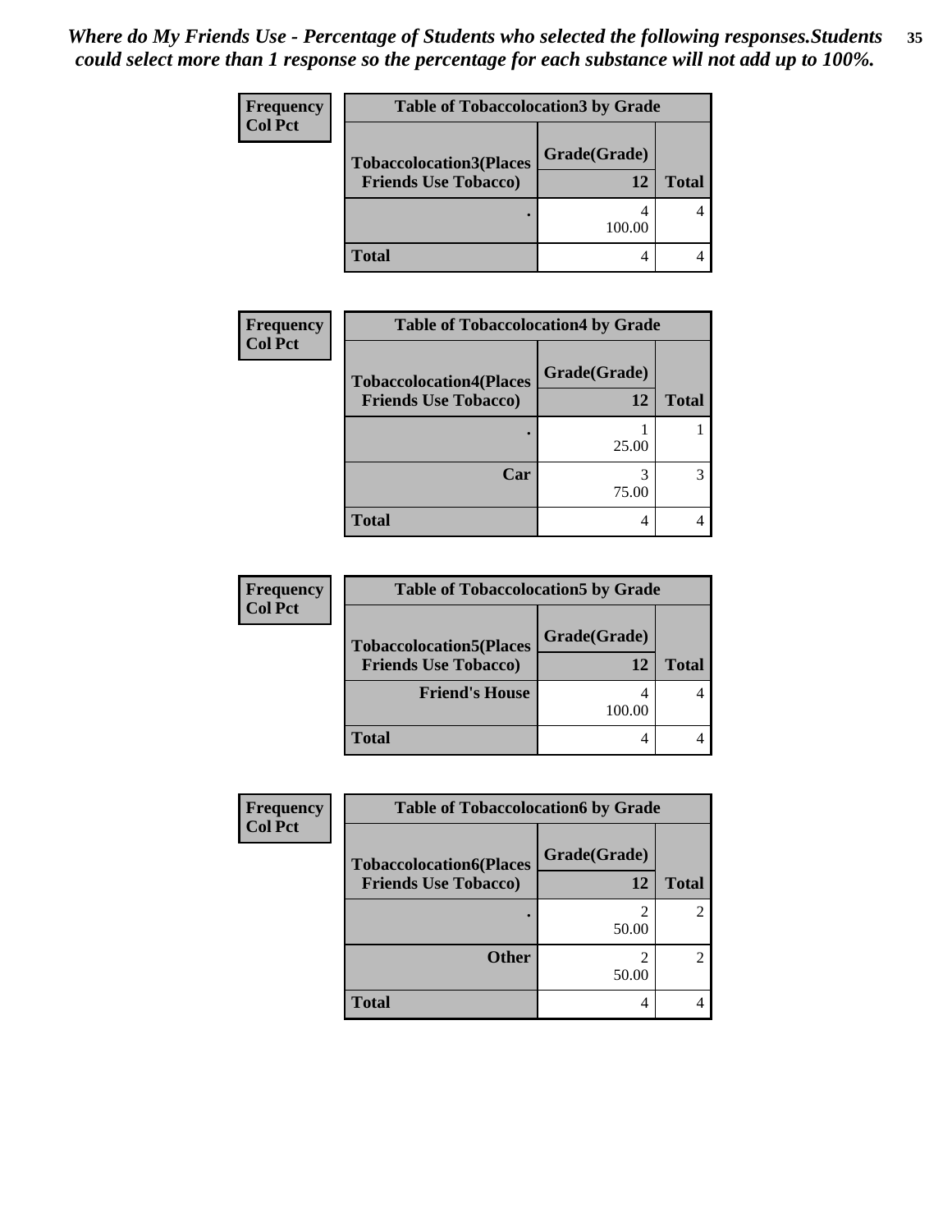*Where do My Friends Use - Percentage of Students who selected the following responses.Students could select more than 1 response so the percentage for each substance will not add up to 100%.*

**Frequency**
**Col Pct**

| Table of Tobaccolocation3 by Grade | | |
|---|---|---|
| Tobaccolocation3(Places Friends Use Tobacco) | Grade(Grade) 12 | Total |
| . | 4<br>100.00 | 4 |
| Total | 4 | 4 |

**Frequency**
**Col Pct**

| Table of Tobaccolocation4 by Grade | | |
|---|---|---|
| Tobaccolocation4(Places Friends Use Tobacco) | Grade(Grade) 12 | Total |
| . | 1<br>25.00 | 1 |
| Car | 3<br>75.00 | 3 |
| Total | 4 | 4 |

**Frequency**
**Col Pct**

| Table of Tobaccolocation5 by Grade | | |
|---|---|---|
| Tobaccolocation5(Places Friends Use Tobacco) | Grade(Grade) 12 | Total |
| Friend's House | 4<br>100.00 | 4 |
| Total | 4 | 4 |

**Frequency**
**Col Pct**

| Table of Tobaccolocation6 by Grade | | |
|---|---|---|
| Tobaccolocation6(Places Friends Use Tobacco) | Grade(Grade) 12 | Total |
| . | 2<br>50.00 | 2 |
| Other | 2<br>50.00 | 2 |
| Total | 4 | 4 |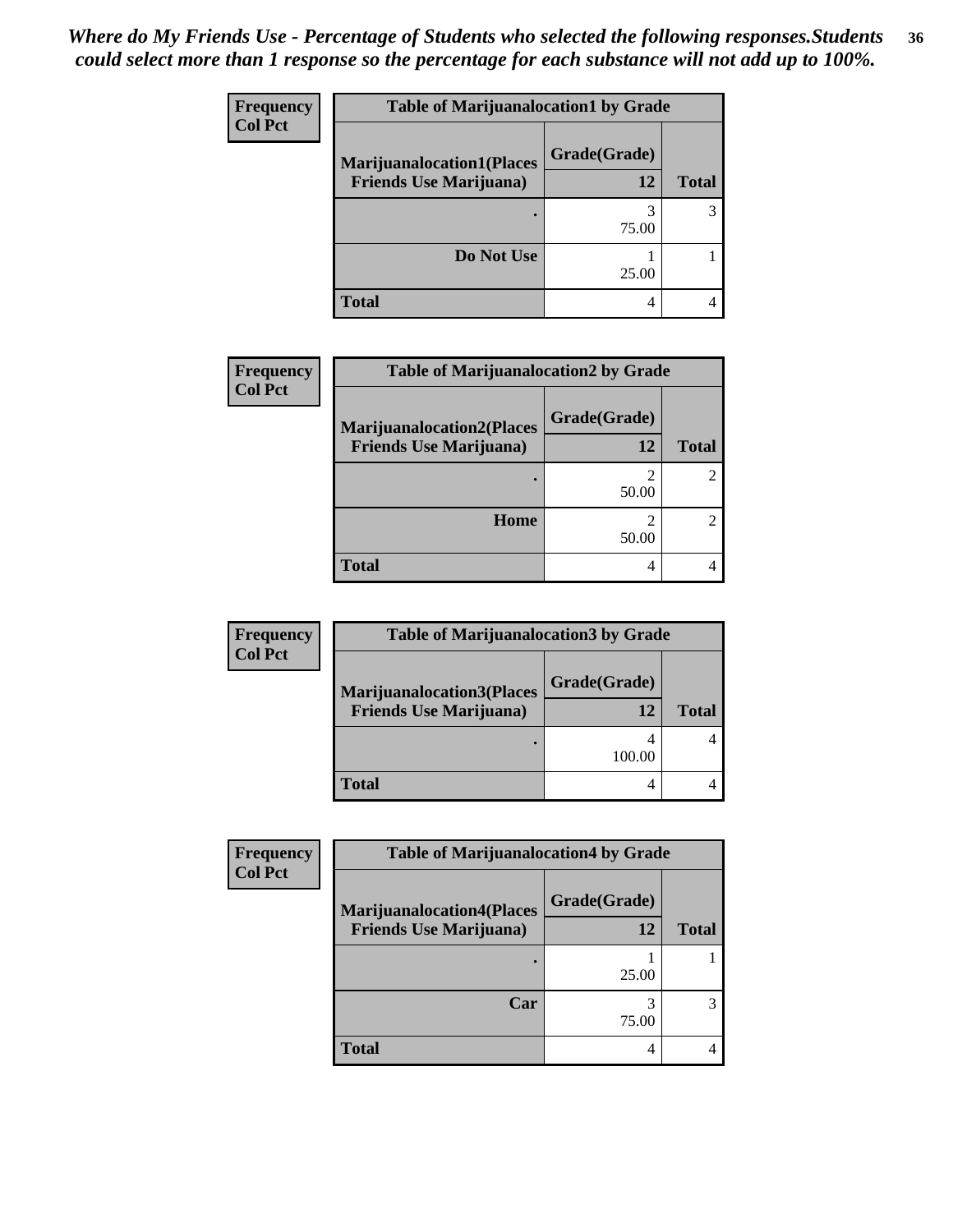*Where do My Friends Use - Percentage of Students who selected the following responses.Students could select more than 1 response so the percentage for each substance will not add up to 100%.*

**Frequency**
**Col Pct**

| Table of Marijuanalocation1 by Grade | | |
|---|---|---|
| **Marijuanalocation1(Places Friends Use Marijuana)** | **Grade(Grade)** 12 | **Total** |
| . | 3<br>75.00 | 3 |
| **Do Not Use** | 1<br>25.00 | 1 |
| **Total** | 4 | 4 |

**Frequency**
**Col Pct**

| Table of Marijuanalocation2 by Grade | | |
|---|---|---|
| **Marijuanalocation2(Places Friends Use Marijuana)** | **Grade(Grade)** 12 | **Total** |
| . | 2<br>50.00 | 2 |
| **Home** | 2<br>50.00 | 2 |
| **Total** | 4 | 4 |

**Frequency**
**Col Pct**

| Table of Marijuanalocation3 by Grade | | |
|---|---|---|
| **Marijuanalocation3(Places Friends Use Marijuana)** | **Grade(Grade)** 12 | **Total** |
| . | 4<br>100.00 | 4 |
| **Total** | 4 | 4 |

**Frequency**
**Col Pct**

| Table of Marijuanalocation4 by Grade | | |
|---|---|---|
| **Marijuanalocation4(Places Friends Use Marijuana)** | **Grade(Grade)** 12 | **Total** |
| . | 1<br>25.00 | 1 |
| **Car** | 3<br>75.00 | 3 |
| **Total** | 4 | 4 |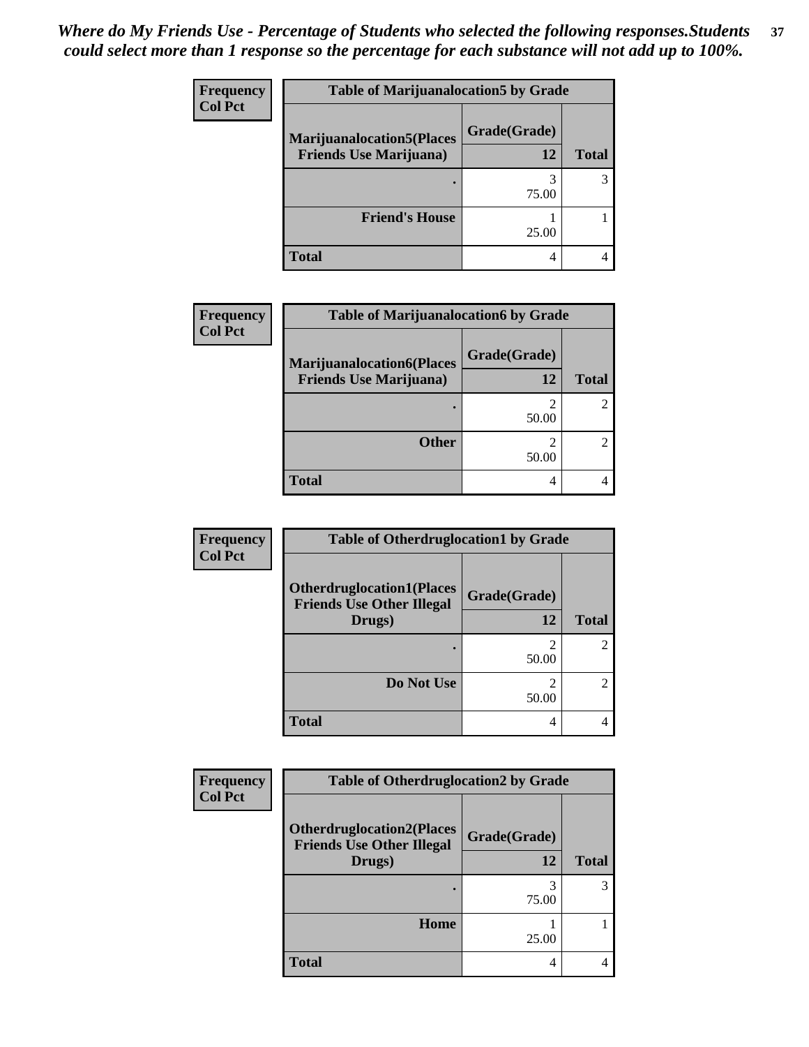*Where do My Friends Use - Percentage of Students who selected the following responses.Students could select more than 1 response so the percentage for each substance will not add up to 100%.*

| Frequency Col Pct | Table of Marijuanalocation5 by Grade | |
|---|---|---|
| **Marijuanalocation5(Places Friends Use Marijuana)** | **Grade(Grade) 12** | **Total** |
| **.** | 3<br>75.00 | 3 |
| **Friend's House** | 1<br>25.00 | 1 |
| **Total** | 4 | 4 |

| Frequency Col Pct | Table of Marijuanalocation6 by Grade | |
|---|---|---|
| **Marijuanalocation6(Places Friends Use Marijuana)** | **Grade(Grade) 12** | **Total** |
| **.** | 2<br>50.00 | 2 |
| **Other** | 2<br>50.00 | 2 |
| **Total** | 4 | 4 |

| Frequency Col Pct | Table of Otherdruglocation1 by Grade | |
|---|---|---|
| **Otherdruglocation1(Places Friends Use Other Illegal Drugs)** | **Grade(Grade) 12** | **Total** |
| **.** | 2<br>50.00 | 2 |
| **Do Not Use** | 2<br>50.00 | 2 |
| **Total** | 4 | 4 |

| Frequency Col Pct | Table of Otherdruglocation2 by Grade | |
|---|---|---|
| **Otherdruglocation2(Places Friends Use Other Illegal Drugs)** | **Grade(Grade) 12** | **Total** |
| **.** | 3<br>75.00 | 3 |
| **Home** | 1<br>25.00 | 1 |
| **Total** | 4 | 4 |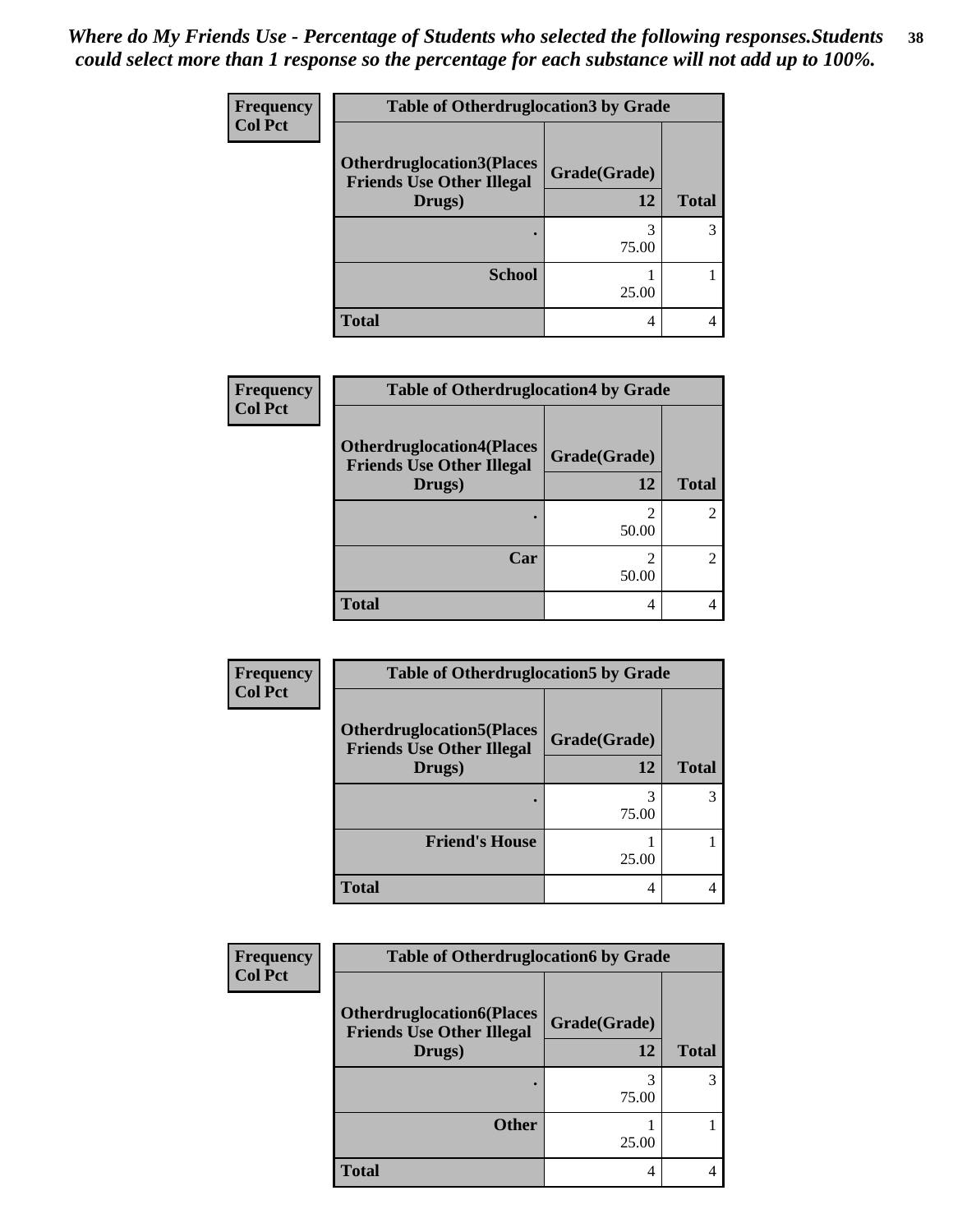*Where do My Friends Use - Percentage of Students who selected the following responses.Students could select more than 1 response so the percentage for each substance will not add up to 100%.*

Frequency
Col Pct

| Table of Otherdruglocation3 by Grade | | |
|---|---|---|
| Otherdruglocation3(Places Friends Use Other Illegal Drugs) | Grade(Grade) 12 | Total |
| . | 3<br>75.00 | 3 |
| School | 1<br>25.00 | 1 |
| Total | 4 | 4 |

Frequency
Col Pct

| Table of Otherdruglocation4 by Grade | | |
|---|---|---|
| Otherdruglocation4(Places Friends Use Other Illegal Drugs) | Grade(Grade) 12 | Total |
| . | 2<br>50.00 | 2 |
| Car | 2<br>50.00 | 2 |
| Total | 4 | 4 |

Frequency
Col Pct

| Table of Otherdruglocation5 by Grade | | |
|---|---|---|
| Otherdruglocation5(Places Friends Use Other Illegal Drugs) | Grade(Grade) 12 | Total |
| . | 3<br>75.00 | 3 |
| Friend's House | 1<br>25.00 | 1 |
| Total | 4 | 4 |

Frequency
Col Pct

| Table of Otherdruglocation6 by Grade | | |
|---|---|---|
| Otherdruglocation6(Places Friends Use Other Illegal Drugs) | Grade(Grade) 12 | Total |
| . | 3<br>75.00 | 3 |
| Other | 1<br>25.00 | 1 |
| Total | 4 | 4 |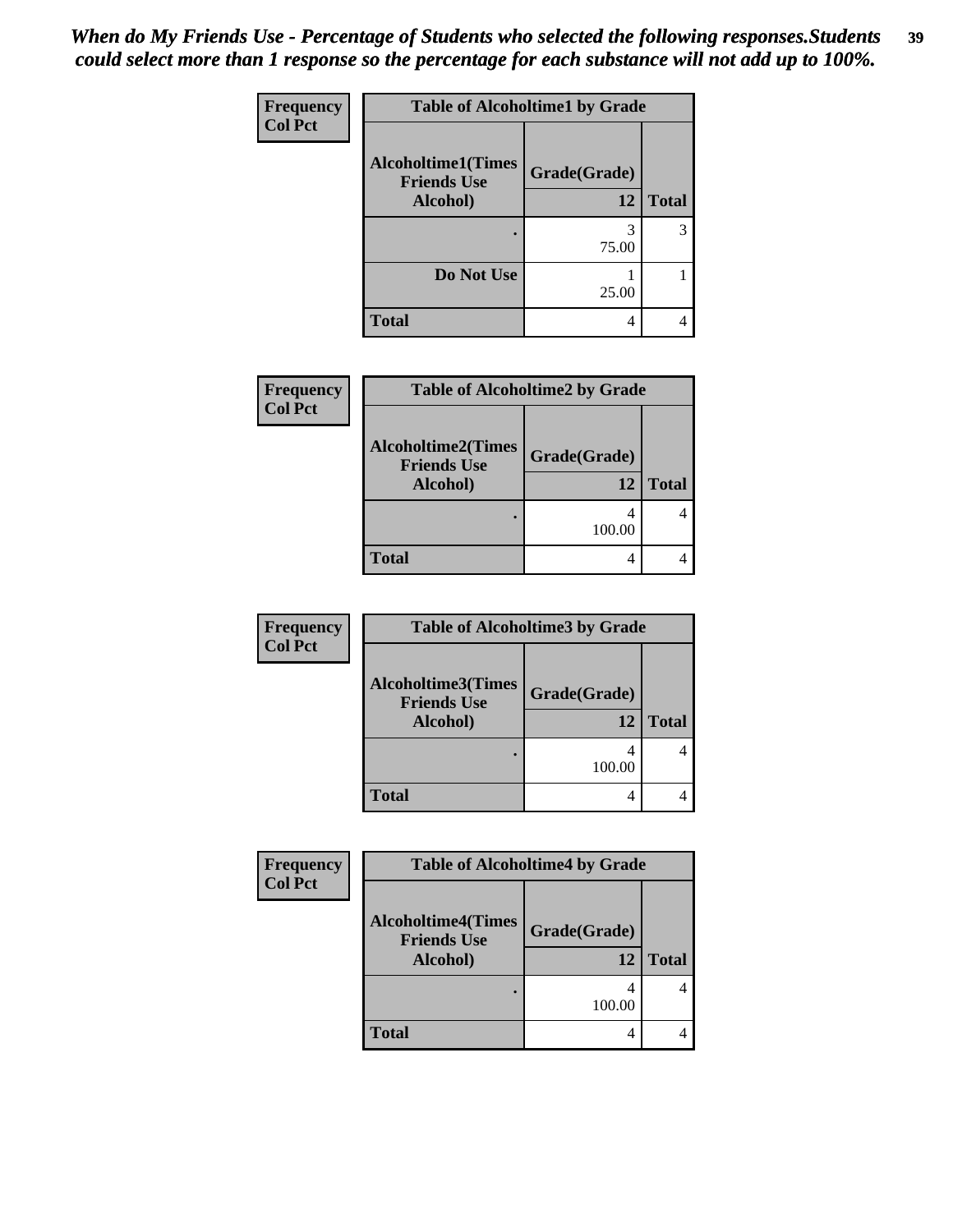*When do My Friends Use - Percentage of Students who selected the following responses.Students could select more than 1 response so the percentage for each substance will not add up to 100%.*

**Frequency**
**Col Pct**

| Table of Alcoholtime1 by Grade | | |
|---|---|---|
| **Alcoholtime1(Times Friends Use Alcohol)** | **Grade(Grade)** | |
| | **12** | **Total** |
| **.** | 3<br>75.00 | 3 |
| **Do Not Use** | 1<br>25.00 | 1 |
| **Total** | 4 | 4 |

**Frequency**
**Col Pct**

| Table of Alcoholtime2 by Grade | | |
|---|---|---|
| **Alcoholtime2(Times Friends Use Alcohol)** | **Grade(Grade)** | |
| | **12** | **Total** |
| **.** | 4<br>100.00 | 4 |
| **Total** | 4 | 4 |

**Frequency**
**Col Pct**

| Table of Alcoholtime3 by Grade | | |
|---|---|---|
| **Alcoholtime3(Times Friends Use Alcohol)** | **Grade(Grade)** | |
| | **12** | **Total** |
| **.** | 4<br>100.00 | 4 |
| **Total** | 4 | 4 |

**Frequency**
**Col Pct**

| Table of Alcoholtime4 by Grade | | |
|---|---|---|
| **Alcoholtime4(Times Friends Use Alcohol)** | **Grade(Grade)** | |
| | **12** | **Total** |
| **.** | 4<br>100.00 | 4 |
| **Total** | 4 | 4 |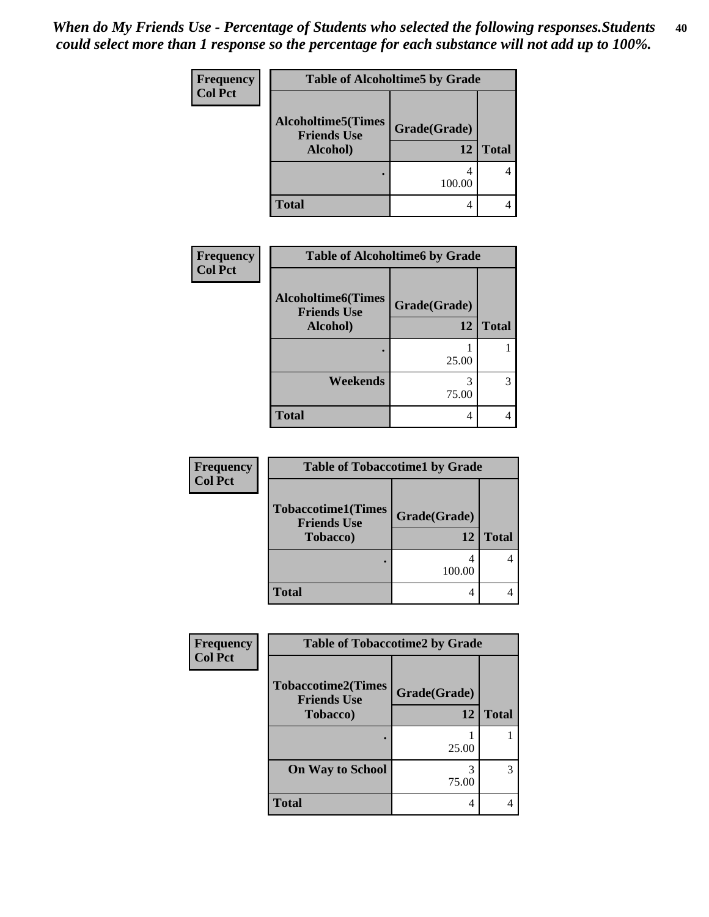*When do My Friends Use - Percentage of Students who selected the following responses.Students could select more than 1 response so the percentage for each substance will not add up to 100%.*

**Table of Alcoholtime5 by Grade**

| Frequency / Col Pct — Alcoholtime5(Times Friends Use Alcohol) | Grade(Grade) 12 | Total |
|---|---|---|
| . | 4<br>100.00 | 4 |
| **Total** | 4 | 4 |

**Table of Alcoholtime6 by Grade**

| Frequency / Col Pct — Alcoholtime6(Times Friends Use Alcohol) | Grade(Grade) 12 | Total |
|---|---|---|
| . | 1<br>25.00 | 1 |
| **Weekends** | 3<br>75.00 | 3 |
| **Total** | 4 | 4 |

**Table of Tobaccotime1 by Grade**

| Frequency / Col Pct — Tobaccotime1(Times Friends Use Tobacco) | Grade(Grade) 12 | Total |
|---|---|---|
| . | 4<br>100.00 | 4 |
| **Total** | 4 | 4 |

**Table of Tobaccotime2 by Grade**

| Frequency / Col Pct — Tobaccotime2(Times Friends Use Tobacco) | Grade(Grade) 12 | Total |
|---|---|---|
| . | 1<br>25.00 | 1 |
| **On Way to School** | 3<br>75.00 | 3 |
| **Total** | 4 | 4 |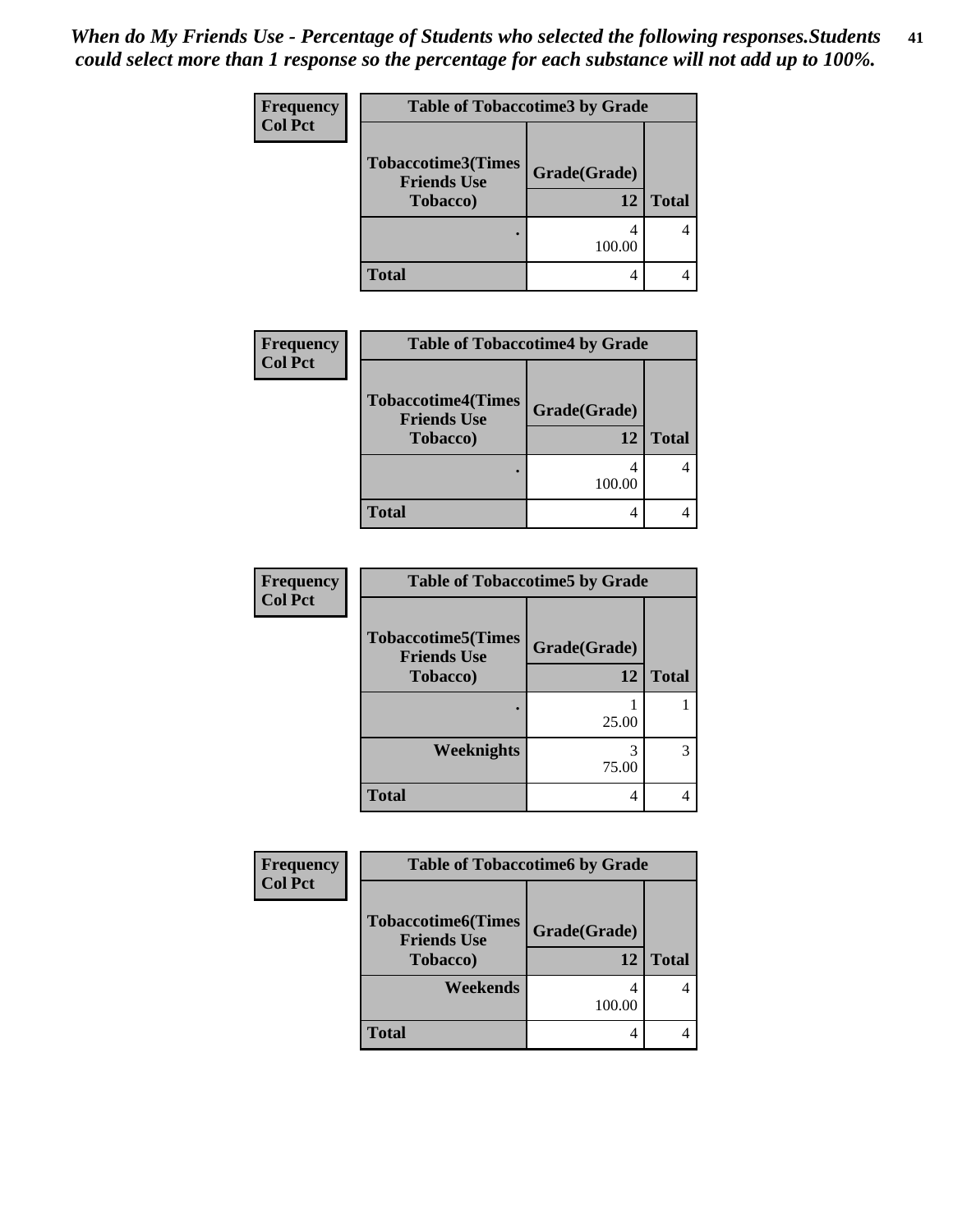*When do My Friends Use - Percentage of Students who selected the following responses.Students could select more than 1 response so the percentage for each substance will not add up to 100%.*

**Table of Tobaccotime3 by Grade**

| Frequency / Col Pct — Tobaccotime3(Times Friends Use Tobacco) | Grade(Grade) 12 | Total |
|---|---|---|
| . | 4<br>100.00 | 4 |
| **Total** | 4 | 4 |

**Table of Tobaccotime4 by Grade**

| Frequency / Col Pct — Tobaccotime4(Times Friends Use Tobacco) | Grade(Grade) 12 | Total |
|---|---|---|
| . | 4<br>100.00 | 4 |
| **Total** | 4 | 4 |

**Table of Tobaccotime5 by Grade**

| Frequency / Col Pct — Tobaccotime5(Times Friends Use Tobacco) | Grade(Grade) 12 | Total |
|---|---|---|
| . | 1<br>25.00 | 1 |
| Weeknights | 3<br>75.00 | 3 |
| **Total** | 4 | 4 |

**Table of Tobaccotime6 by Grade**

| Frequency / Col Pct — Tobaccotime6(Times Friends Use Tobacco) | Grade(Grade) 12 | Total |
|---|---|---|
| Weekends | 4<br>100.00 | 4 |
| **Total** | 4 | 4 |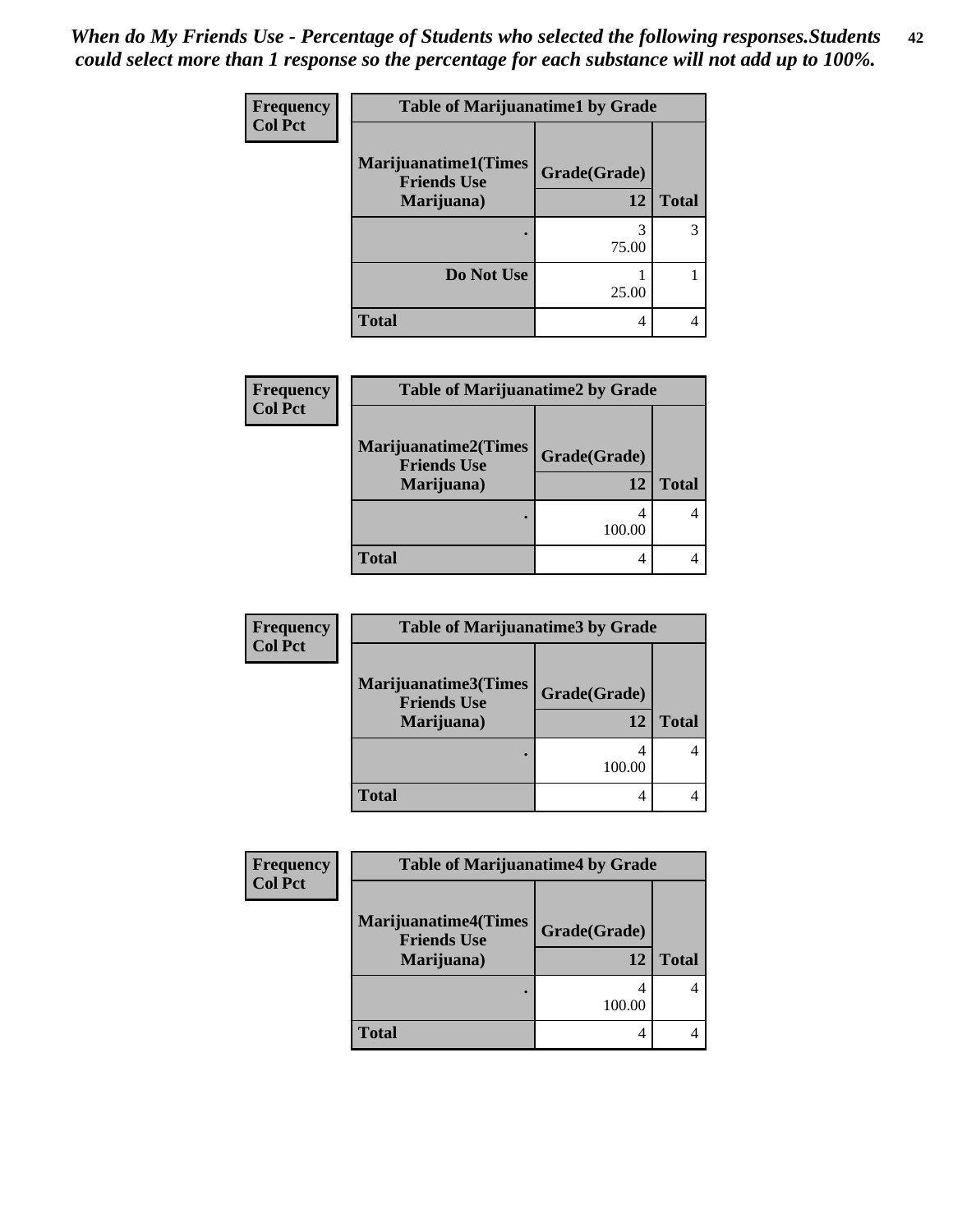*When do My Friends Use - Percentage of Students who selected the following responses.Students could select more than 1 response so the percentage for each substance will not add up to 100%.*

**Frequency / Col Pct**

**Table of Marijuanatime1 by Grade**

| Marijuanatime1(Times Friends Use Marijuana) | Grade(Grade) 12 | Total |
|---|---|---|
| . | 3<br>75.00 | 3 |
| Do Not Use | 1<br>25.00 | 1 |
| Total | 4 | 4 |

**Frequency / Col Pct**

**Table of Marijuanatime2 by Grade**

| Marijuanatime2(Times Friends Use Marijuana) | Grade(Grade) 12 | Total |
|---|---|---|
| . | 4<br>100.00 | 4 |
| Total | 4 | 4 |

**Frequency / Col Pct**

**Table of Marijuanatime3 by Grade**

| Marijuanatime3(Times Friends Use Marijuana) | Grade(Grade) 12 | Total |
|---|---|---|
| . | 4<br>100.00 | 4 |
| Total | 4 | 4 |

**Frequency / Col Pct**

**Table of Marijuanatime4 by Grade**

| Marijuanatime4(Times Friends Use Marijuana) | Grade(Grade) 12 | Total |
|---|---|---|
| . | 4<br>100.00 | 4 |
| Total | 4 | 4 |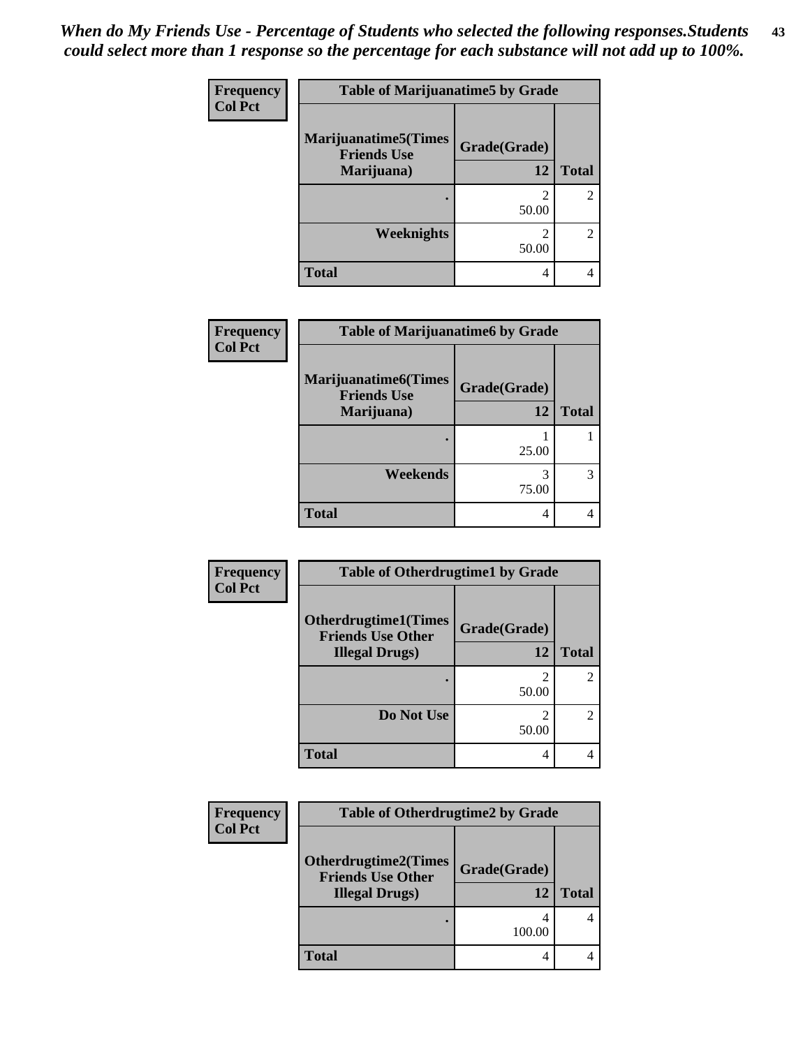*When do My Friends Use - Percentage of Students who selected the following responses.Students could select more than 1 response so the percentage for each substance will not add up to 100%.*

**Table of Marijuanatime5 by Grade**

| Marijuanatime5(Times Friends Use Marijuana) | Grade(Grade) 12 | Total |
|---|---|---|
| . | 2<br>50.00 | 2 |
| Weeknights | 2<br>50.00 | 2 |
| Total | 4 | 4 |

Frequency / Col Pct

**Table of Marijuanatime6 by Grade**

| Marijuanatime6(Times Friends Use Marijuana) | Grade(Grade) 12 | Total |
|---|---|---|
| . | 1<br>25.00 | 1 |
| Weekends | 3<br>75.00 | 3 |
| Total | 4 | 4 |

Frequency / Col Pct

**Table of Otherdrugtime1 by Grade**

| Otherdrugtime1(Times Friends Use Other Illegal Drugs) | Grade(Grade) 12 | Total |
|---|---|---|
| . | 2<br>50.00 | 2 |
| Do Not Use | 2<br>50.00 | 2 |
| Total | 4 | 4 |

Frequency / Col Pct

**Table of Otherdrugtime2 by Grade**

| Otherdrugtime2(Times Friends Use Other Illegal Drugs) | Grade(Grade) 12 | Total |
|---|---|---|
| . | 4<br>100.00 | 4 |
| Total | 4 | 4 |

Frequency / Col Pct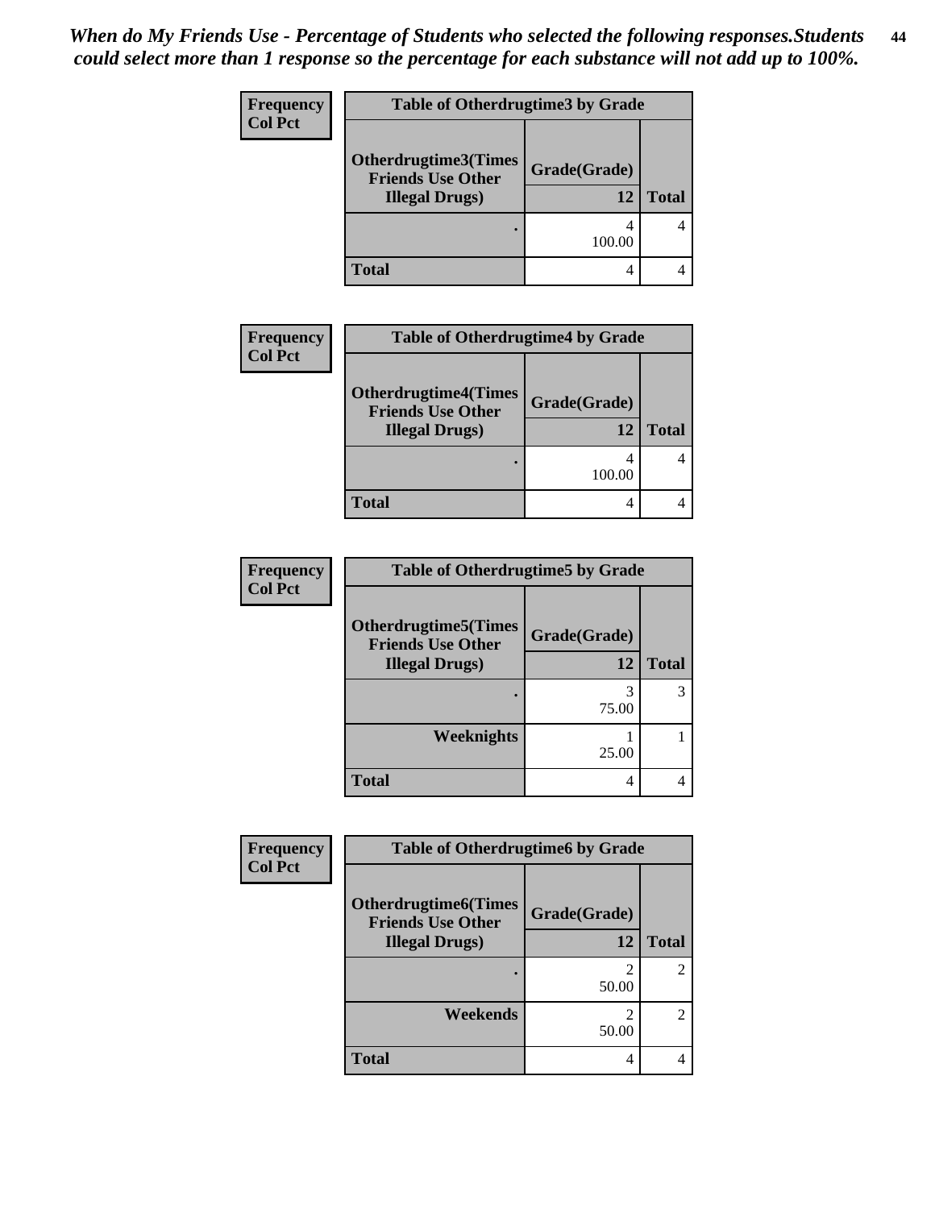*When do My Friends Use - Percentage of Students who selected the following responses.Students could select more than 1 response so the percentage for each substance will not add up to 100%.*

| Frequency Col Pct | Table of Otherdrugtime3 by Grade | |
|---|---|---|
| Otherdrugtime3(Times Friends Use Other Illegal Drugs) | Grade(Grade) 12 | Total |
| . | 4<br>100.00 | 4 |
| Total | 4 | 4 |

| Frequency Col Pct | Table of Otherdrugtime4 by Grade | |
|---|---|---|
| Otherdrugtime4(Times Friends Use Other Illegal Drugs) | Grade(Grade) 12 | Total |
| . | 4<br>100.00 | 4 |
| Total | 4 | 4 |

| Frequency Col Pct | Table of Otherdrugtime5 by Grade | |
|---|---|---|
| Otherdrugtime5(Times Friends Use Other Illegal Drugs) | Grade(Grade) 12 | Total |
| . | 3<br>75.00 | 3 |
| Weeknights | 1<br>25.00 | 1 |
| Total | 4 | 4 |

| Frequency Col Pct | Table of Otherdrugtime6 by Grade | |
|---|---|---|
| Otherdrugtime6(Times Friends Use Other Illegal Drugs) | Grade(Grade) 12 | Total |
| . | 2<br>50.00 | 2 |
| Weekends | 2<br>50.00 | 2 |
| Total | 4 | 4 |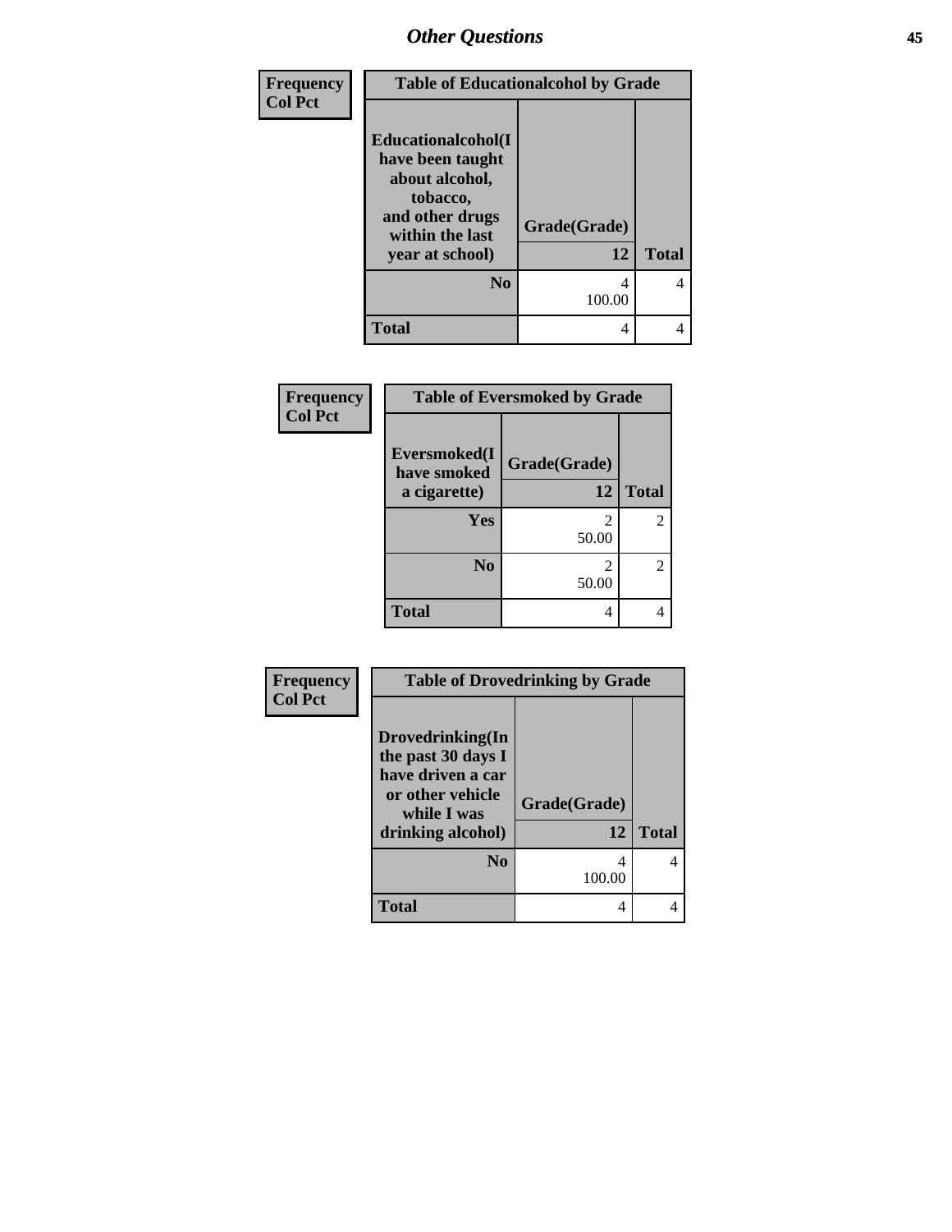## Other Questions

| Frequency<br>Col Pct | Table of Educationalcohol by Grade | |
|---|---|---|
| **Educationalcohol(I have been taught about alcohol, tobacco, and other drugs within the last year at school)** | **Grade(Grade)**<br>**12** | **Total** |
| **No** | 4<br>100.00 | 4 |
| **Total** | 4 | 4 |

| Frequency<br>Col Pct | Table of Eversmoked by Grade | |
|---|---|---|
| **Eversmoked(I have smoked a cigarette)** | **Grade(Grade)**<br>**12** | **Total** |
| **Yes** | 2<br>50.00 | 2 |
| **No** | 2<br>50.00 | 2 |
| **Total** | 4 | 4 |

| Frequency<br>Col Pct | Table of Drovedrinking by Grade | |
|---|---|---|
| **Drovedrinking(In the past 30 days I have driven a car or other vehicle while I was drinking alcohol)** | **Grade(Grade)**<br>**12** | **Total** |
| **No** | 4<br>100.00 | 4 |
| **Total** | 4 | 4 |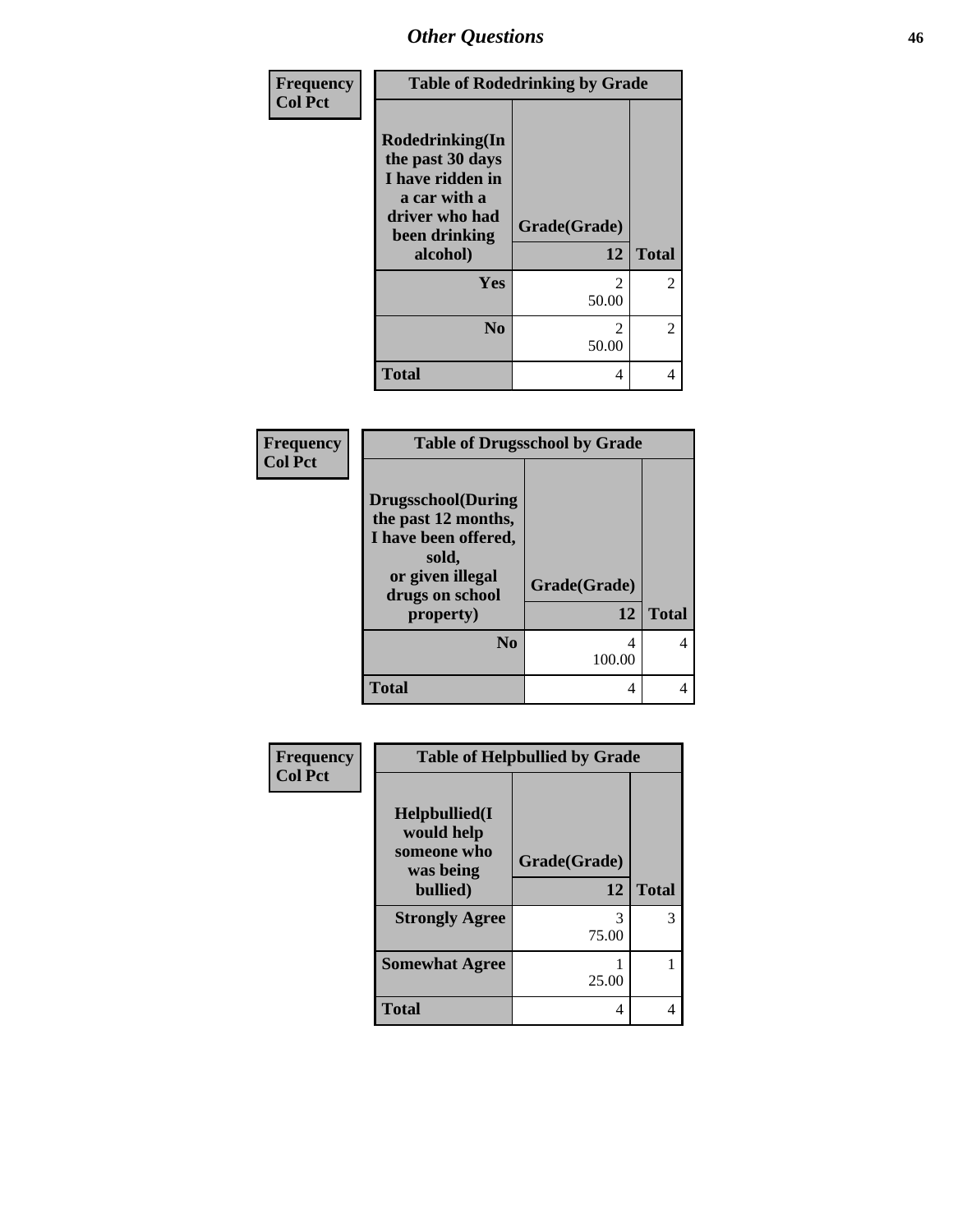| Frequency<br>Col Pct | Table of Rodedrinking by Grade | |
|---|---|---|
| **Rodedrinking(In the past 30 days I have ridden in a car with a driver who had been drinking alcohol)** | **Grade(Grade)**<br>**12** | **Total** |
| **Yes** | 2<br>50.00 | 2 |
| **No** | 2<br>50.00 | 2 |
| **Total** | 4 | 4 |

| Frequency<br>Col Pct | Table of Drugsschool by Grade | |
|---|---|---|
| **Drugsschool(During the past 12 months, I have been offered, sold, or given illegal drugs on school property)** | **Grade(Grade)**<br>**12** | **Total** |
| **No** | 4<br>100.00 | 4 |
| **Total** | 4 | 4 |

| Frequency<br>Col Pct | Table of Helpbullied by Grade | |
|---|---|---|
| **Helpbullied(I would help someone who was being bullied)** | **Grade(Grade)**<br>**12** | **Total** |
| **Strongly Agree** | 3<br>75.00 | 3 |
| **Somewhat Agree** | 1<br>25.00 | 1 |
| **Total** | 4 | 4 |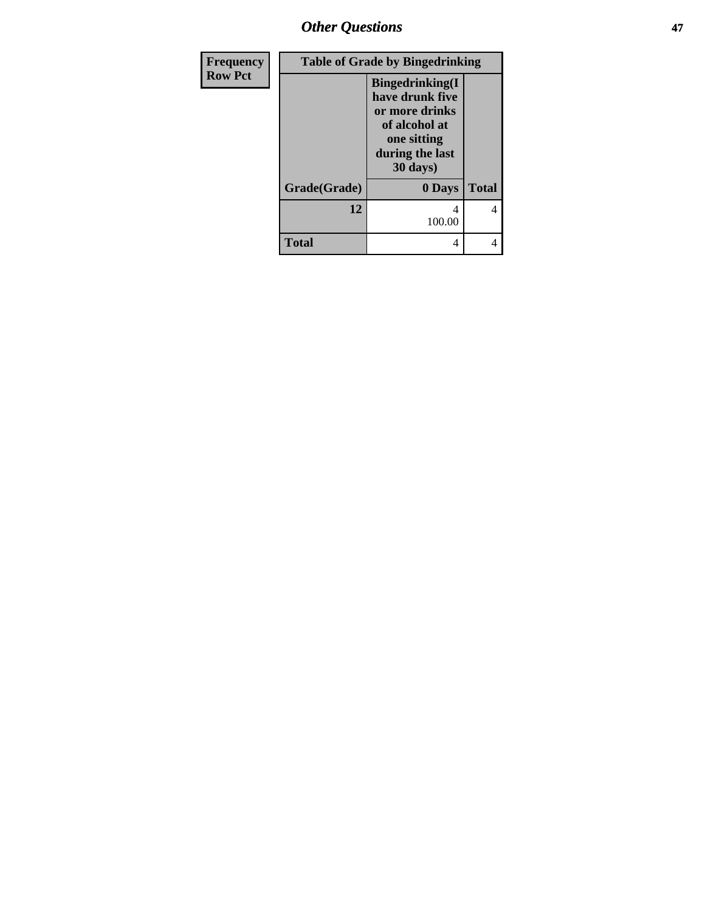| Frequency<br>Row Pct |
| --- |

**Table of Grade by Bingedrinking**

| Grade(Grade) | Bingedrinking(I have drunk five or more drinks of alcohol at one sitting during the last 30 days)<br>0 Days | Total |
| --- | --- | --- |
| **12** | 4<br>100.00 | 4 |
| **Total** | 4 | 4 |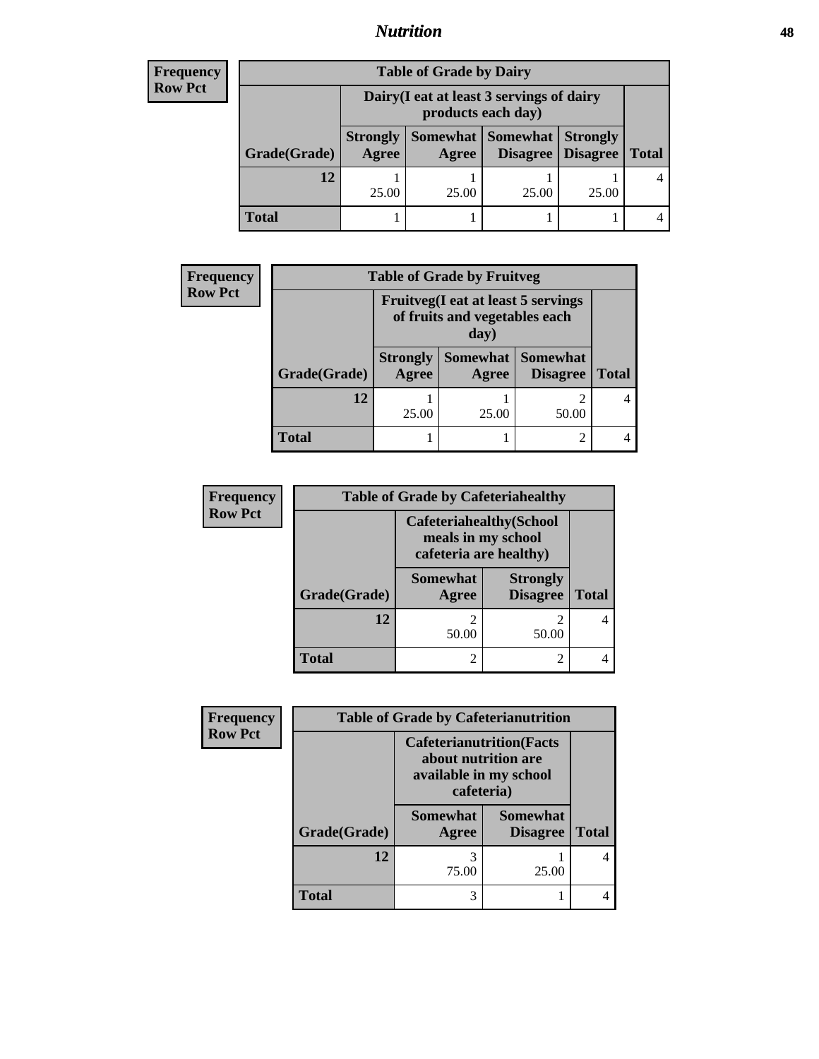| Frequency<br>Row Pct | | | | | |
|---|---|---|---|---|---|
| **Table of Grade by Dairy** | | | | | |
| | **Dairy(I eat at least 3 servings of dairy products each day)** | | | | |
| **Grade(Grade)** | **Strongly Agree** | **Somewhat Agree** | **Somewhat Disagree** | **Strongly Disagree** | **Total** |
| **12** | 1<br>25.00 | 1<br>25.00 | 1<br>25.00 | 1<br>25.00 | 4 |
| **Total** | 1 | 1 | 1 | 1 | 4 |

| Frequency<br>Row Pct | | | | |
|---|---|---|---|---|
| **Table of Grade by Fruitveg** | | | | |
| | **Fruitveg(I eat at least 5 servings of fruits and vegetables each day)** | | | |
| **Grade(Grade)** | **Strongly Agree** | **Somewhat Agree** | **Somewhat Disagree** | **Total** |
| **12** | 1<br>25.00 | 1<br>25.00 | 2<br>50.00 | 4 |
| **Total** | 1 | 1 | 2 | 4 |

| Frequency<br>Row Pct | | | |
|---|---|---|---|
| **Table of Grade by Cafeteriahealthy** | | | |
| | **Cafeteriahealthy(School meals in my school cafeteria are healthy)** | | |
| **Grade(Grade)** | **Somewhat Agree** | **Strongly Disagree** | **Total** |
| **12** | 2<br>50.00 | 2<br>50.00 | 4 |
| **Total** | 2 | 2 | 4 |

| Frequency<br>Row Pct | | | |
|---|---|---|---|
| **Table of Grade by Cafeterianutrition** | | | |
| | **Cafeterianutrition(Facts about nutrition are available in my school cafeteria)** | | |
| **Grade(Grade)** | **Somewhat Agree** | **Somewhat Disagree** | **Total** |
| **12** | 3<br>75.00 | 1<br>25.00 | 4 |
| **Total** | 3 | 1 | 4 |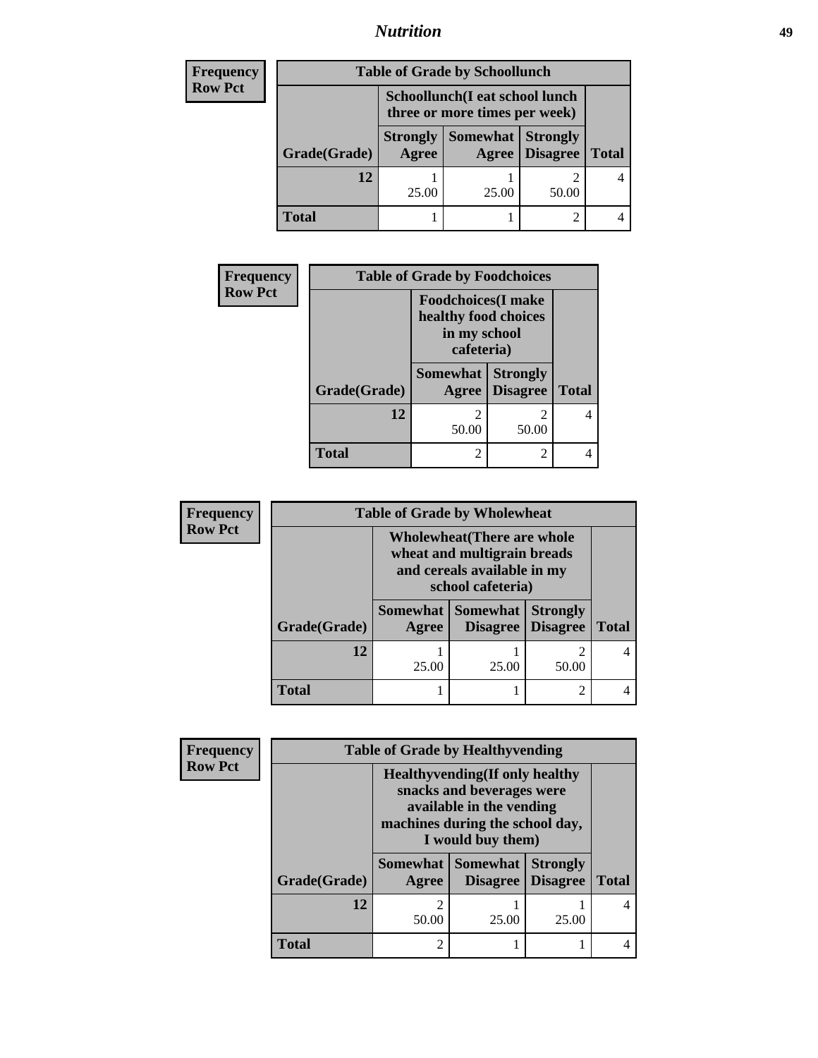## Nutrition

**Frequency Row Pct**

| Table of Grade by Schoollunch | | | | |
|---|---|---|---|---|
| | Schoollunch(I eat school lunch three or more times per week) | | | |
| Grade(Grade) | Strongly Agree | Somewhat Agree | Strongly Disagree | Total |
| 12 | 1<br>25.00 | 1<br>25.00 | 2<br>50.00 | 4 |
| Total | 1 | 1 | 2 | 4 |

**Frequency Row Pct**

| Table of Grade by Foodchoices | | | |
|---|---|---|---|
| | Foodchoices(I make healthy food choices in my school cafeteria) | | |
| Grade(Grade) | Somewhat Agree | Strongly Disagree | Total |
| 12 | 2<br>50.00 | 2<br>50.00 | 4 |
| Total | 2 | 2 | 4 |

**Frequency Row Pct**

| Table of Grade by Wholewheat | | | | |
|---|---|---|---|---|
| | Wholewheat(There are whole wheat and multigrain breads and cereals available in my school cafeteria) | | | |
| Grade(Grade) | Somewhat Agree | Somewhat Disagree | Strongly Disagree | Total |
| 12 | 1<br>25.00 | 1<br>25.00 | 2<br>50.00 | 4 |
| Total | 1 | 1 | 2 | 4 |

**Frequency Row Pct**

| Table of Grade by Healthyvending | | | | |
|---|---|---|---|---|
| | Healthyvending(If only healthy snacks and beverages were available in the vending machines during the school day, I would buy them) | | | |
| Grade(Grade) | Somewhat Agree | Somewhat Disagree | Strongly Disagree | Total |
| 12 | 2<br>50.00 | 1<br>25.00 | 1<br>25.00 | 4 |
| Total | 2 | 1 | 1 | 4 |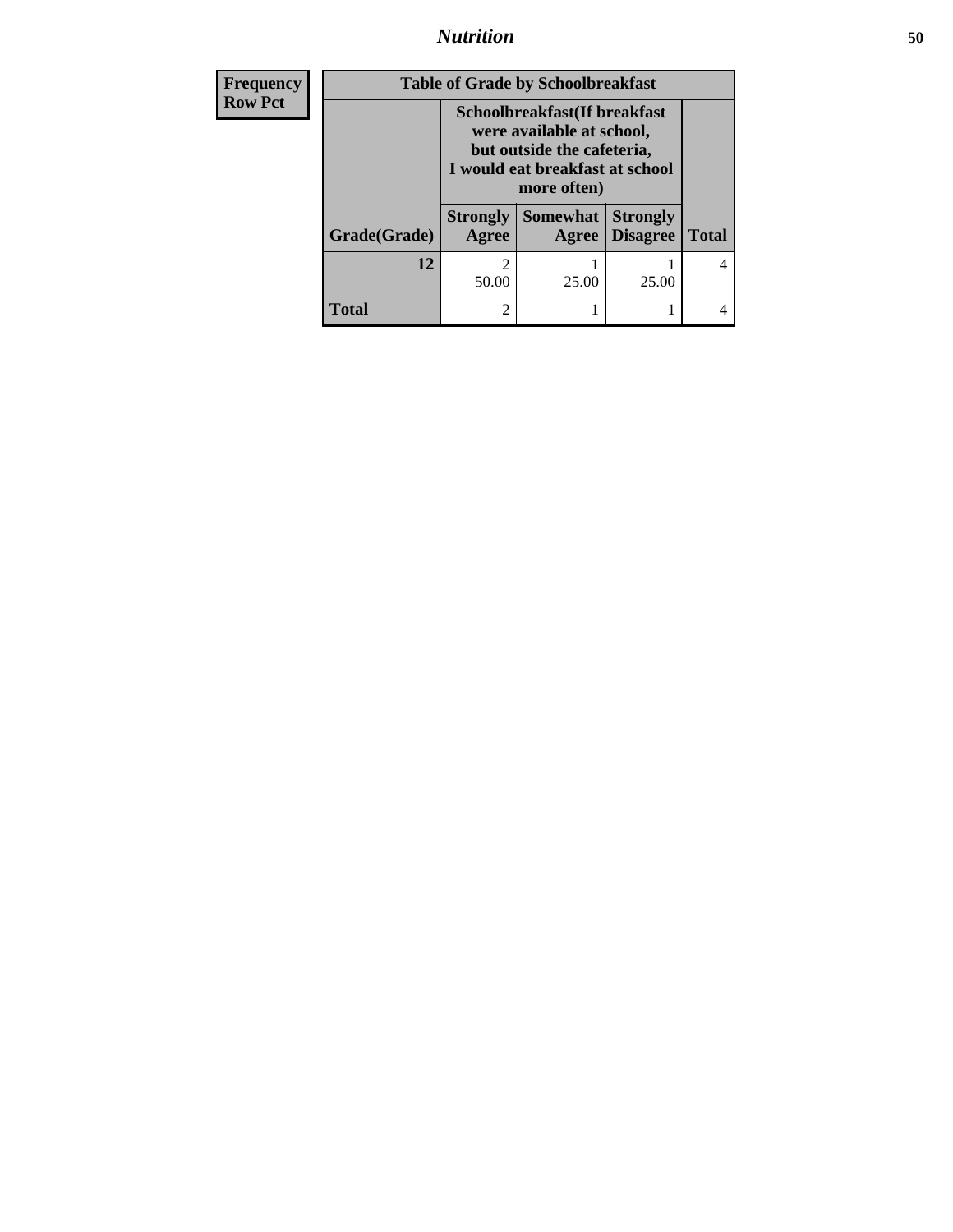| Frequency<br>Row Pct | Table of Grade by Schoolbreakfast | | | |
|---|---|---|---|---|
| | Schoolbreakfast(If breakfast were available at school, but outside the cafeteria, I would eat breakfast at school more often) | | | |
| Grade(Grade) | Strongly Agree | Somewhat Agree | Strongly Disagree | Total |
| 12 | 2<br>50.00 | 1<br>25.00 | 1<br>25.00 | 4 |
| Total | 2 | 1 | 1 | 4 |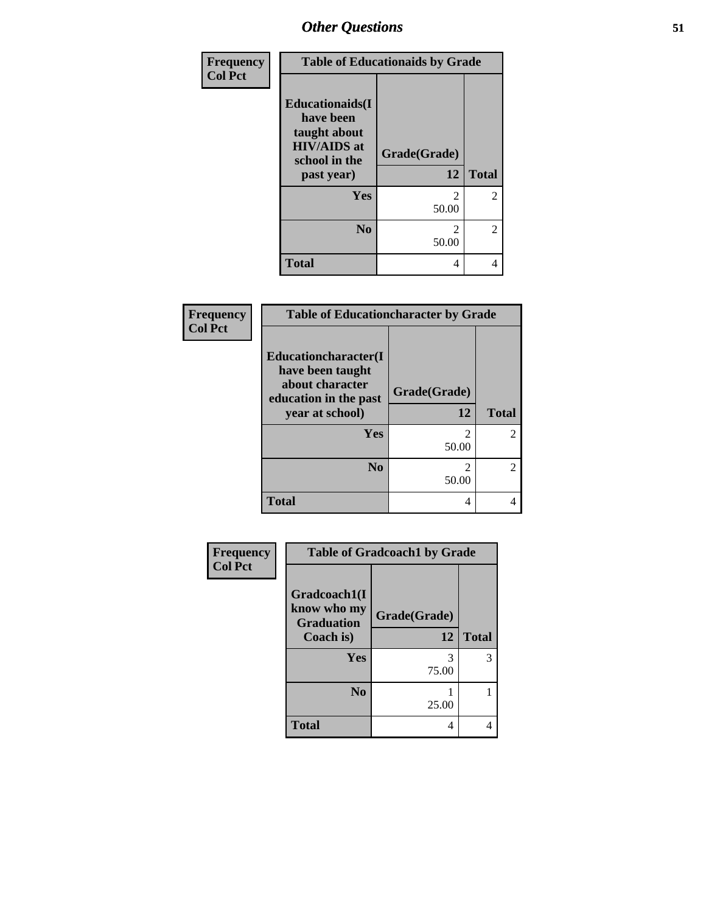| Frequency<br>Col Pct | Table of Educationaids by Grade | |
|---|---|---|
| Educationaids(I have been taught about HIV/AIDS at school in the past year) | Grade(Grade)<br>12 | Total |
| Yes | 2<br>50.00 | 2 |
| No | 2<br>50.00 | 2 |
| Total | 4 | 4 |

| Frequency<br>Col Pct | Table of Educationcharacter by Grade | |
|---|---|---|
| Educationcharacter(I have been taught about character education in the past year at school) | Grade(Grade)<br>12 | Total |
| Yes | 2<br>50.00 | 2 |
| No | 2<br>50.00 | 2 |
| Total | 4 | 4 |

| Frequency<br>Col Pct | Table of Gradcoach1 by Grade | |
|---|---|---|
| Gradcoach1(I know who my Graduation Coach is) | Grade(Grade)<br>12 | Total |
| Yes | 3<br>75.00 | 3 |
| No | 1<br>25.00 | 1 |
| Total | 4 | 4 |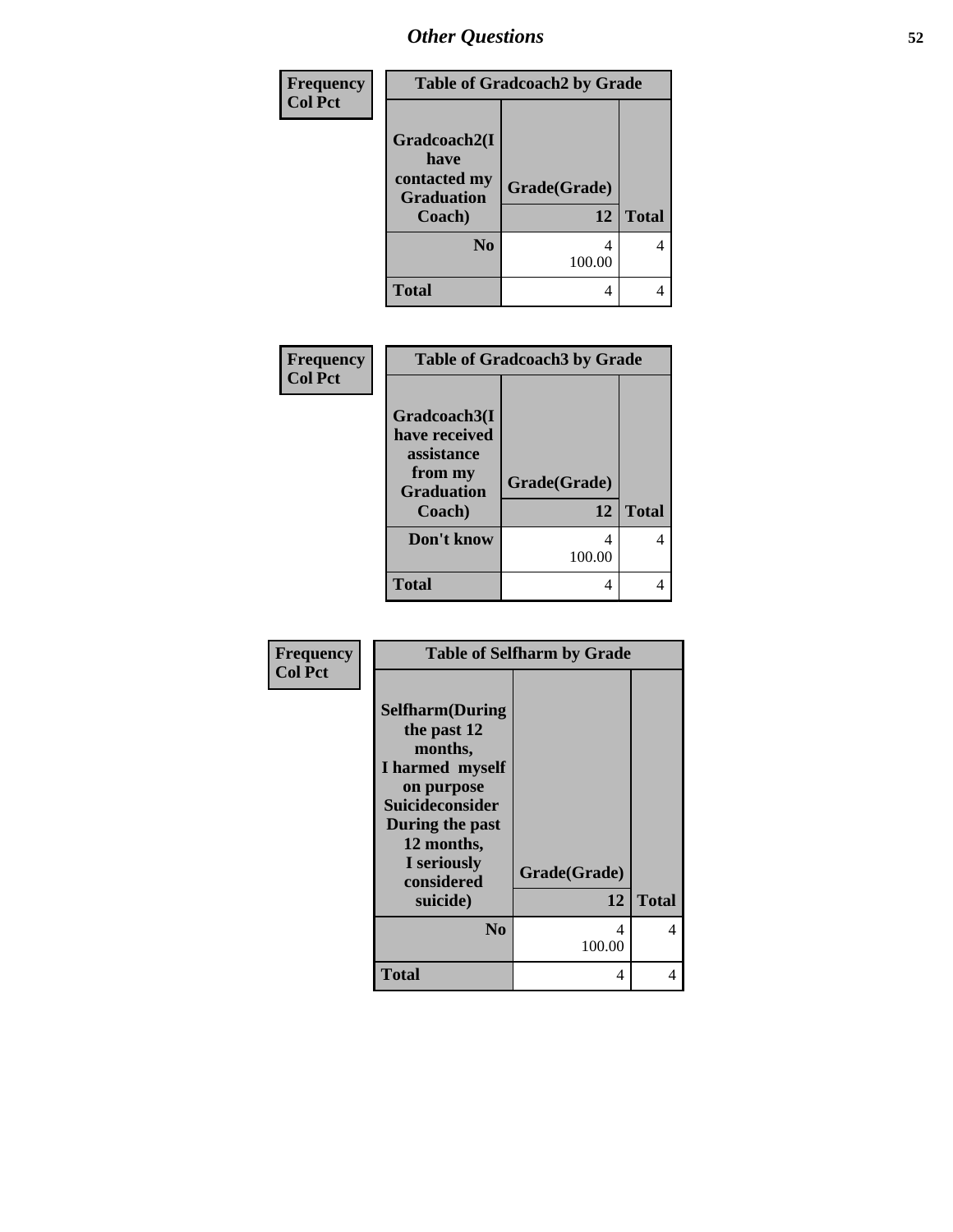## Other Questions

Frequency
Col Pct

| Table of Gradcoach2 by Grade | | |
|---|---|---|
| Gradcoach2(I have contacted my Graduation Coach) | Grade(Grade) 12 | Total |
| No | 4<br>100.00 | 4 |
| Total | 4 | 4 |

Frequency
Col Pct

| Table of Gradcoach3 by Grade | | |
|---|---|---|
| Gradcoach3(I have received assistance from my Graduation Coach) | Grade(Grade) 12 | Total |
| Don't know | 4<br>100.00 | 4 |
| Total | 4 | 4 |

Frequency
Col Pct

| Table of Selfharm by Grade | | |
|---|---|---|
| Selfharm(During the past 12 months, I harmed myself on purpose Suicideconsider During the past 12 months, I seriously considered suicide) | Grade(Grade) 12 | Total |
| No | 4<br>100.00 | 4 |
| Total | 4 | 4 |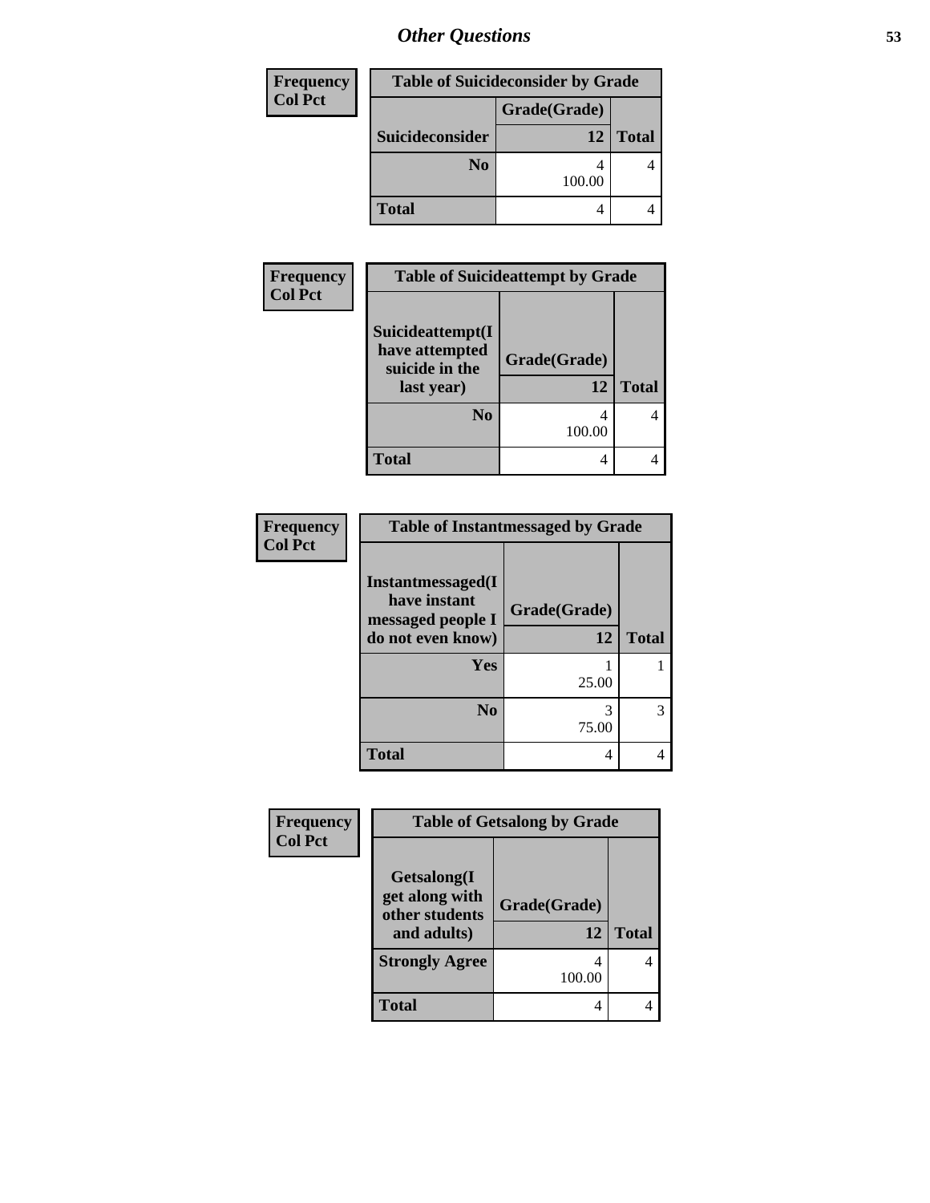## Other Questions

**Frequency / Col Pct**

| Table of Suicideconsider by Grade | | |
|---|---|---|
| | Grade(Grade) | |
| Suicideconsider | 12 | Total |
| No | 4<br>100.00 | 4 |
| Total | 4 | 4 |

**Frequency / Col Pct**

| Table of Suicideattempt by Grade | | |
|---|---|---|
| Suicideattempt(I have attempted suicide in the last year) | Grade(Grade)<br>12 | Total |
| No | 4<br>100.00 | 4 |
| Total | 4 | 4 |

**Frequency / Col Pct**

| Table of Instantmessaged by Grade | | |
|---|---|---|
| Instantmessaged(I have instant messaged people I do not even know) | Grade(Grade)<br>12 | Total |
| Yes | 1<br>25.00 | 1 |
| No | 3<br>75.00 | 3 |
| Total | 4 | 4 |

**Frequency / Col Pct**

| Table of Getsalong by Grade | | |
|---|---|---|
| Getsalong(I get along with other students and adults) | Grade(Grade)<br>12 | Total |
| Strongly Agree | 4<br>100.00 | 4 |
| Total | 4 | 4 |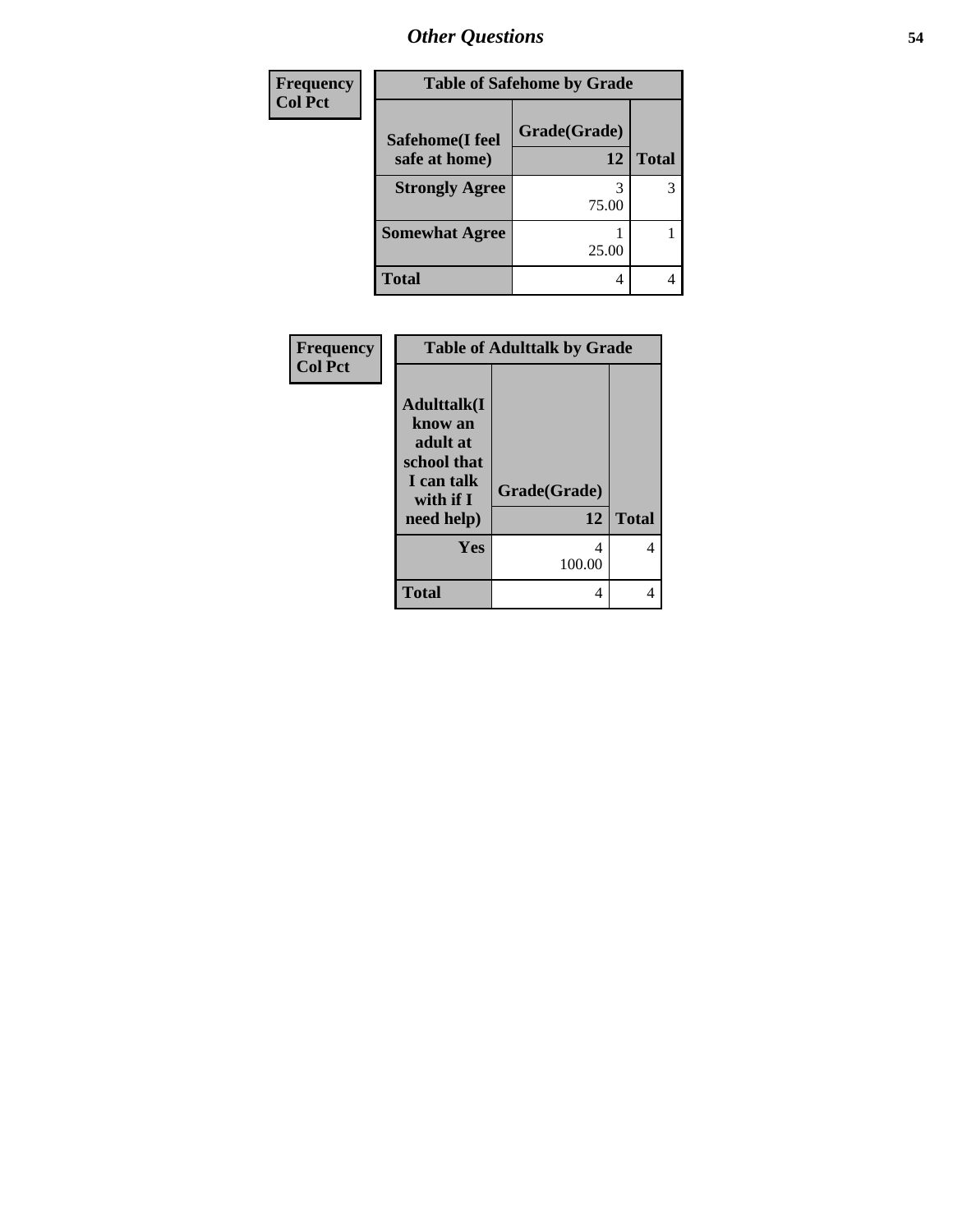| Frequency<br>Col Pct |
|---|

| Table of Safehome by Grade | | |
|---|---|---|
| Safehome(I feel safe at home) | Grade(Grade)<br>12 | Total |
| Strongly Agree | 3<br>75.00 | 3 |
| Somewhat Agree | 1<br>25.00 | 1 |
| Total | 4 | 4 |

| Frequency<br>Col Pct |
|---|

| Table of Adulttalk by Grade | | |
|---|---|---|
| Adulttalk(I know an adult at school that I can talk with if I need help) | Grade(Grade)<br>12 | Total |
| Yes | 4<br>100.00 | 4 |
| Total | 4 | 4 |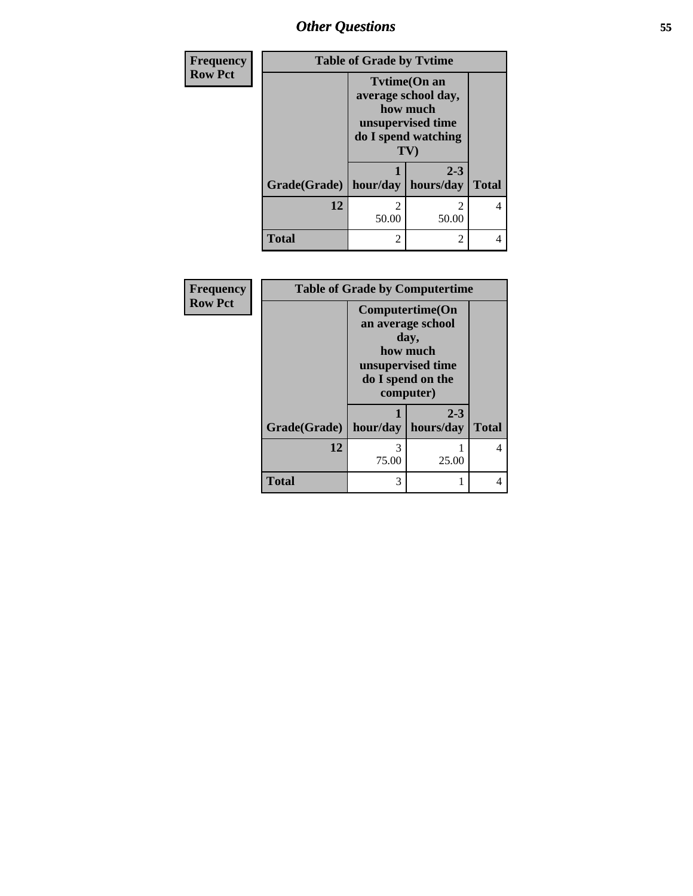| Frequency<br>Row Pct | Table of Grade by Tvtime | | |
|---|---|---|---|
| | Tvtime(On an average school day, how much unsupervised time do I spend watching TV) | | |
| Grade(Grade) | 1 hour/day | 2-3 hours/day | Total |
| 12 | 2<br>50.00 | 2<br>50.00 | 4 |
| Total | 2 | 2 | 4 |

| Frequency<br>Row Pct | Table of Grade by Computertime | | |
|---|---|---|---|
| | Computertime(On an average school day, how much unsupervised time do I spend on the computer) | | |
| Grade(Grade) | 1 hour/day | 2-3 hours/day | Total |
| 12 | 3<br>75.00 | 1<br>25.00 | 4 |
| Total | 3 | 1 | 4 |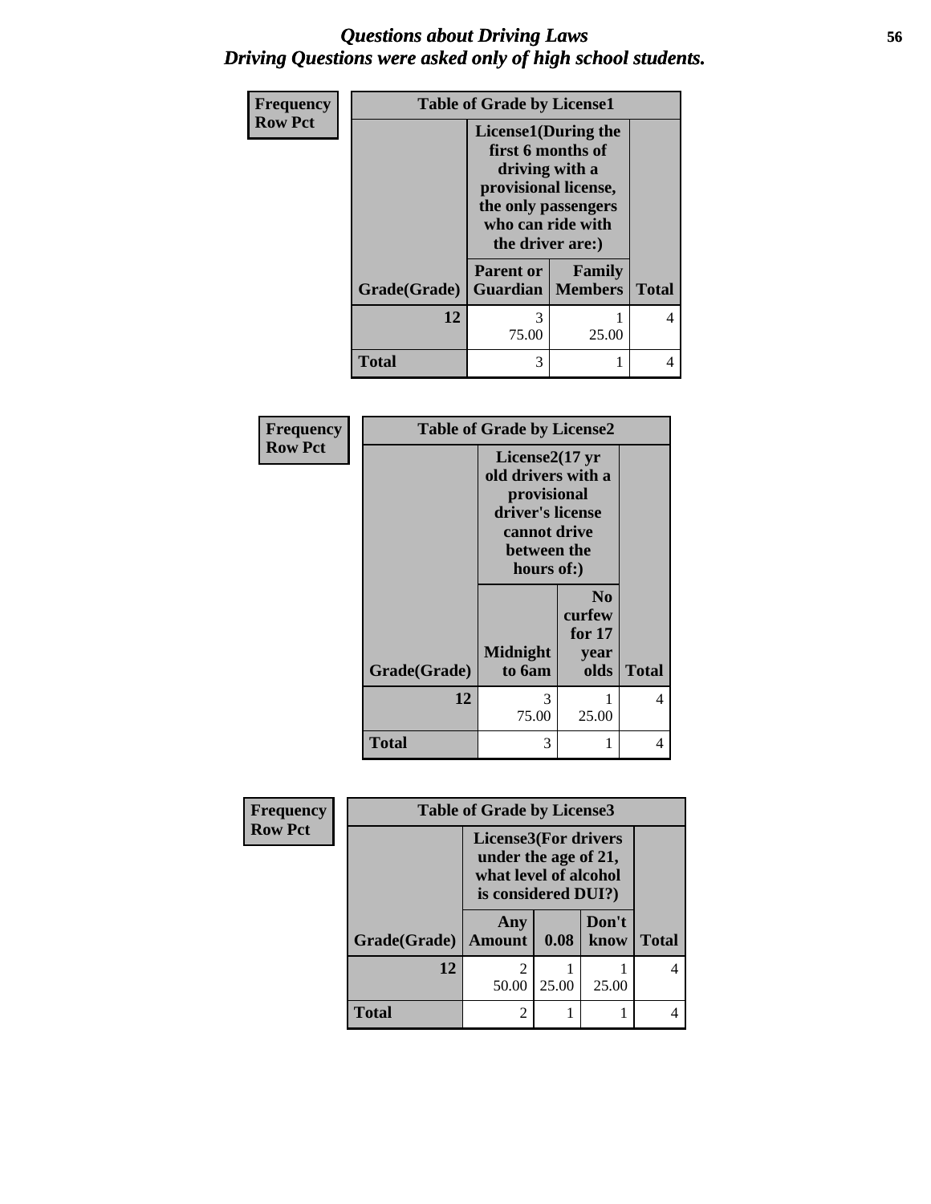# *Questions about Driving Laws*
## *Driving Questions were asked only of high school students.*

| Frequency<br>Row Pct | Table of Grade by License1 | | |
|---|---|---|---|
| | License1(During the first 6 months of driving with a provisional license, the only passengers who can ride with the driver are:) | | |
| Grade(Grade) | Parent or Guardian | Family Members | Total |
| 12 | 3<br>75.00 | 1<br>25.00 | 4 |
| Total | 3 | 1 | 4 |

| Frequency<br>Row Pct | Table of Grade by License2 | | |
|---|---|---|---|
| | License2(17 yr old drivers with a provisional driver's license cannot drive between the hours of:) | | |
| Grade(Grade) | Midnight to 6am | No curfew for 17 year olds | Total |
| 12 | 3<br>75.00 | 1<br>25.00 | 4 |
| Total | 3 | 1 | 4 |

| Frequency<br>Row Pct | Table of Grade by License3 | | | |
|---|---|---|---|---|
| | License3(For drivers under the age of 21, what level of alcohol is considered DUI?) | | | |
| Grade(Grade) | Any Amount | 0.08 | Don't know | Total |
| 12 | 2<br>50.00 | 1<br>25.00 | 1<br>25.00 | 4 |
| Total | 2 | 1 | 1 | 4 |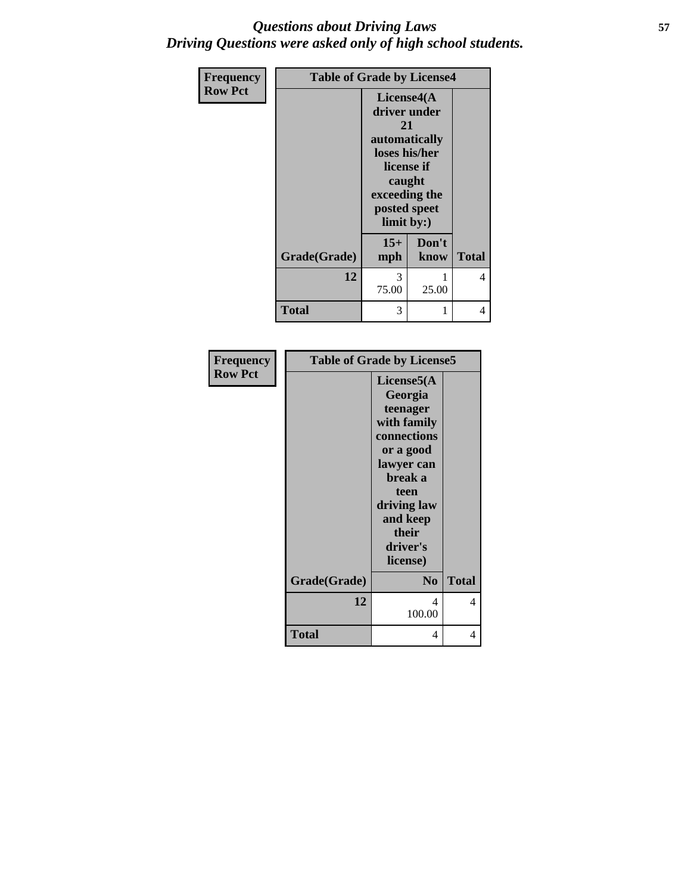# *Questions about Driving Laws*
## *Driving Questions were asked only of high school students.*

**Frequency**
**Row Pct**

| Table of Grade by License4 | | | |
|---|---|---|---|
| | License4(A driver under 21 automatically loses his/her license if caught exceeding the posted speet limit by:) | | |
| Grade(Grade) | 15+ mph | Don't know | Total |
| 12 | 3<br>75.00 | 1<br>25.00 | 4 |
| Total | 3 | 1 | 4 |

**Frequency**
**Row Pct**

| Table of Grade by License5 | | |
|---|---|---|
| | License5(A Georgia teenager with family connections or a good lawyer can break a teen driving law and keep their driver's license) | |
| Grade(Grade) | No | Total |
| 12 | 4<br>100.00 | 4 |
| Total | 4 | 4 |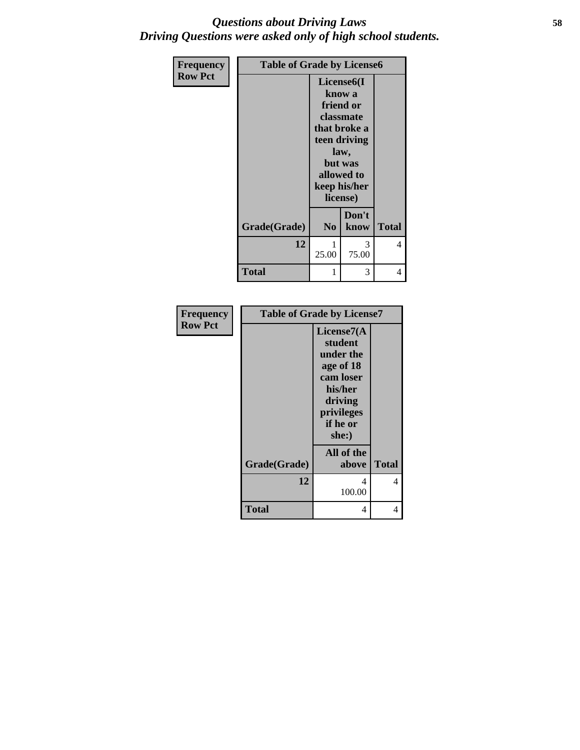*Questions about Driving Laws*
*Driving Questions were asked only of high school students.*

| Frequency Row Pct | Table of Grade by License6 | | |
|---|---|---|---|
| | License6(I know a friend or classmate that broke a teen driving law, but was allowed to keep his/her license) | | |
| Grade(Grade) | No | Don't know | Total |
| 12 | 1 25.00 | 3 75.00 | 4 |
| Total | 1 | 3 | 4 |

| Frequency Row Pct | Table of Grade by License7 | |
|---|---|---|
| | License7(A student under the age of 18 cam loser his/her driving privileges if he or she:) | |
| Grade(Grade) | All of the above | Total |
| 12 | 4 100.00 | 4 |
| Total | 4 | 4 |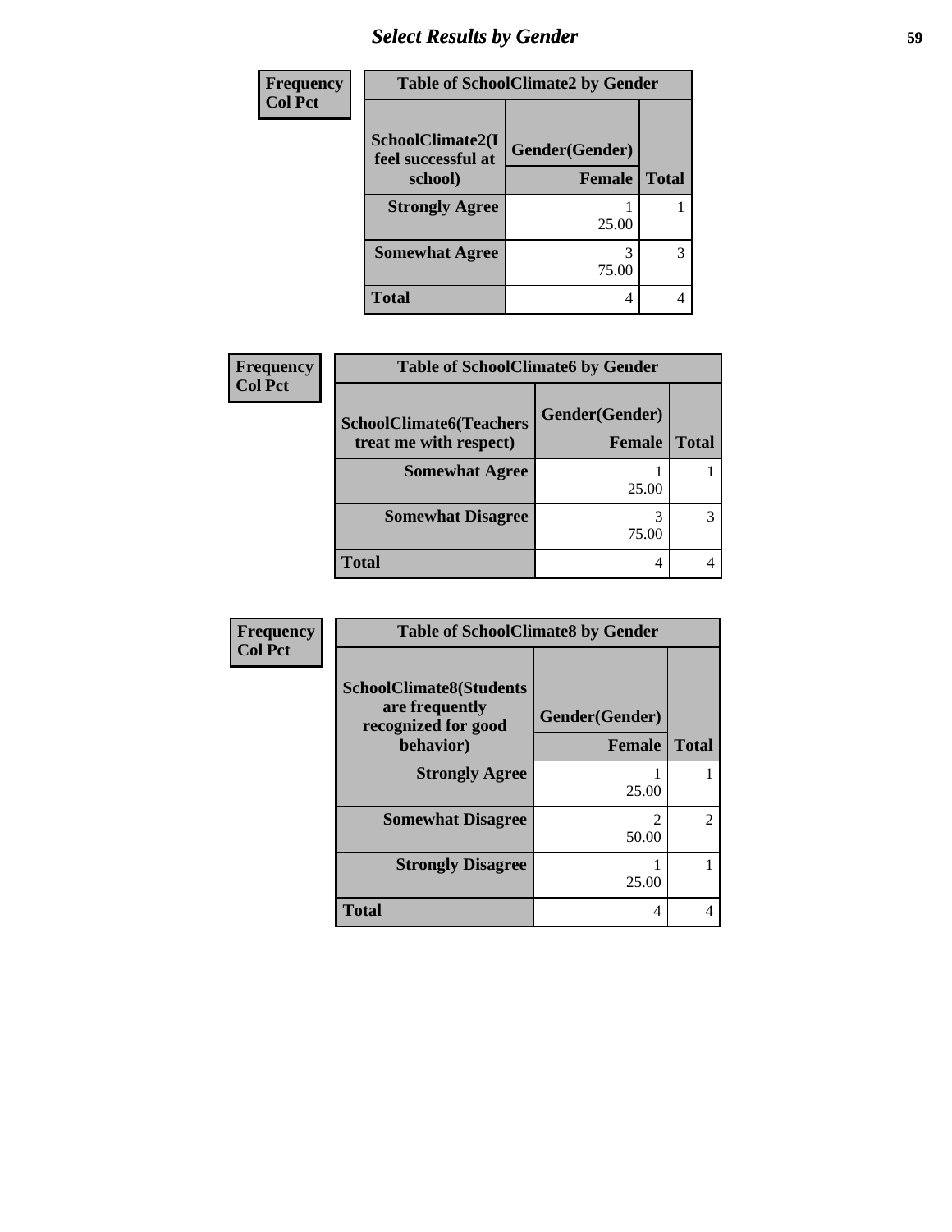| Frequency Col Pct | Table of SchoolClimate2 by Gender | |
|---|---|---|
| SchoolClimate2(I feel successful at school) | Gender(Gender) Female | Total |
| Strongly Agree | 1 25.00 | 1 |
| Somewhat Agree | 3 75.00 | 3 |
| Total | 4 | 4 |

| Frequency Col Pct | Table of SchoolClimate6 by Gender | |
|---|---|---|
| SchoolClimate6(Teachers treat me with respect) | Gender(Gender) Female | Total |
| Somewhat Agree | 1 25.00 | 1 |
| Somewhat Disagree | 3 75.00 | 3 |
| Total | 4 | 4 |

| Frequency Col Pct | Table of SchoolClimate8 by Gender | |
|---|---|---|
| SchoolClimate8(Students are frequently recognized for good behavior) | Gender(Gender) Female | Total |
| Strongly Agree | 1 25.00 | 1 |
| Somewhat Disagree | 2 50.00 | 2 |
| Strongly Disagree | 1 25.00 | 1 |
| Total | 4 | 4 |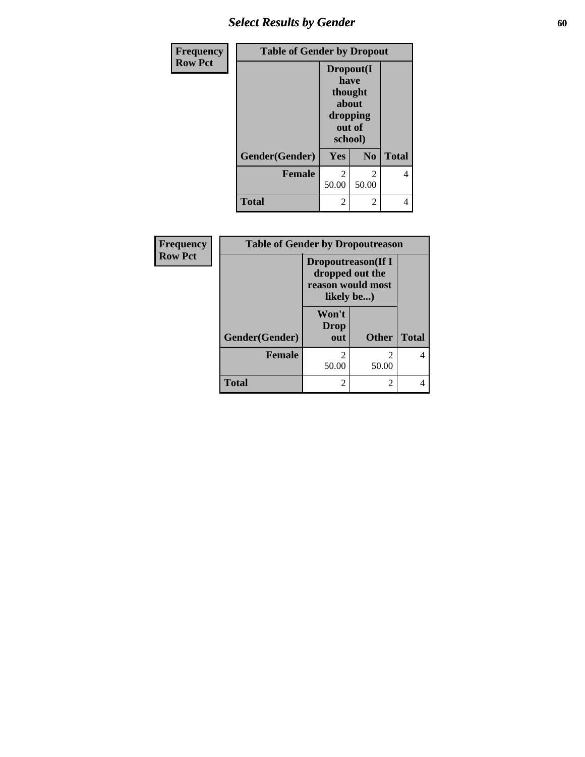## Select Results by Gender

**Frequency**
**Row Pct**

| Table of Gender by Dropout | | | |
|---|---|---|---|
| | Dropout(I have thought about dropping out of school) | | |
| Gender(Gender) | Yes | No | Total |
| **Female** | 2<br>50.00 | 2<br>50.00 | 4 |
| **Total** | 2 | 2 | 4 |

**Frequency**
**Row Pct**

| Table of Gender by Dropoutreason | | | |
|---|---|---|---|
| | Dropoutreason(If I dropped out the reason would most likely be...) | | |
| Gender(Gender) | Won't Drop out | Other | Total |
| **Female** | 2<br>50.00 | 2<br>50.00 | 4 |
| **Total** | 2 | 2 | 4 |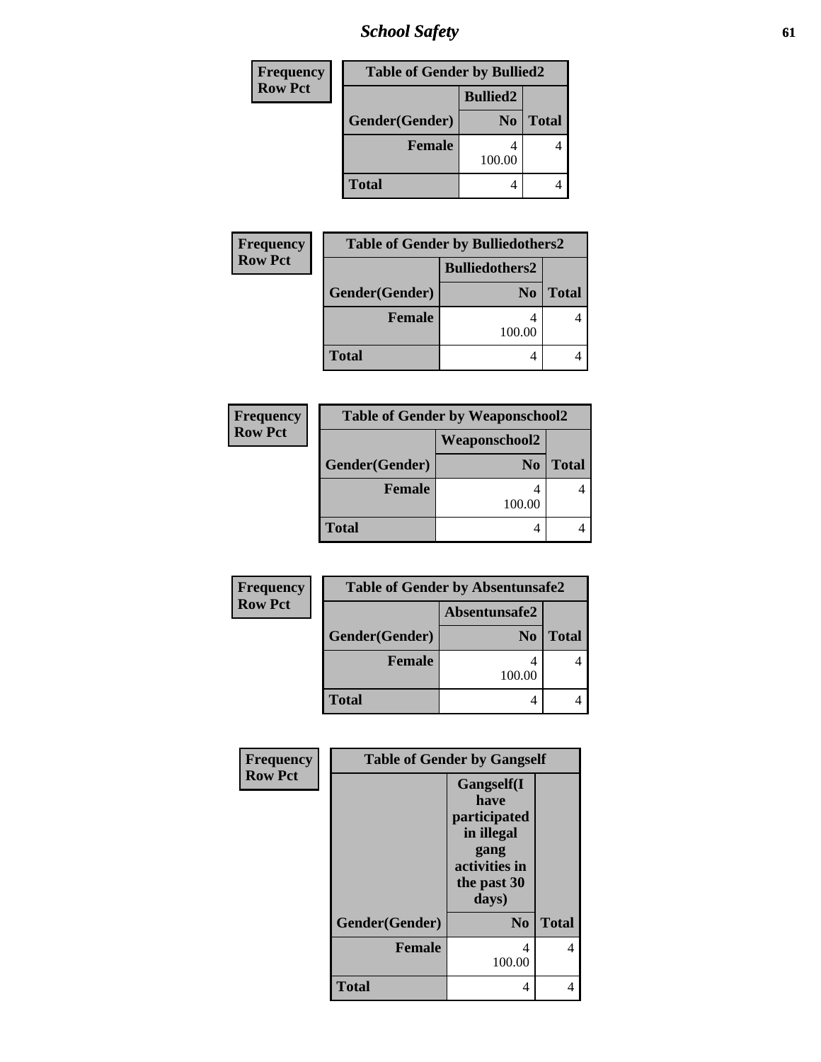| Frequency<br>Row Pct | | |
|---|---|---|

**Table of Gender by Bullied2**

| Gender(Gender) | Bullied2: No | Total |
|---|---|---|
| Female | 4<br>100.00 | 4 |
| Total | 4 | 4 |

| Frequency<br>Row Pct | | |
|---|---|---|

**Table of Gender by Bulliedothers2**

| Gender(Gender) | Bulliedothers2: No | Total |
|---|---|---|
| Female | 4<br>100.00 | 4 |
| Total | 4 | 4 |

| Frequency<br>Row Pct | | |
|---|---|---|

**Table of Gender by Weaponschool2**

| Gender(Gender) | Weaponschool2: No | Total |
|---|---|---|
| Female | 4<br>100.00 | 4 |
| Total | 4 | 4 |

| Frequency<br>Row Pct | | |
|---|---|---|

**Table of Gender by Absentunsafe2**

| Gender(Gender) | Absentunsafe2: No | Total |
|---|---|---|
| Female | 4<br>100.00 | 4 |
| Total | 4 | 4 |

| Frequency<br>Row Pct | | |
|---|---|---|

**Table of Gender by Gangself**

| Gender(Gender) | Gangself(I have participated in illegal gang activities in the past 30 days): No | Total |
|---|---|---|
| Female | 4<br>100.00 | 4 |
| Total | 4 | 4 |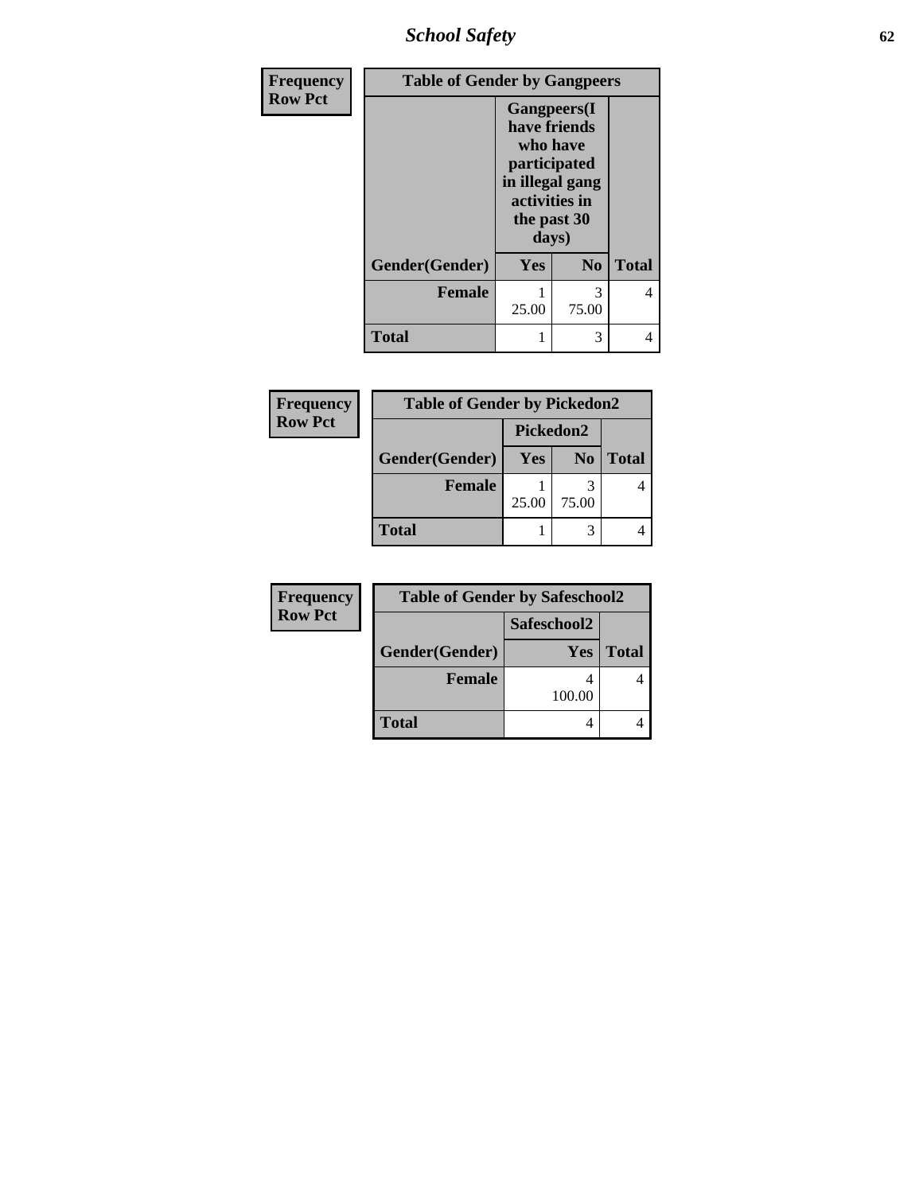# School Safety

**Frequency**
**Row Pct**

| Table of Gender by Gangpeers | | | |
|---|---|---|---|
| | Gangpeers(I have friends who have participated in illegal gang activities in the past 30 days) | | |
| Gender(Gender) | Yes | No | Total |
| **Female** | 1<br>25.00 | 3<br>75.00 | 4 |
| **Total** | 1 | 3 | 4 |

**Frequency**
**Row Pct**

| Table of Gender by Pickedon2 | | | |
|---|---|---|---|
| | Pickedon2 | | |
| Gender(Gender) | Yes | No | Total |
| **Female** | 1<br>25.00 | 3<br>75.00 | 4 |
| **Total** | 1 | 3 | 4 |

**Frequency**
**Row Pct**

| Table of Gender by Safeschool2 | | |
|---|---|---|
| | Safeschool2 | |
| Gender(Gender) | Yes | Total |
| **Female** | 4<br>100.00 | 4 |
| **Total** | 4 | 4 |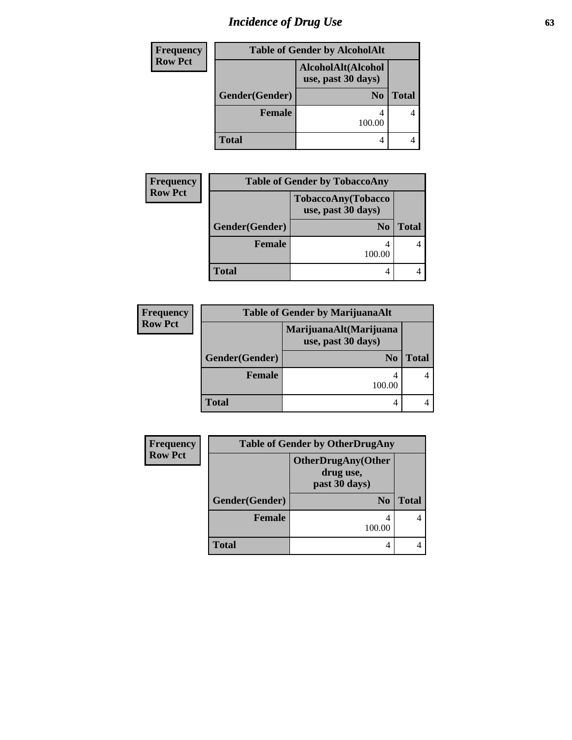# Incidence of Drug Use

**Frequency**
**Row Pct**

| Table of Gender by AlcoholAlt | | |
|---|---|---|
| | AlcoholAlt(Alcohol use, past 30 days) | |
| Gender(Gender) | No | Total |
| **Female** | 4<br>100.00 | 4 |
| **Total** | 4 | 4 |

**Frequency**
**Row Pct**

| Table of Gender by TobaccoAny | | |
|---|---|---|
| | TobaccoAny(Tobacco use, past 30 days) | |
| Gender(Gender) | No | Total |
| **Female** | 4<br>100.00 | 4 |
| **Total** | 4 | 4 |

**Frequency**
**Row Pct**

| Table of Gender by MarijuanaAlt | | |
|---|---|---|
| | MarijuanaAlt(Marijuana use, past 30 days) | |
| Gender(Gender) | No | Total |
| **Female** | 4<br>100.00 | 4 |
| **Total** | 4 | 4 |

**Frequency**
**Row Pct**

| Table of Gender by OtherDrugAny | | |
|---|---|---|
| | OtherDrugAny(Other drug use, past 30 days) | |
| Gender(Gender) | No | Total |
| **Female** | 4<br>100.00 | 4 |
| **Total** | 4 | 4 |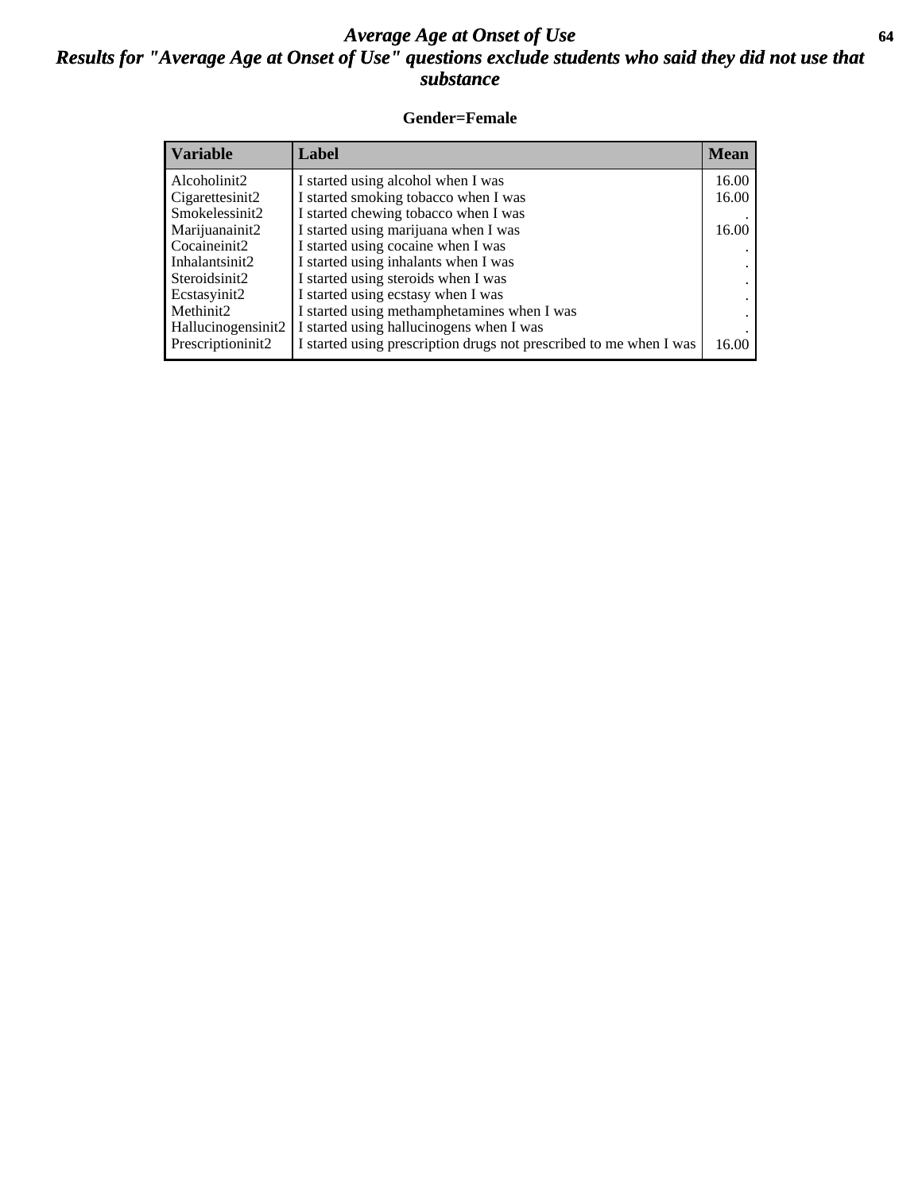# Average Age at Onset of Use

## Results for "Average Age at Onset of Use" questions exclude students who said they did not use that substance

**Gender=Female**

| Variable | Label | Mean |
|---|---|---|
| Alcoholinit2 | I started using alcohol when I was | 16.00 |
| Cigarettesinit2 | I started smoking tobacco when I was | 16.00 |
| Smokelessinit2 | I started chewing tobacco when I was | . |
| Marijuanainit2 | I started using marijuana when I was | 16.00 |
| Cocaineinit2 | I started using cocaine when I was | . |
| Inhalantsinit2 | I started using inhalants when I was | . |
| Steroidsinit2 | I started using steroids when I was | . |
| Ecstasyinit2 | I started using ecstasy when I was | . |
| Methinit2 | I started using methamphetamines when I was | . |
| Hallucinogensinit2 | I started using hallucinogens when I was | . |
| Prescriptioninit2 | I started using prescription drugs not prescribed to me when I was | 16.00 |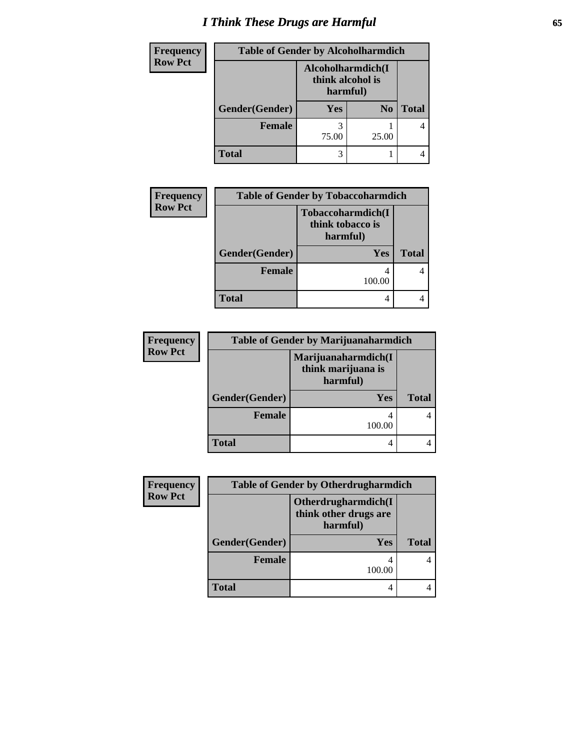# I Think These Drugs are Harmful

Frequency
Row Pct

| Table of Gender by Alcoholharmdich | | | |
|---|---|---|---|
| | Alcoholharmdich(I think alcohol is harmful) | | |
| Gender(Gender) | Yes | No | Total |
| Female | 3<br>75.00 | 1<br>25.00 | 4 |
| Total | 3 | 1 | 4 |

Frequency
Row Pct

| Table of Gender by Tobaccoharmdich | | |
|---|---|---|
| | Tobaccoharmdich(I think tobacco is harmful) | |
| Gender(Gender) | Yes | Total |
| Female | 4<br>100.00 | 4 |
| Total | 4 | 4 |

Frequency
Row Pct

| Table of Gender by Marijuanaharmdich | | |
|---|---|---|
| | Marijuanaharmdich(I think marijuana is harmful) | |
| Gender(Gender) | Yes | Total |
| Female | 4<br>100.00 | 4 |
| Total | 4 | 4 |

Frequency
Row Pct

| Table of Gender by Otherdrugharmdich | | |
|---|---|---|
| | Otherdrugharmdich(I think other drugs are harmful) | |
| Gender(Gender) | Yes | Total |
| Female | 4<br>100.00 | 4 |
| Total | 4 | 4 |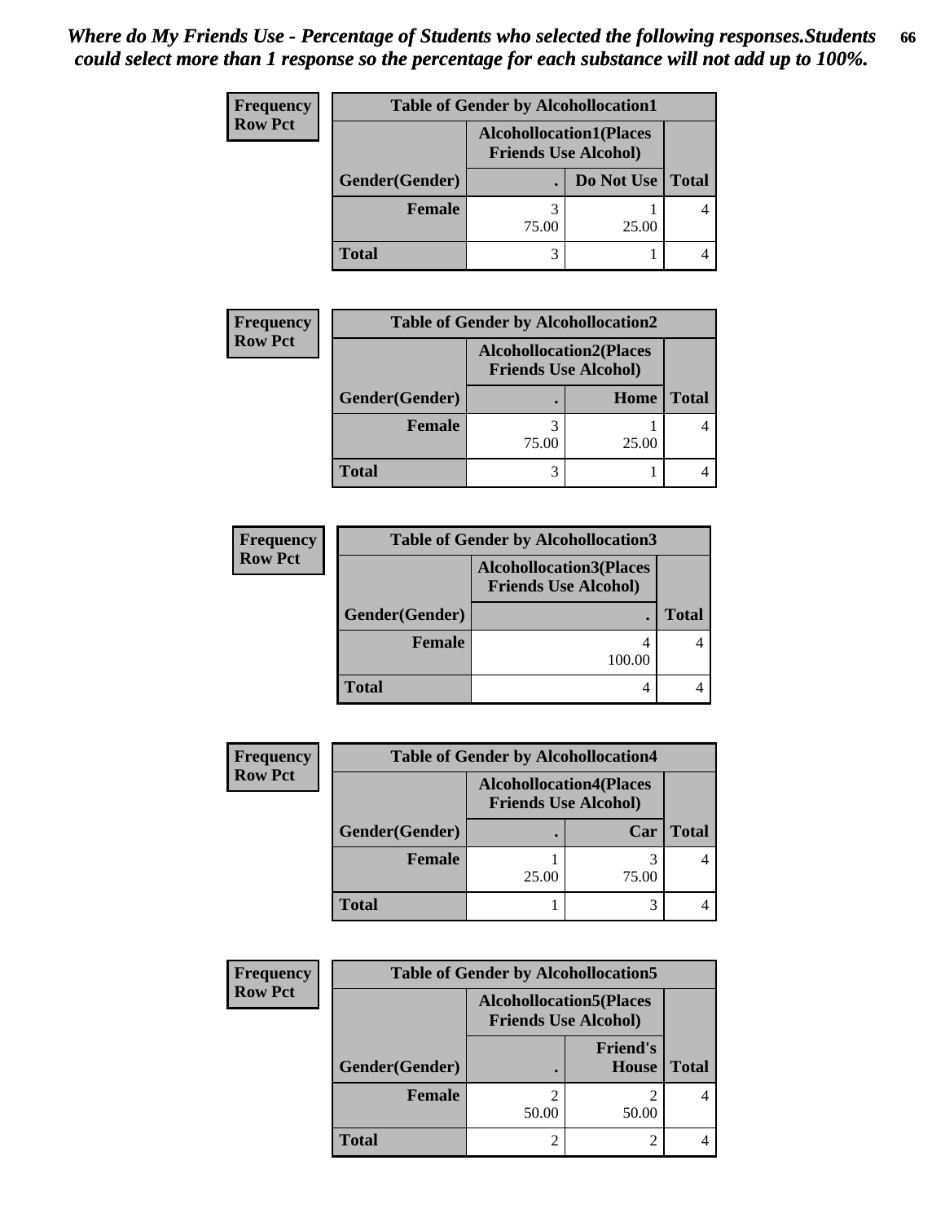*Where do My Friends Use - Percentage of Students who selected the following responses.Students could select more than 1 response so the percentage for each substance will not add up to 100%.*

| Frequency<br>Row Pct | Table of Gender by Alcohollocation1 | | |
|---|---|---|---|
| | Alcohollocation1(Places Friends Use Alcohol) | | |
| Gender(Gender) | . | Do Not Use | Total |
| Female | 3<br>75.00 | 1<br>25.00 | 4 |
| Total | 3 | 1 | 4 |

| Frequency<br>Row Pct | Table of Gender by Alcohollocation2 | | |
|---|---|---|---|
| | Alcohollocation2(Places Friends Use Alcohol) | | |
| Gender(Gender) | . | Home | Total |
| Female | 3<br>75.00 | 1<br>25.00 | 4 |
| Total | 3 | 1 | 4 |

| Frequency<br>Row Pct | Table of Gender by Alcohollocation3 | |
|---|---|---|
| | Alcohollocation3(Places Friends Use Alcohol) | |
| Gender(Gender) | . | Total |
| Female | 4<br>100.00 | 4 |
| Total | 4 | 4 |

| Frequency<br>Row Pct | Table of Gender by Alcohollocation4 | | |
|---|---|---|---|
| | Alcohollocation4(Places Friends Use Alcohol) | | |
| Gender(Gender) | . | Car | Total |
| Female | 1<br>25.00 | 3<br>75.00 | 4 |
| Total | 1 | 3 | 4 |

| Frequency<br>Row Pct | Table of Gender by Alcohollocation5 | | |
|---|---|---|---|
| | Alcohollocation5(Places Friends Use Alcohol) | | |
| Gender(Gender) | . | Friend's House | Total |
| Female | 2<br>50.00 | 2<br>50.00 | 4 |
| Total | 2 | 2 | 4 |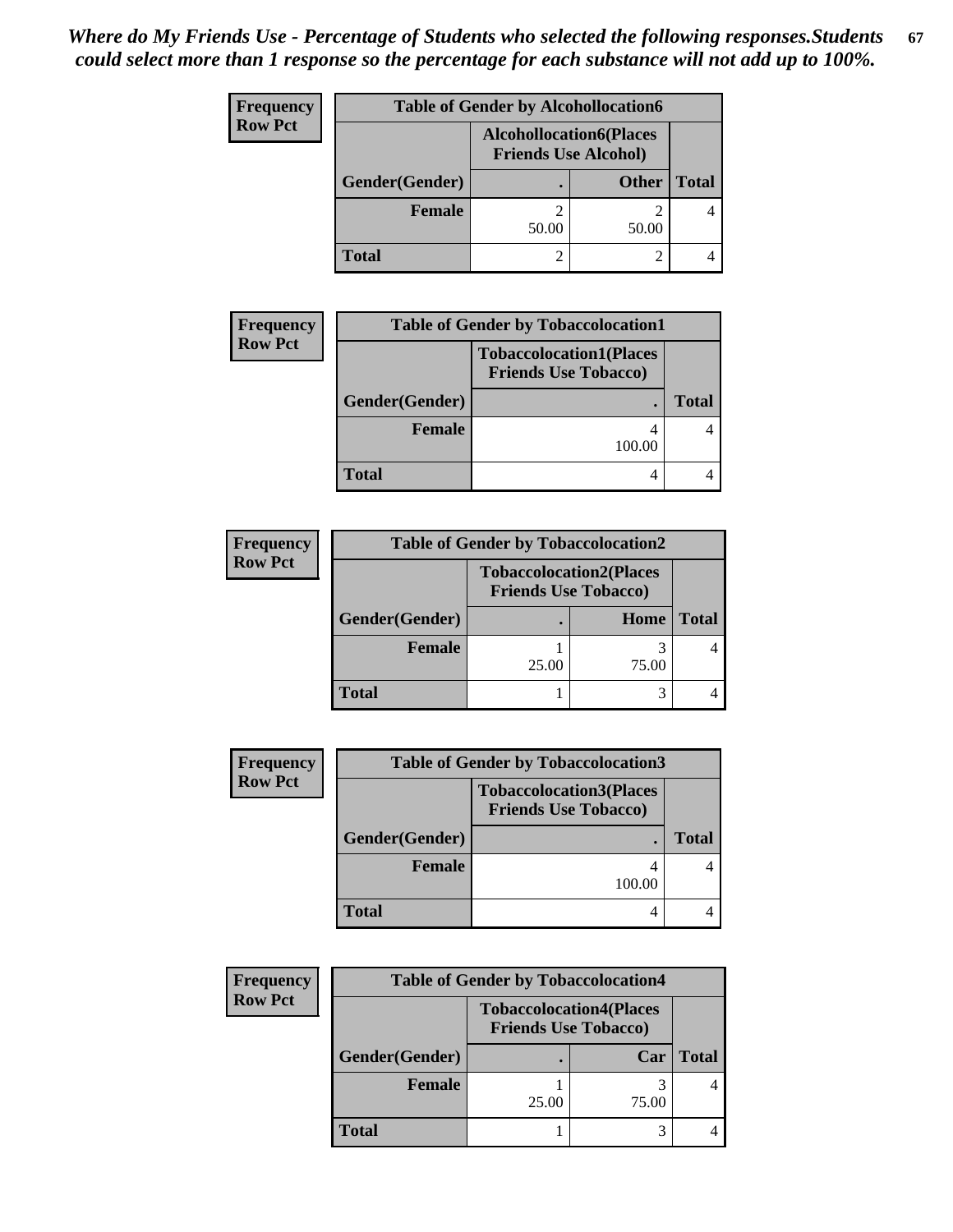*Where do My Friends Use - Percentage of Students who selected the following responses.Students could select more than 1 response so the percentage for each substance will not add up to 100%.*

**Frequency**
**Row Pct**

| Table of Gender by Alcohollocation6 | | | |
|---|---|---|---|
| | Alcohollocation6(Places Friends Use Alcohol) | | |
| Gender(Gender) | . | Other | Total |
| Female | 2<br>50.00 | 2<br>50.00 | 4 |
| Total | 2 | 2 | 4 |

**Frequency**
**Row Pct**

| Table of Gender by Tobaccolocation1 | | |
|---|---|---|
| | Tobaccolocation1(Places Friends Use Tobacco) | |
| Gender(Gender) | . | Total |
| Female | 4<br>100.00 | 4 |
| Total | 4 | 4 |

**Frequency**
**Row Pct**

| Table of Gender by Tobaccolocation2 | | | |
|---|---|---|---|
| | Tobaccolocation2(Places Friends Use Tobacco) | | |
| Gender(Gender) | . | Home | Total |
| Female | 1<br>25.00 | 3<br>75.00 | 4 |
| Total | 1 | 3 | 4 |

**Frequency**
**Row Pct**

| Table of Gender by Tobaccolocation3 | | |
|---|---|---|
| | Tobaccolocation3(Places Friends Use Tobacco) | |
| Gender(Gender) | . | Total |
| Female | 4<br>100.00 | 4 |
| Total | 4 | 4 |

**Frequency**
**Row Pct**

| Table of Gender by Tobaccolocation4 | | | |
|---|---|---|---|
| | Tobaccolocation4(Places Friends Use Tobacco) | | |
| Gender(Gender) | . | Car | Total |
| Female | 1<br>25.00 | 3<br>75.00 | 4 |
| Total | 1 | 3 | 4 |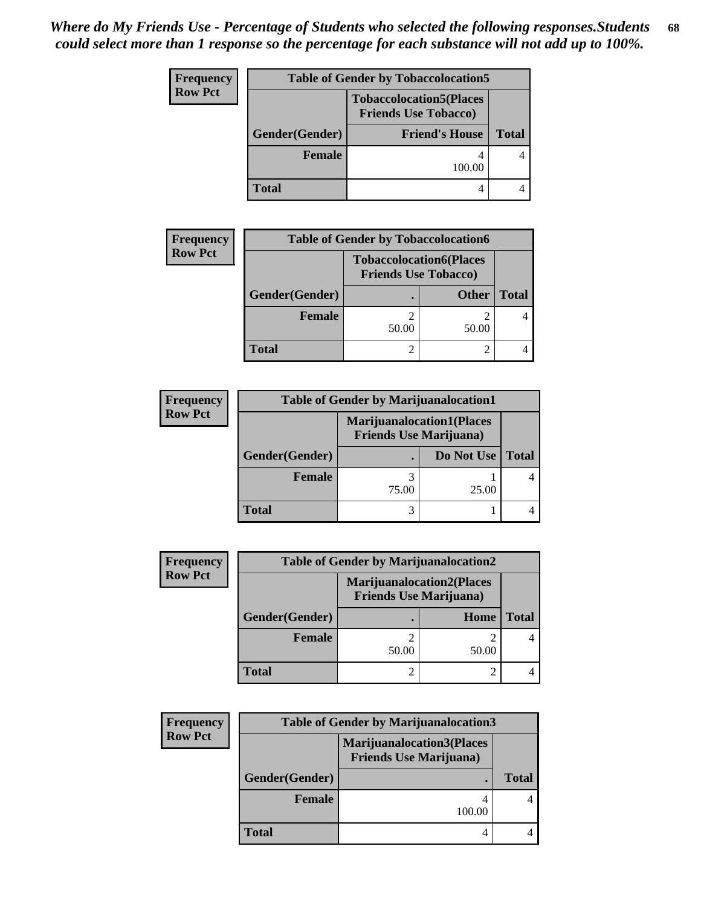*Where do My Friends Use - Percentage of Students who selected the following responses.Students could select more than 1 response so the percentage for each substance will not add up to 100%.*

| Frequency Row Pct | Table of Gender by Tobaccolocation5 | |
|---|---|---|
| | Tobaccolocation5(Places Friends Use Tobacco) | |
| Gender(Gender) | Friend's House | Total |
| Female | 4 100.00 | 4 |
| Total | 4 | 4 |

| Frequency Row Pct | Table of Gender by Tobaccolocation6 | | |
|---|---|---|---|
| | Tobaccolocation6(Places Friends Use Tobacco) | | |
| Gender(Gender) | . | Other | Total |
| Female | 2 50.00 | 2 50.00 | 4 |
| Total | 2 | 2 | 4 |

| Frequency Row Pct | Table of Gender by Marijuanalocation1 | | |
|---|---|---|---|
| | Marijuanalocation1(Places Friends Use Marijuana) | | |
| Gender(Gender) | . | Do Not Use | Total |
| Female | 3 75.00 | 1 25.00 | 4 |
| Total | 3 | 1 | 4 |

| Frequency Row Pct | Table of Gender by Marijuanalocation2 | | |
|---|---|---|---|
| | Marijuanalocation2(Places Friends Use Marijuana) | | |
| Gender(Gender) | . | Home | Total |
| Female | 2 50.00 | 2 50.00 | 4 |
| Total | 2 | 2 | 4 |

| Frequency Row Pct | Table of Gender by Marijuanalocation3 | |
|---|---|---|
| | Marijuanalocation3(Places Friends Use Marijuana) | |
| Gender(Gender) | . | Total |
| Female | 4 100.00 | 4 |
| Total | 4 | 4 |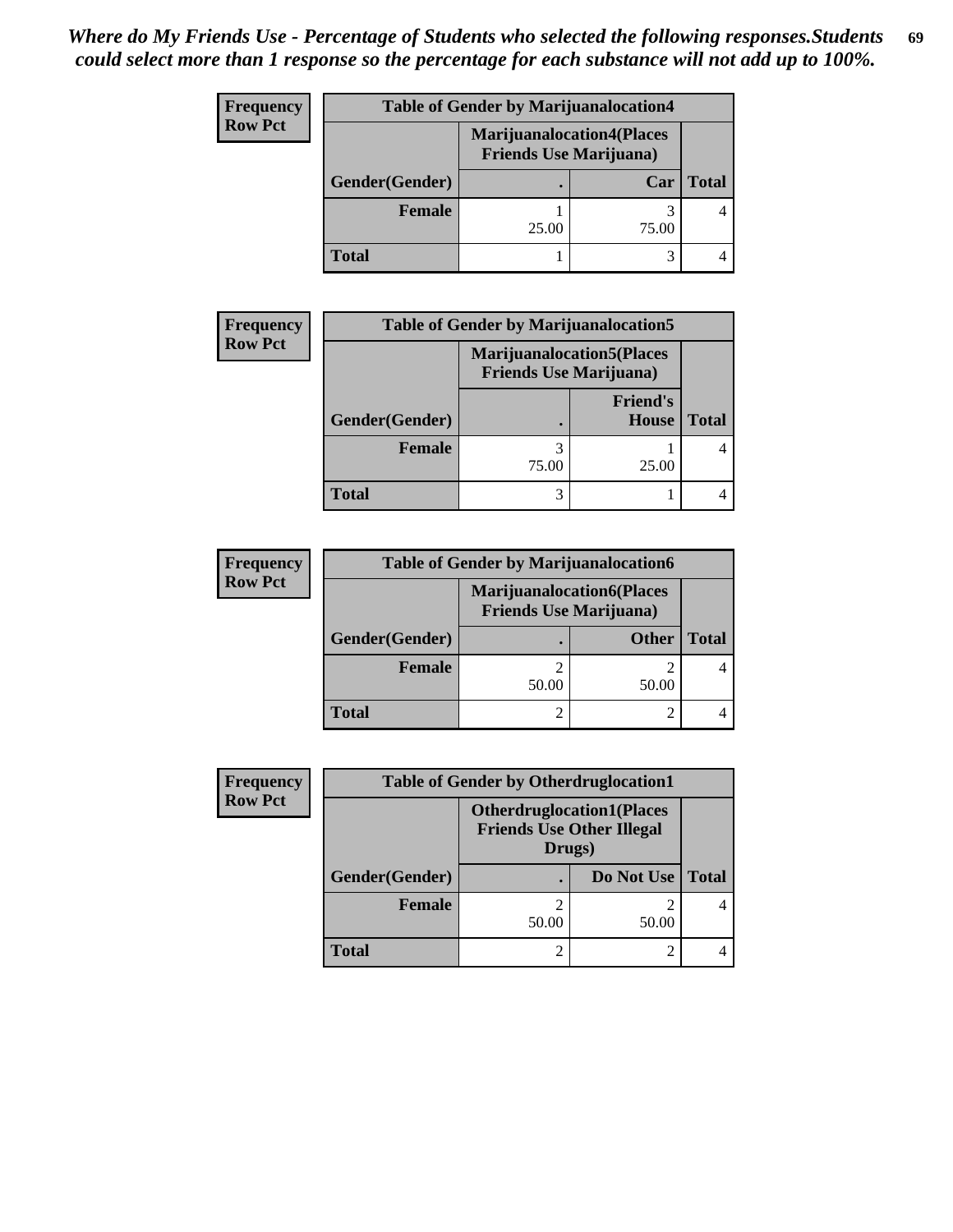*Where do My Friends Use - Percentage of Students who selected the following responses.Students could select more than 1 response so the percentage for each substance will not add up to 100%.*

| Frequency Row Pct | Table of Gender by Marijuanalocation4 | | |
|---|---|---|---|
| | Marijuanalocation4(Places Friends Use Marijuana) | | |
| Gender(Gender) | . | Car | Total |
| Female | 1<br>25.00 | 3<br>75.00 | 4 |
| Total | 1 | 3 | 4 |

| Frequency Row Pct | Table of Gender by Marijuanalocation5 | | |
|---|---|---|---|
| | Marijuanalocation5(Places Friends Use Marijuana) | | |
| Gender(Gender) | . | Friend's House | Total |
| Female | 3<br>75.00 | 1<br>25.00 | 4 |
| Total | 3 | 1 | 4 |

| Frequency Row Pct | Table of Gender by Marijuanalocation6 | | |
|---|---|---|---|
| | Marijuanalocation6(Places Friends Use Marijuana) | | |
| Gender(Gender) | . | Other | Total |
| Female | 2<br>50.00 | 2<br>50.00 | 4 |
| Total | 2 | 2 | 4 |

| Frequency Row Pct | Table of Gender by Otherdruglocation1 | | |
|---|---|---|---|
| | Otherdruglocation1(Places Friends Use Other Illegal Drugs) | | |
| Gender(Gender) | . | Do Not Use | Total |
| Female | 2<br>50.00 | 2<br>50.00 | 4 |
| Total | 2 | 2 | 4 |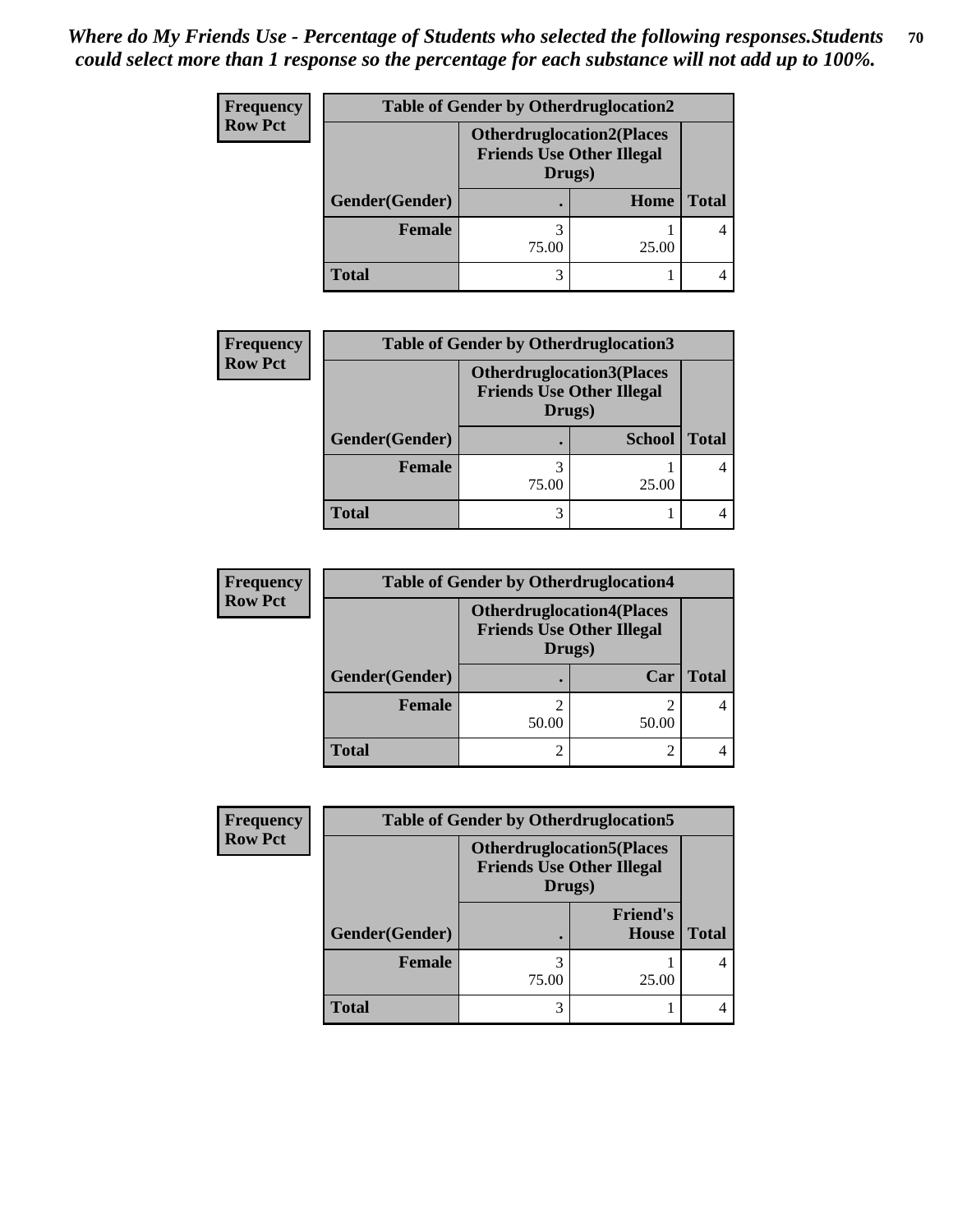*Where do My Friends Use - Percentage of Students who selected the following responses.Students could select more than 1 response so the percentage for each substance will not add up to 100%.*

| Frequency<br>Row Pct | Table of Gender by Otherdruglocation2 | | |
|---|---|---|---|
| | Otherdruglocation2(Places Friends Use Other Illegal Drugs) | | |
| Gender(Gender) | . | Home | Total |
| Female | 3<br>75.00 | 1<br>25.00 | 4 |
| Total | 3 | 1 | 4 |

| Frequency<br>Row Pct | Table of Gender by Otherdruglocation3 | | |
|---|---|---|---|
| | Otherdruglocation3(Places Friends Use Other Illegal Drugs) | | |
| Gender(Gender) | . | School | Total |
| Female | 3<br>75.00 | 1<br>25.00 | 4 |
| Total | 3 | 1 | 4 |

| Frequency<br>Row Pct | Table of Gender by Otherdruglocation4 | | |
|---|---|---|---|
| | Otherdruglocation4(Places Friends Use Other Illegal Drugs) | | |
| Gender(Gender) | . | Car | Total |
| Female | 2<br>50.00 | 2<br>50.00 | 4 |
| Total | 2 | 2 | 4 |

| Frequency<br>Row Pct | Table of Gender by Otherdruglocation5 | | |
|---|---|---|---|
| | Otherdruglocation5(Places Friends Use Other Illegal Drugs) | | |
| Gender(Gender) | . | Friend's House | Total |
| Female | 3<br>75.00 | 1<br>25.00 | 4 |
| Total | 3 | 1 | 4 |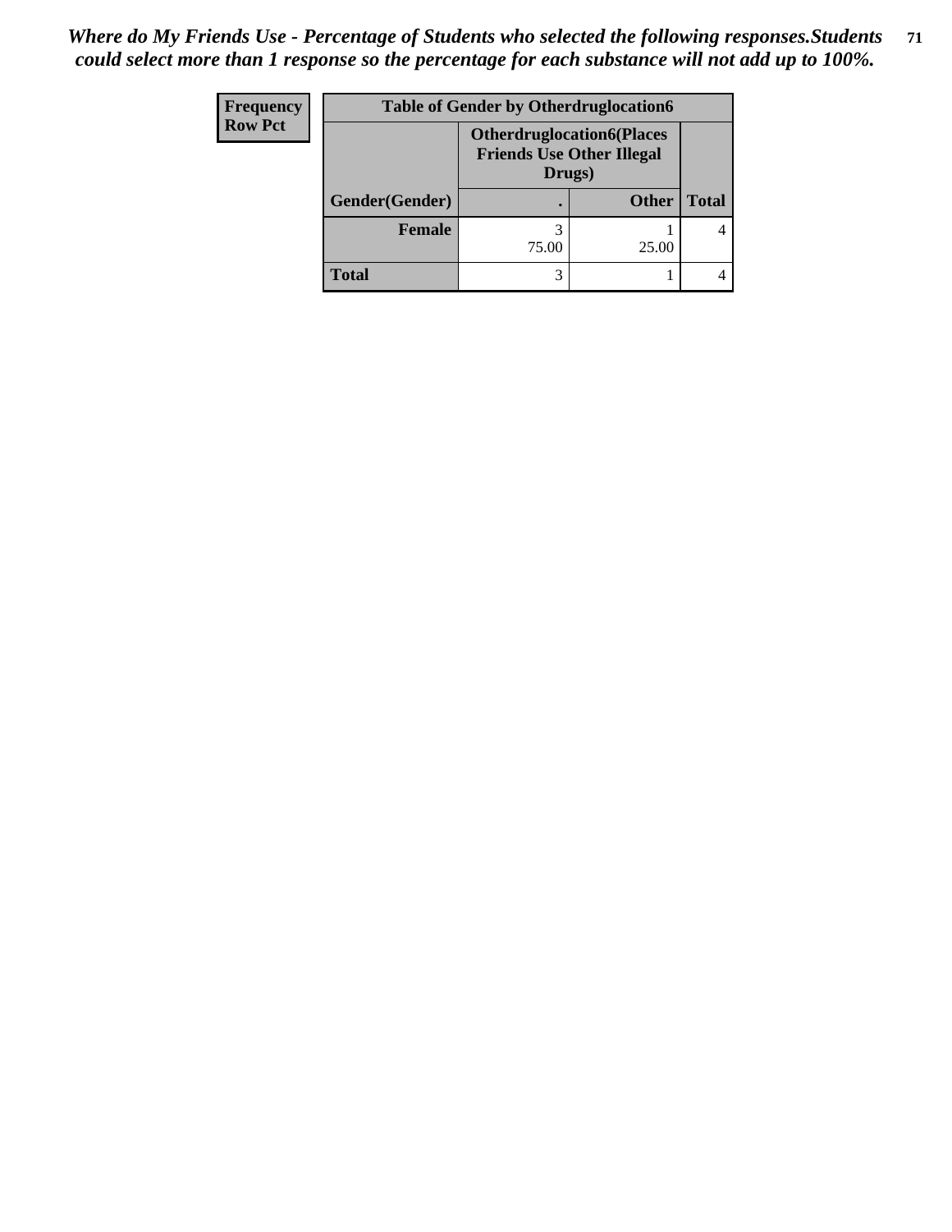*Where do My Friends Use - Percentage of Students who selected the following responses.Students could select more than 1 response so the percentage for each substance will not add up to 100%.*

| Frequency Row Pct | Table of Gender by Otherdruglocation6 | | |
|---|---|---|---|
| | Otherdruglocation6(Places Friends Use Other Illegal Drugs) | | |
| Gender(Gender) | . | Other | Total |
| Female | 3<br>75.00 | 1<br>25.00 | 4 |
| Total | 3 | 1 | 4 |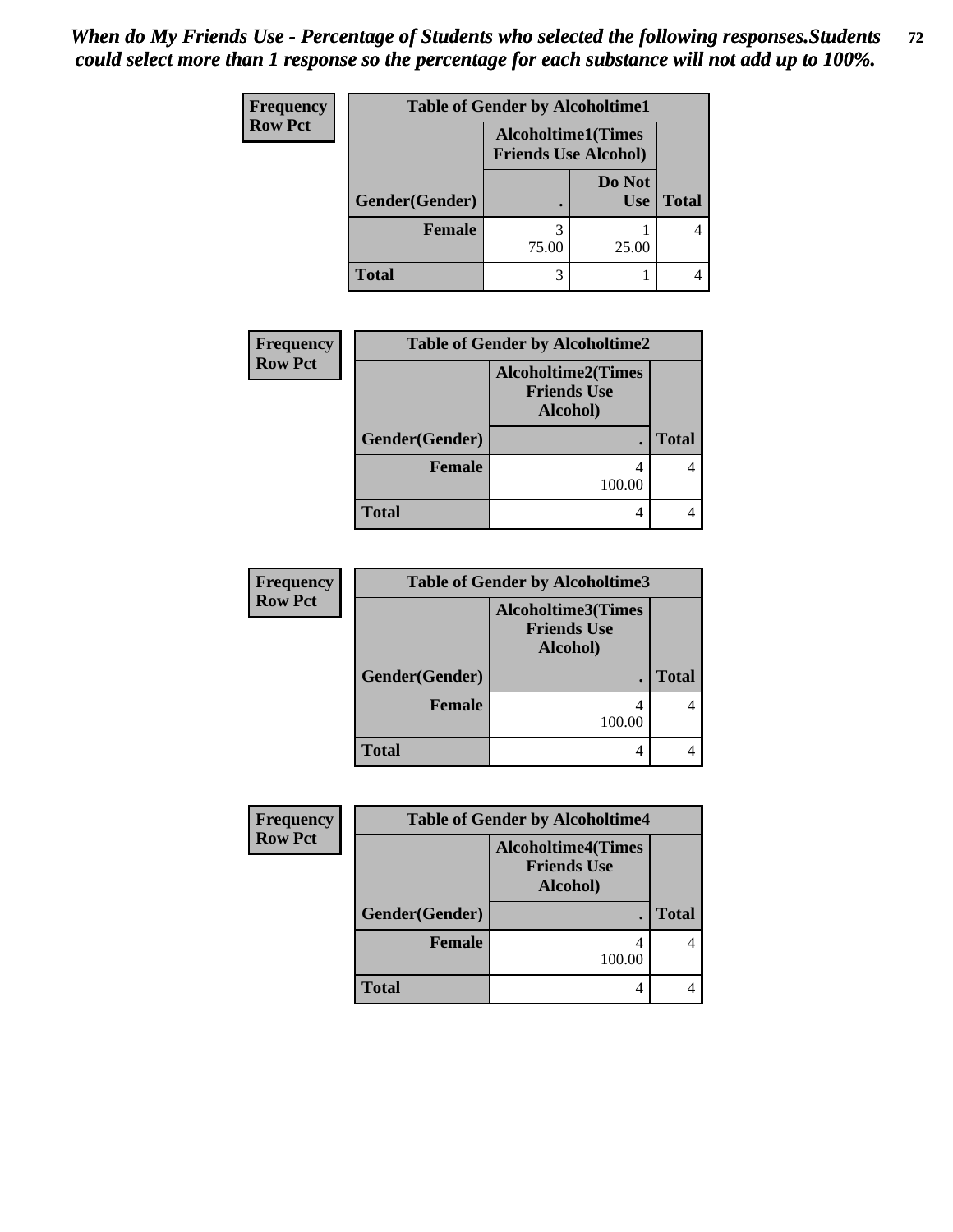*When do My Friends Use - Percentage of Students who selected the following responses.Students could select more than 1 response so the percentage for each substance will not add up to 100%.*

**Frequency**
**Row Pct**

| Table of Gender by Alcoholtime1 | | | |
|---|---|---|---|
| | Alcoholtime1(Times Friends Use Alcohol) | | |
| Gender(Gender) | . | Do Not Use | Total |
| **Female** | 3<br>75.00 | 1<br>25.00 | 4 |
| **Total** | 3 | 1 | 4 |

**Frequency**
**Row Pct**

| Table of Gender by Alcoholtime2 | | |
|---|---|---|
| | Alcoholtime2(Times Friends Use Alcohol) | |
| Gender(Gender) | . | Total |
| **Female** | 4<br>100.00 | 4 |
| **Total** | 4 | 4 |

**Frequency**
**Row Pct**

| Table of Gender by Alcoholtime3 | | |
|---|---|---|
| | Alcoholtime3(Times Friends Use Alcohol) | |
| Gender(Gender) | . | Total |
| **Female** | 4<br>100.00 | 4 |
| **Total** | 4 | 4 |

**Frequency**
**Row Pct**

| Table of Gender by Alcoholtime4 | | |
|---|---|---|
| | Alcoholtime4(Times Friends Use Alcohol) | |
| Gender(Gender) | . | Total |
| **Female** | 4<br>100.00 | 4 |
| **Total** | 4 | 4 |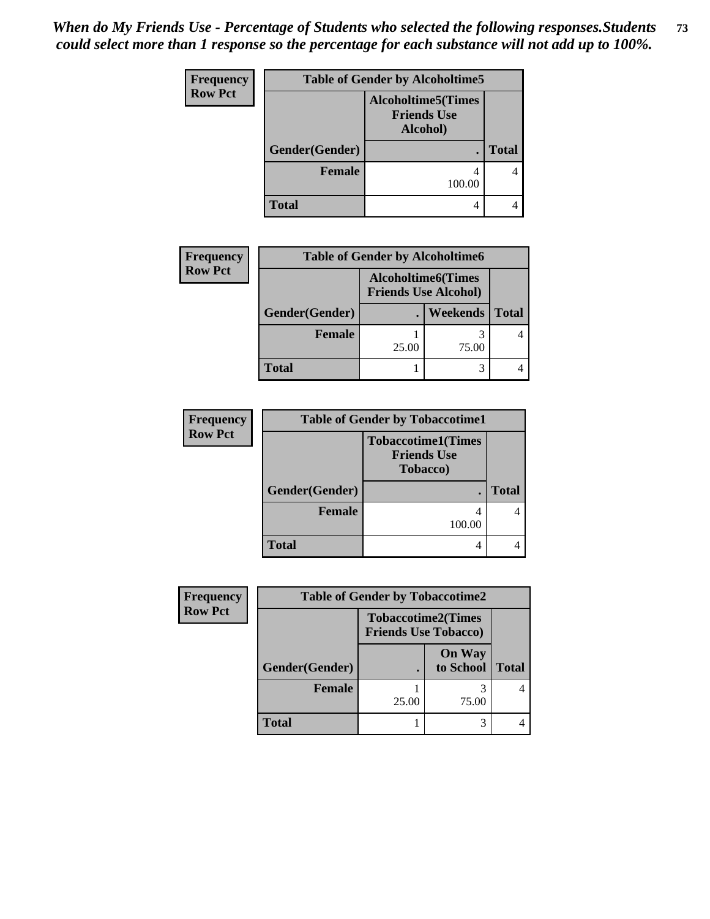*When do My Friends Use - Percentage of Students who selected the following responses.Students could select more than 1 response so the percentage for each substance will not add up to 100%.*

**Frequency / Row Pct**

| Table of Gender by Alcoholtime5 | | |
|---|---|---|
| | Alcoholtime5(Times Friends Use Alcohol) | |
| Gender(Gender) | . | Total |
| Female | 4<br>100.00 | 4 |
| Total | 4 | 4 |

**Frequency / Row Pct**

| Table of Gender by Alcoholtime6 | | | |
|---|---|---|---|
| | Alcoholtime6(Times Friends Use Alcohol) | | |
| Gender(Gender) | . | Weekends | Total |
| Female | 1<br>25.00 | 3<br>75.00 | 4 |
| Total | 1 | 3 | 4 |

**Frequency / Row Pct**

| Table of Gender by Tobaccotime1 | | |
|---|---|---|
| | Tobaccotime1(Times Friends Use Tobacco) | |
| Gender(Gender) | . | Total |
| Female | 4<br>100.00 | 4 |
| Total | 4 | 4 |

**Frequency / Row Pct**

| Table of Gender by Tobaccotime2 | | | |
|---|---|---|---|
| | Tobaccotime2(Times Friends Use Tobacco) | | |
| Gender(Gender) | . | On Way to School | Total |
| Female | 1<br>25.00 | 3<br>75.00 | 4 |
| Total | 1 | 3 | 4 |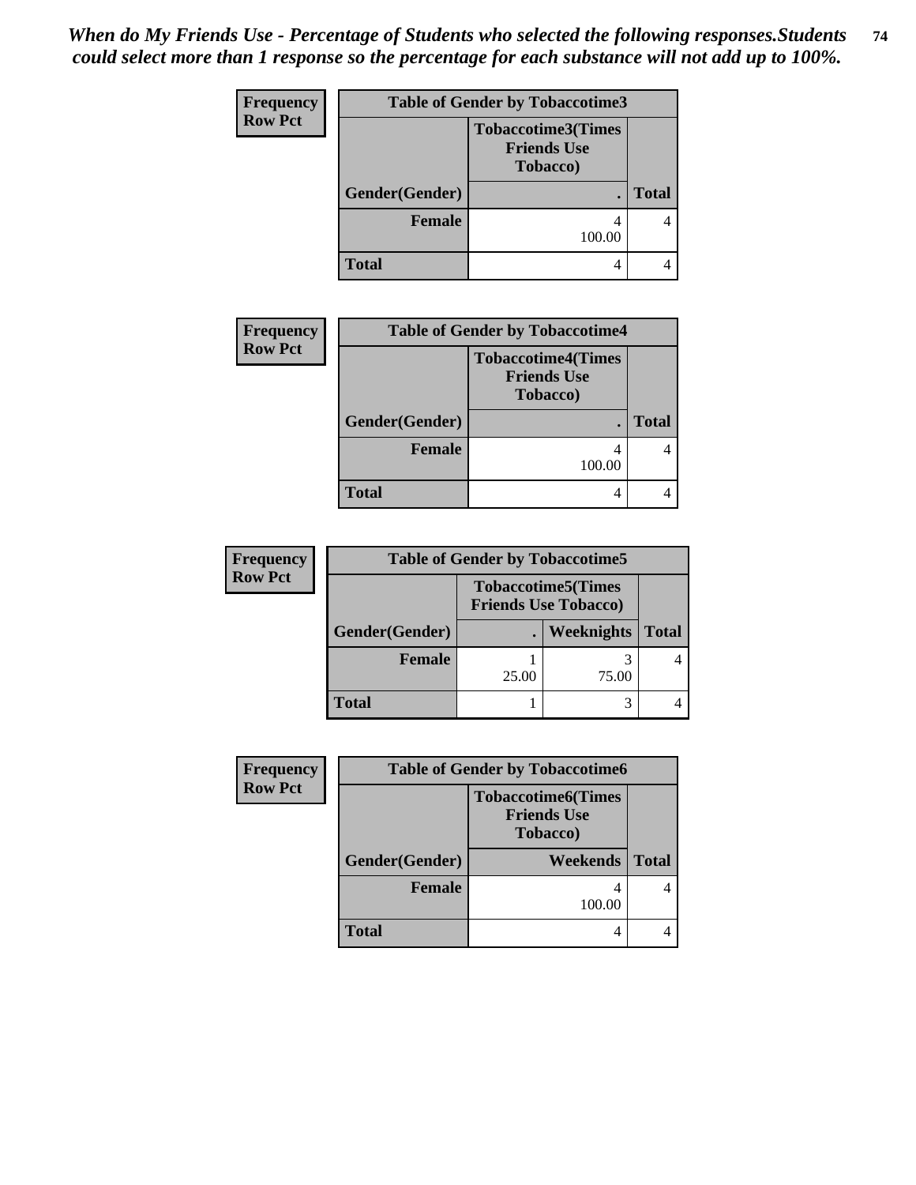*When do My Friends Use - Percentage of Students who selected the following responses.Students could select more than 1 response so the percentage for each substance will not add up to 100%.*

**Frequency**
**Row Pct**

| Table of Gender by Tobaccotime3 | | |
|---|---|---|
| | Tobaccotime3(Times Friends Use Tobacco) | |
| Gender(Gender) | . | Total |
| Female | 4<br>100.00 | 4 |
| Total | 4 | 4 |

**Frequency**
**Row Pct**

| Table of Gender by Tobaccotime4 | | |
|---|---|---|
| | Tobaccotime4(Times Friends Use Tobacco) | |
| Gender(Gender) | . | Total |
| Female | 4<br>100.00 | 4 |
| Total | 4 | 4 |

**Frequency**
**Row Pct**

| Table of Gender by Tobaccotime5 | | | |
|---|---|---|---|
| | Tobaccotime5(Times Friends Use Tobacco) | | |
| Gender(Gender) | . | Weeknights | Total |
| Female | 1<br>25.00 | 3<br>75.00 | 4 |
| Total | 1 | 3 | 4 |

**Frequency**
**Row Pct**

| Table of Gender by Tobaccotime6 | | |
|---|---|---|
| | Tobaccotime6(Times Friends Use Tobacco) | |
| Gender(Gender) | Weekends | Total |
| Female | 4<br>100.00 | 4 |
| Total | 4 | 4 |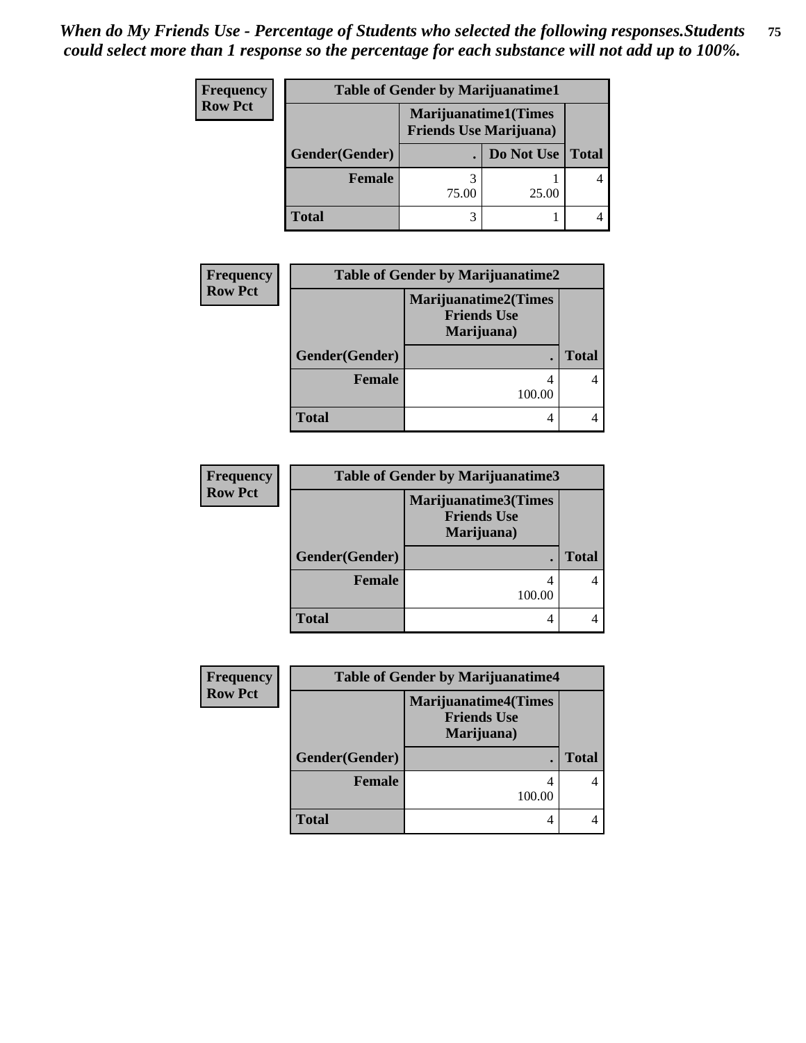*When do My Friends Use - Percentage of Students who selected the following responses.Students could select more than 1 response so the percentage for each substance will not add up to 100%.*

**Frequency**
**Row Pct**

| Table of Gender by Marijuanatime1 | | | |
|---|---|---|---|
| | Marijuanatime1(Times Friends Use Marijuana) | | |
| Gender(Gender) | . | Do Not Use | Total |
| Female | 3<br>75.00 | 1<br>25.00 | 4 |
| Total | 3 | 1 | 4 |

**Frequency**
**Row Pct**

| Table of Gender by Marijuanatime2 | | |
|---|---|---|
| | Marijuanatime2(Times Friends Use Marijuana) | |
| Gender(Gender) | . | Total |
| Female | 4<br>100.00 | 4 |
| Total | 4 | 4 |

**Frequency**
**Row Pct**

| Table of Gender by Marijuanatime3 | | |
|---|---|---|
| | Marijuanatime3(Times Friends Use Marijuana) | |
| Gender(Gender) | . | Total |
| Female | 4<br>100.00 | 4 |
| Total | 4 | 4 |

**Frequency**
**Row Pct**

| Table of Gender by Marijuanatime4 | | |
|---|---|---|
| | Marijuanatime4(Times Friends Use Marijuana) | |
| Gender(Gender) | . | Total |
| Female | 4<br>100.00 | 4 |
| Total | 4 | 4 |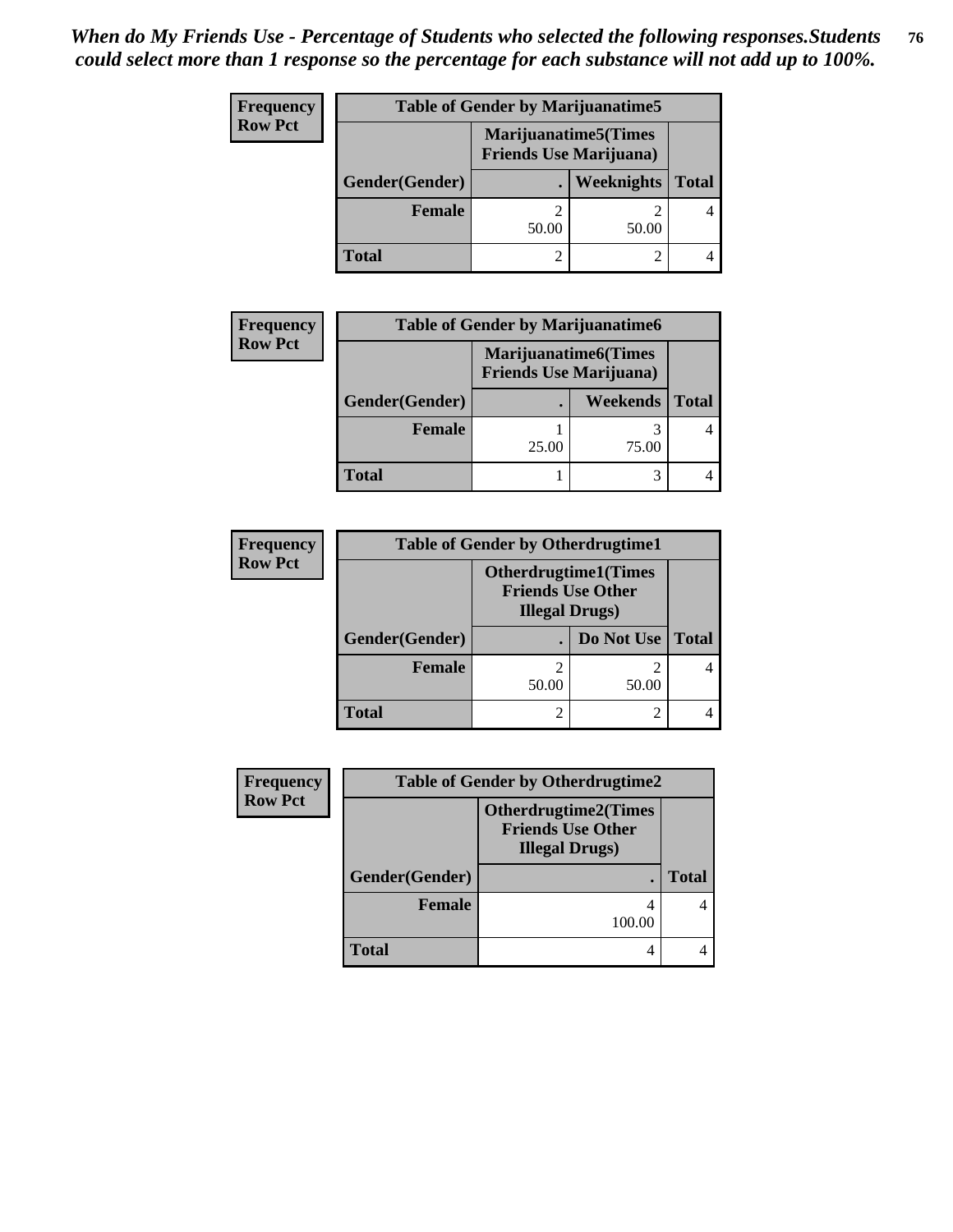*When do My Friends Use - Percentage of Students who selected the following responses.Students could select more than 1 response so the percentage for each substance will not add up to 100%.*

**Frequency**
**Row Pct**

| Table of Gender by Marijuanatime5 | | | |
|---|---|---|---|
| | Marijuanatime5(Times Friends Use Marijuana) | | |
| Gender(Gender) | . | Weeknights | Total |
| Female | 2<br>50.00 | 2<br>50.00 | 4 |
| Total | 2 | 2 | 4 |

**Frequency**
**Row Pct**

| Table of Gender by Marijuanatime6 | | | |
|---|---|---|---|
| | Marijuanatime6(Times Friends Use Marijuana) | | |
| Gender(Gender) | . | Weekends | Total |
| Female | 1<br>25.00 | 3<br>75.00 | 4 |
| Total | 1 | 3 | 4 |

**Frequency**
**Row Pct**

| Table of Gender by Otherdrugtime1 | | | |
|---|---|---|---|
| | Otherdrugtime1(Times Friends Use Other Illegal Drugs) | | |
| Gender(Gender) | . | Do Not Use | Total |
| Female | 2<br>50.00 | 2<br>50.00 | 4 |
| Total | 2 | 2 | 4 |

**Frequency**
**Row Pct**

| Table of Gender by Otherdrugtime2 | | |
|---|---|---|
| | Otherdrugtime2(Times Friends Use Other Illegal Drugs) | |
| Gender(Gender) | . | Total |
| Female | 4<br>100.00 | 4 |
| Total | 4 | 4 |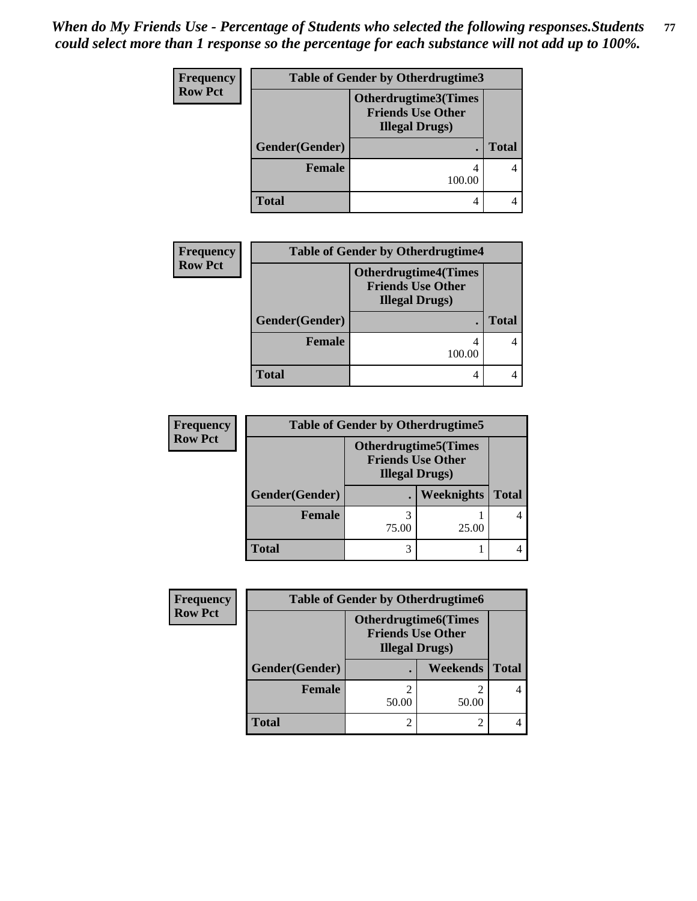*When do My Friends Use - Percentage of Students who selected the following responses.Students could select more than 1 response so the percentage for each substance will not add up to 100%.*

**Frequency**
**Row Pct**

| Table of Gender by Otherdrugtime3 | | |
|---|---|---|
| | Otherdrugtime3(Times Friends Use Other Illegal Drugs) | |
| Gender(Gender) | . | Total |
| Female | 4<br>100.00 | 4 |
| Total | 4 | 4 |

**Frequency**
**Row Pct**

| Table of Gender by Otherdrugtime4 | | |
|---|---|---|
| | Otherdrugtime4(Times Friends Use Other Illegal Drugs) | |
| Gender(Gender) | . | Total |
| Female | 4<br>100.00 | 4 |
| Total | 4 | 4 |

**Frequency**
**Row Pct**

| Table of Gender by Otherdrugtime5 | | | |
|---|---|---|---|
| | Otherdrugtime5(Times Friends Use Other Illegal Drugs) | | |
| Gender(Gender) | . | Weeknights | Total |
| Female | 3<br>75.00 | 1<br>25.00 | 4 |
| Total | 3 | 1 | 4 |

**Frequency**
**Row Pct**

| Table of Gender by Otherdrugtime6 | | | |
|---|---|---|---|
| | Otherdrugtime6(Times Friends Use Other Illegal Drugs) | | |
| Gender(Gender) | . | Weekends | Total |
| Female | 2<br>50.00 | 2<br>50.00 | 4 |
| Total | 2 | 2 | 4 |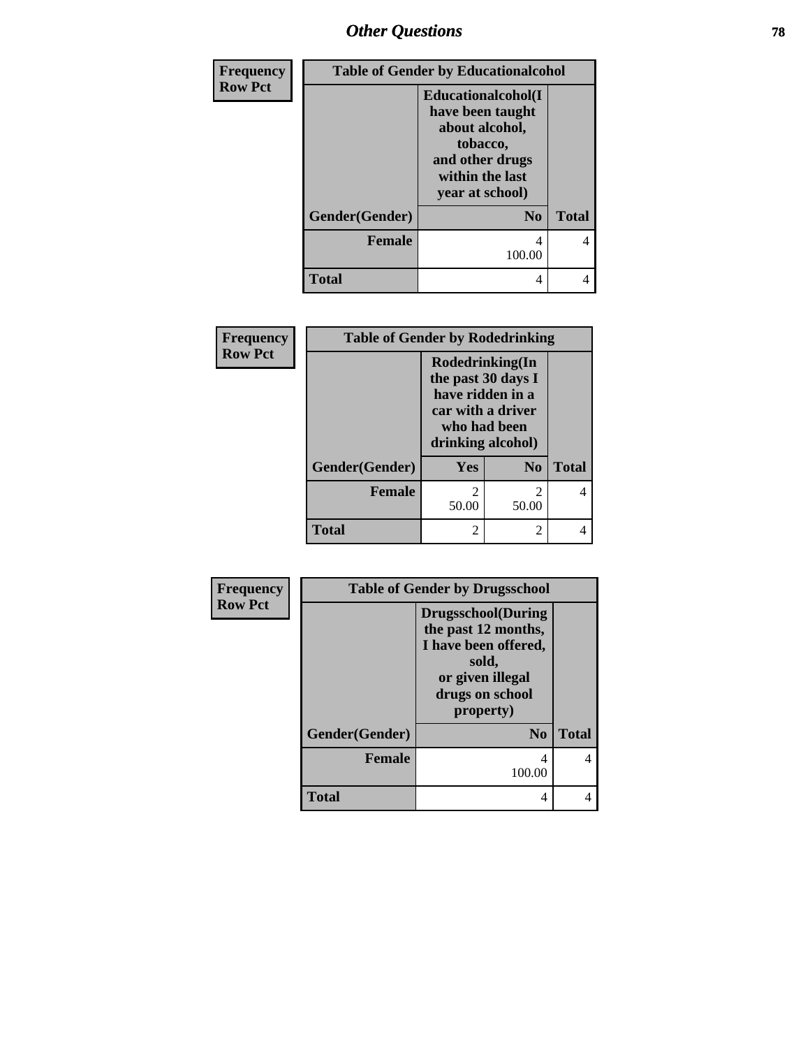| Frequency Row Pct | Table of Gender by Educationalcohol | |
|---|---|---|
| | Educationalcohol(I have been taught about alcohol, tobacco, and other drugs within the last year at school) | |
| Gender(Gender) | No | Total |
| Female | 4<br>100.00 | 4 |
| Total | 4 | 4 |

| Frequency Row Pct | Table of Gender by Rodedrinking | | |
|---|---|---|---|
| | Rodedrinking(In the past 30 days I have ridden in a car with a driver who had been drinking alcohol) | | |
| Gender(Gender) | Yes | No | Total |
| Female | 2<br>50.00 | 2<br>50.00 | 4 |
| Total | 2 | 2 | 4 |

| Frequency Row Pct | Table of Gender by Drugsschool | |
|---|---|---|
| | Drugsschool(During the past 12 months, I have been offered, sold, or given illegal drugs on school property) | |
| Gender(Gender) | No | Total |
| Female | 4<br>100.00 | 4 |
| Total | 4 | 4 |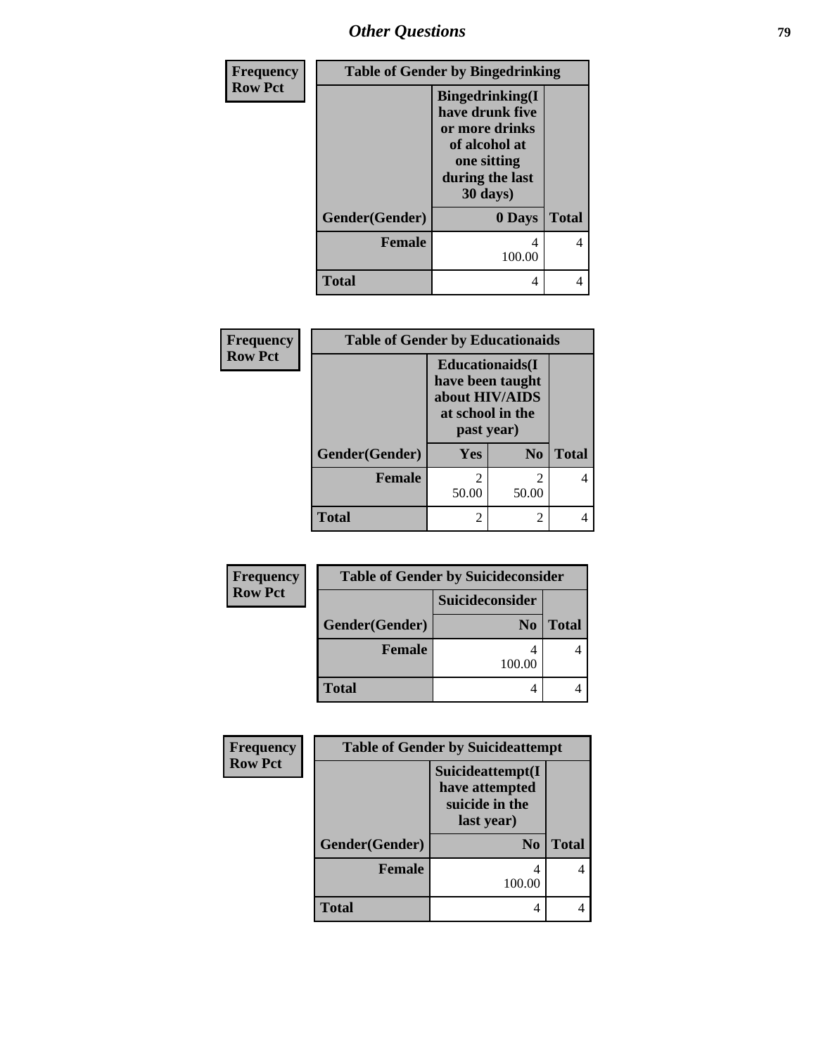| Frequency<br>Row Pct | Table of Gender by Bingedrinking | |
|---|---|---|
| | Bingedrinking(I have drunk five or more drinks of alcohol at one sitting during the last 30 days) | |
| Gender(Gender) | 0 Days | Total |
| Female | 4<br>100.00 | 4 |
| Total | 4 | 4 |

| Frequency<br>Row Pct | Table of Gender by Educationaids | | |
|---|---|---|---|
| | Educationaids(I have been taught about HIV/AIDS at school in the past year) | | |
| Gender(Gender) | Yes | No | Total |
| Female | 2<br>50.00 | 2<br>50.00 | 4 |
| Total | 2 | 2 | 4 |

| Frequency<br>Row Pct | Table of Gender by Suicideconsider | |
|---|---|---|
| | Suicideconsider | |
| Gender(Gender) | No | Total |
| Female | 4<br>100.00 | 4 |
| Total | 4 | 4 |

| Frequency<br>Row Pct | Table of Gender by Suicideattempt | |
|---|---|---|
| | Suicideattempt(I have attempted suicide in the last year) | |
| Gender(Gender) | No | Total |
| Female | 4<br>100.00 | 4 |
| Total | 4 | 4 |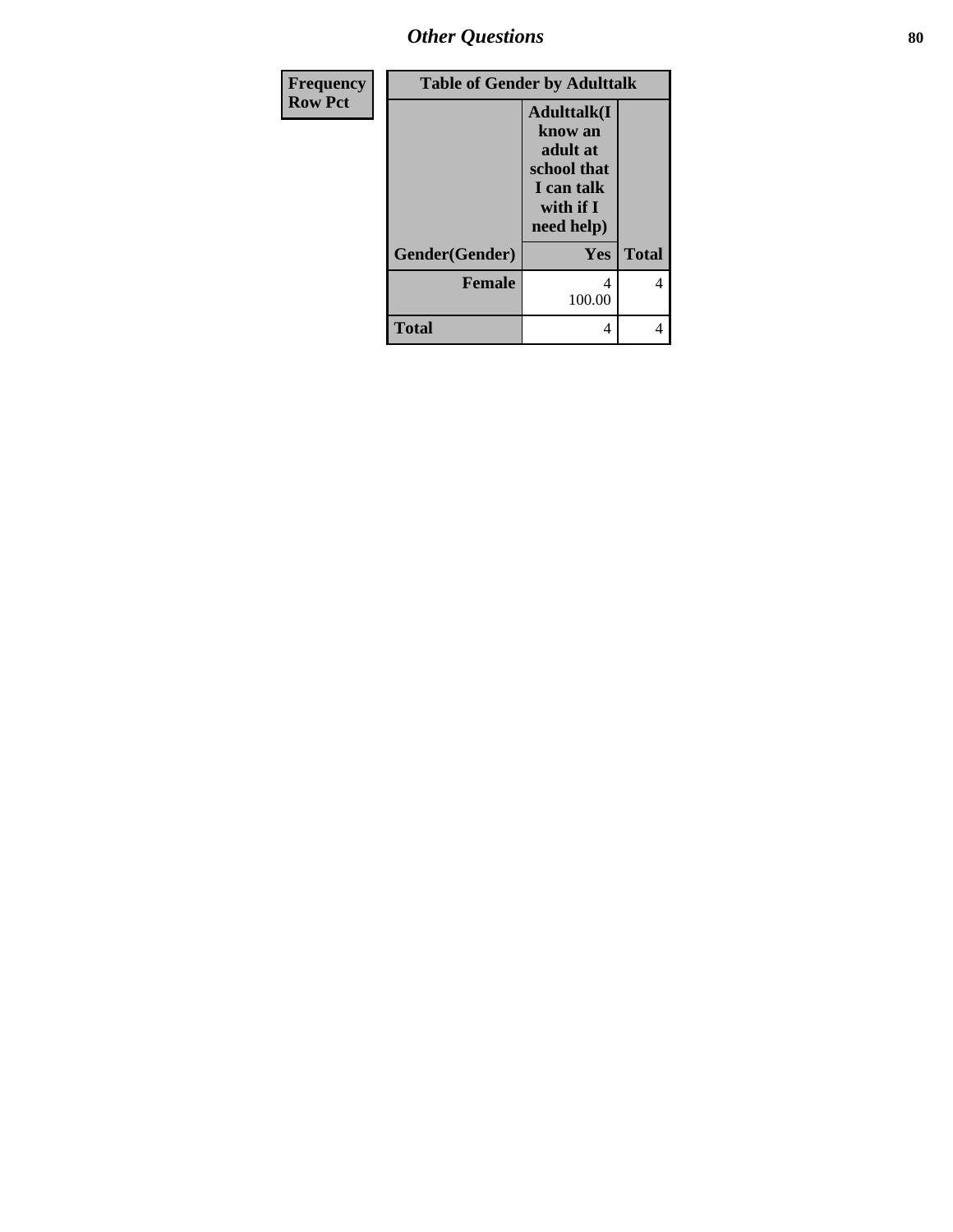## Other Questions

| Frequency<br>Row Pct | Table of Gender by Adulttalk | |
|---|---|---|
| | Adulttalk(I know an adult at school that I can talk with if I need help) | |
| Gender(Gender) | Yes | Total |
| Female | 4<br>100.00 | 4 |
| Total | 4 | 4 |